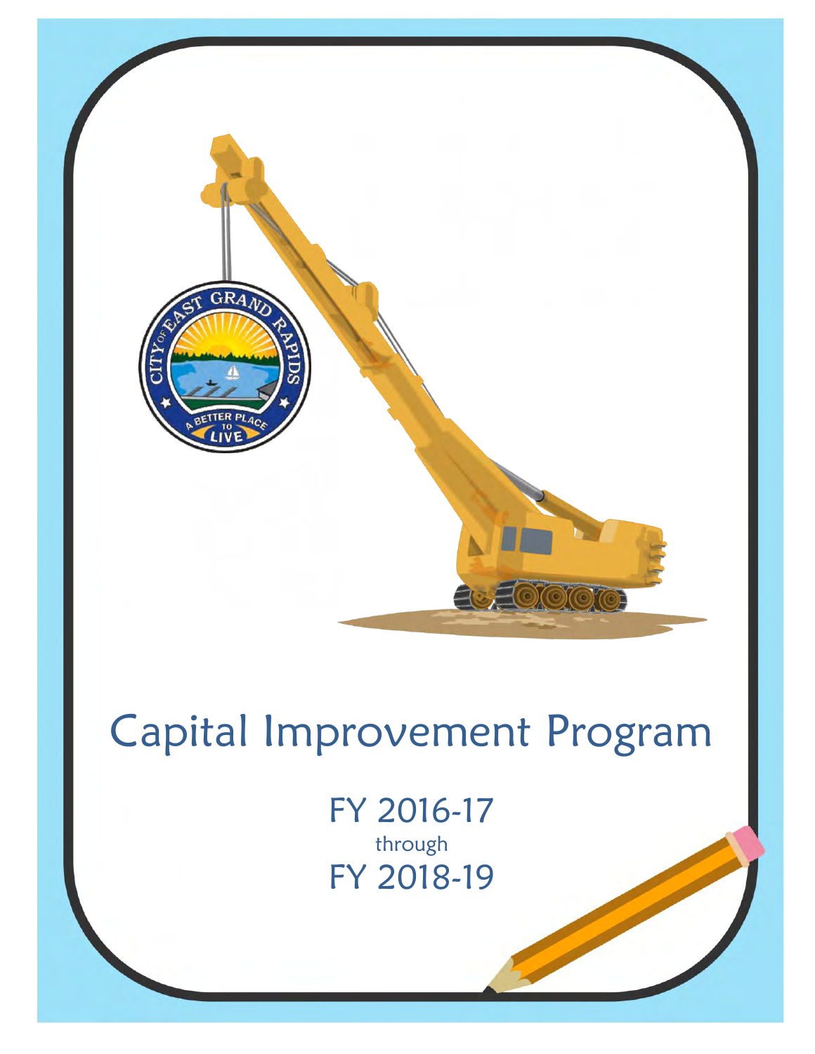# Capital Improvement Program

FY 2016-17

through

FY 2018-19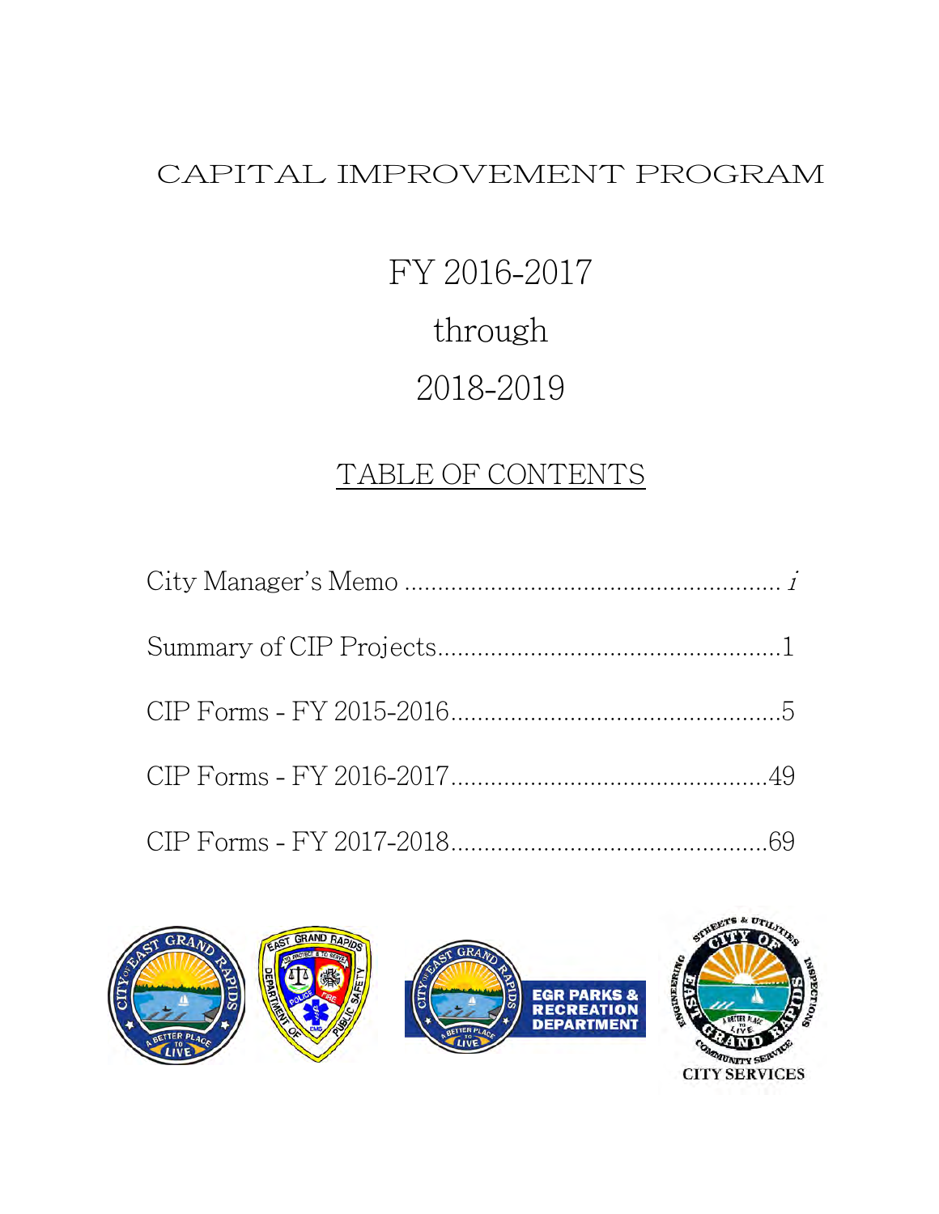# CAPITAL IMPROVEMENT PROGRAM

## FY 2016-2017

## through

## 2018-2019

## TABLE OF CONTENTS

City Manager's Memo ........................................................ *i*

Summary of CIP Projects....................................................1

CIP Forms - FY 2015-2016..................................................5

CIP Forms - FY 2016-2017................................................49

CIP Forms - FY 2017-2018................................................69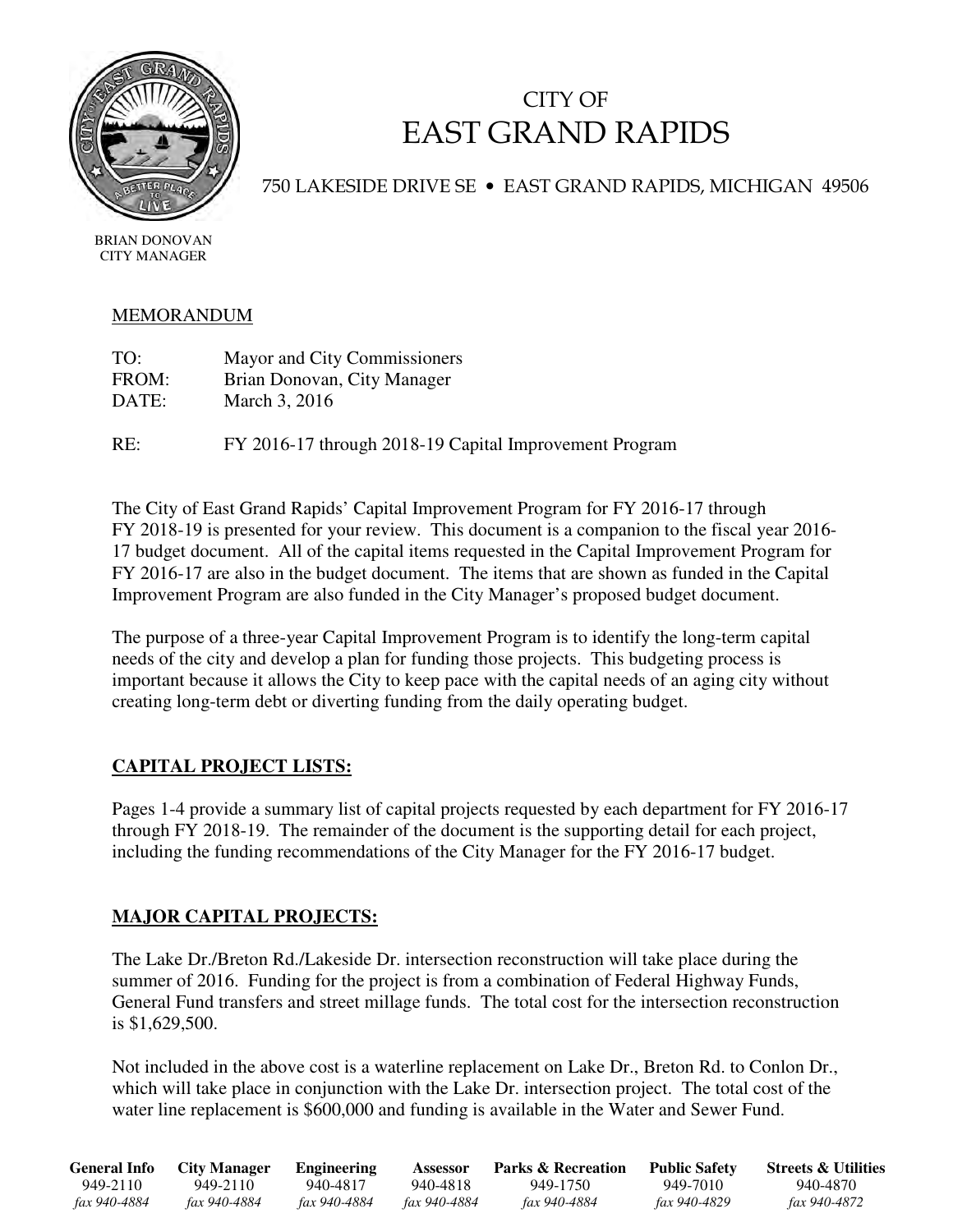# CITY OF EAST GRAND RAPIDS

750 LAKESIDE DRIVE SE • EAST GRAND RAPIDS, MICHIGAN 49506

BRIAN DONOVAN
CITY MANAGER

MEMORANDUM

TO: Mayor and City Commissioners
FROM: Brian Donovan, City Manager
DATE: March 3, 2016

RE: FY 2016-17 through 2018-19 Capital Improvement Program

The City of East Grand Rapids' Capital Improvement Program for FY 2016-17 through FY 2018-19 is presented for your review. This document is a companion to the fiscal year 2016-17 budget document. All of the capital items requested in the Capital Improvement Program for FY 2016-17 are also in the budget document. The items that are shown as funded in the Capital Improvement Program are also funded in the City Manager's proposed budget document.

The purpose of a three-year Capital Improvement Program is to identify the long-term capital needs of the city and develop a plan for funding those projects. This budgeting process is important because it allows the City to keep pace with the capital needs of an aging city without creating long-term debt or diverting funding from the daily operating budget.

## CAPITAL PROJECT LISTS:

Pages 1-4 provide a summary list of capital projects requested by each department for FY 2016-17 through FY 2018-19. The remainder of the document is the supporting detail for each project, including the funding recommendations of the City Manager for the FY 2016-17 budget.

## MAJOR CAPITAL PROJECTS:

The Lake Dr./Breton Rd./Lakeside Dr. intersection reconstruction will take place during the summer of 2016. Funding for the project is from a combination of Federal Highway Funds, General Fund transfers and street millage funds. The total cost for the intersection reconstruction is $1,629,500.

Not included in the above cost is a waterline replacement on Lake Dr., Breton Rd. to Conlon Dr., which will take place in conjunction with the Lake Dr. intersection project. The total cost of the water line replacement is $600,000 and funding is available in the Water and Sewer Fund.

| General Info | City Manager | Engineering | Assessor | Parks & Recreation | Public Safety | Streets & Utilities |
|---|---|---|---|---|---|---|
| 949-2110 | 949-2110 | 940-4817 | 940-4818 | 949-1750 | 949-7010 | 940-4870 |
| *fax 940-4884* | *fax 940-4884* | *fax 940-4884* | *fax 940-4884* | *fax 940-4884* | *fax 940-4829* | *fax 940-4872* |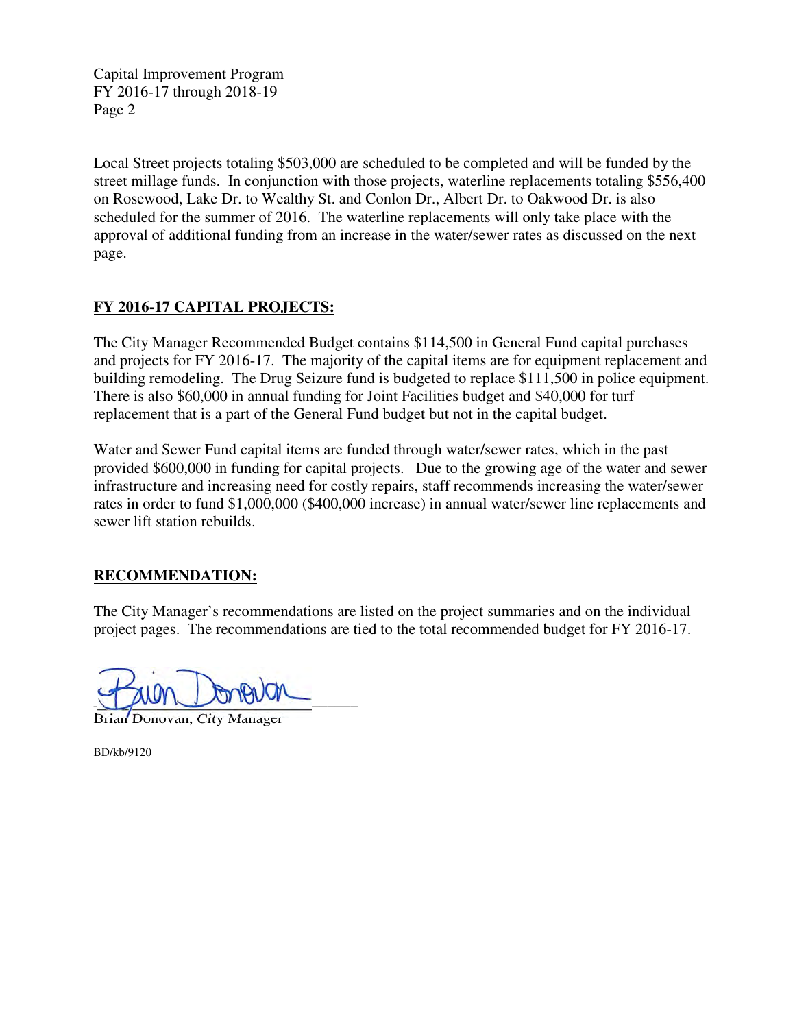Local Street projects totaling $503,000 are scheduled to be completed and will be funded by the street millage funds. In conjunction with those projects, waterline replacements totaling $556,400 on Rosewood, Lake Dr. to Wealthy St. and Conlon Dr., Albert Dr. to Oakwood Dr. is also scheduled for the summer of 2016. The waterline replacements will only take place with the approval of additional funding from an increase in the water/sewer rates as discussed on the next page.

## **FY 2016-17 CAPITAL PROJECTS:**

The City Manager Recommended Budget contains $114,500 in General Fund capital purchases and projects for FY 2016-17. The majority of the capital items are for equipment replacement and building remodeling. The Drug Seizure fund is budgeted to replace $111,500 in police equipment. There is also $60,000 in annual funding for Joint Facilities budget and $40,000 for turf replacement that is a part of the General Fund budget but not in the capital budget.

Water and Sewer Fund capital items are funded through water/sewer rates, which in the past provided $600,000 in funding for capital projects. Due to the growing age of the water and sewer infrastructure and increasing need for costly repairs, staff recommends increasing the water/sewer rates in order to fund $1,000,000 ($400,000 increase) in annual water/sewer line replacements and sewer lift station rebuilds.

## **RECOMMENDATION:**

The City Manager's recommendations are listed on the project summaries and on the individual project pages. The recommendations are tied to the total recommended budget for FY 2016-17.

Brian Donovan, City Manager

BD/kb/9120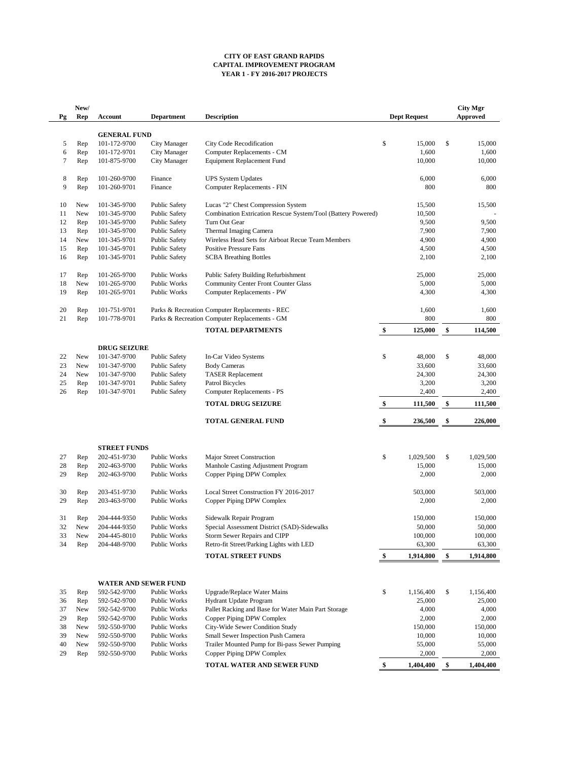# CITY OF EAST GRAND RAPIDS
## CAPITAL IMPROVEMENT PROGRAM
### YEAR 1 - FY 2016-2017 PROJECTS

| Pg | New/ Rep | Account | Department | Description | Dept Request | City Mgr Approved |
|---|---|---|---|---|---|---|
| | | **GENERAL FUND** | | | | |
| 5 | Rep | 101-172-9700 | City Manager | City Code Recodification | $ 15,000 | $ 15,000 |
| 6 | Rep | 101-172-9701 | City Manager | Computer Replacements - CM | 1,600 | 1,600 |
| 7 | Rep | 101-875-9700 | City Manager | Equipment Replacement Fund | 10,000 | 10,000 |
| 8 | Rep | 101-260-9700 | Finance | UPS System Updates | 6,000 | 6,000 |
| 9 | Rep | 101-260-9701 | Finance | Computer Replacements - FIN | 800 | 800 |
| 10 | New | 101-345-9700 | Public Safety | Lucas "2" Chest Compression System | 15,500 | 15,500 |
| 11 | New | 101-345-9700 | Public Safety | Combination Extrication Rescue System/Tool (Battery Powered) | 10,500 | - |
| 12 | Rep | 101-345-9700 | Public Safety | Turn Out Gear | 9,500 | 9,500 |
| 13 | Rep | 101-345-9700 | Public Safety | Thermal Imaging Camera | 7,900 | 7,900 |
| 14 | New | 101-345-9701 | Public Safety | Wireless Head Sets for Airboat Recue Team Members | 4,900 | 4,900 |
| 15 | Rep | 101-345-9701 | Public Safety | Positive Pressure Fans | 4,500 | 4,500 |
| 16 | Rep | 101-345-9701 | Public Safety | SCBA Breathing Bottles | 2,100 | 2,100 |
| 17 | Rep | 101-265-9700 | Public Works | Public Safety Building Refurbishment | 25,000 | 25,000 |
| 18 | New | 101-265-9700 | Public Works | Community Center Front Counter Glass | 5,000 | 5,000 |
| 19 | Rep | 101-265-9701 | Public Works | Computer Replacements - PW | 4,300 | 4,300 |
| 20 | Rep | 101-751-9701 | Parks & Recreation | Computer Replacements - REC | 1,600 | 1,600 |
| 21 | Rep | 101-778-9701 | Parks & Recreation | Computer Replacements - GM | 800 | 800 |
| | | | | **TOTAL DEPARTMENTS** | **$ 125,000** | **$ 114,500** |
| | | **DRUG SEIZURE** | | | | |
| 22 | New | 101-347-9700 | Public Safety | In-Car Video Systems | $ 48,000 | $ 48,000 |
| 23 | New | 101-347-9700 | Public Safety | Body Cameras | 33,600 | 33,600 |
| 24 | New | 101-347-9700 | Public Safety | TASER Replacement | 24,300 | 24,300 |
| 25 | Rep | 101-347-9701 | Public Safety | Patrol Bicycles | 3,200 | 3,200 |
| 26 | Rep | 101-347-9701 | Public Safety | Computer Replacements - PS | 2,400 | 2,400 |
| | | | | **TOTAL DRUG SEIZURE** | **$ 111,500** | **$ 111,500** |
| | | | | **TOTAL GENERAL FUND** | **$ 236,500** | **$ 226,000** |
| | | **STREET FUNDS** | | | | |
| 27 | Rep | 202-451-9730 | Public Works | Major Street Construction | $ 1,029,500 | $ 1,029,500 |
| 28 | Rep | 202-463-9700 | Public Works | Manhole Casting Adjustment Program | 15,000 | 15,000 |
| 29 | Rep | 202-463-9700 | Public Works | Copper Piping DPW Complex | 2,000 | 2,000 |
| 30 | Rep | 203-451-9730 | Public Works | Local Street Construction FY 2016-2017 | 503,000 | 503,000 |
| 29 | Rep | 203-463-9700 | Public Works | Copper Piping DPW Complex | 2,000 | 2,000 |
| 31 | Rep | 204-444-9350 | Public Works | Sidewalk Repair Program | 150,000 | 150,000 |
| 32 | New | 204-444-9350 | Public Works | Special Assessment District (SAD)-Sidewalks | 50,000 | 50,000 |
| 33 | New | 204-445-8010 | Public Works | Storm Sewer Repairs and CIPP | 100,000 | 100,000 |
| 34 | Rep | 204-448-9700 | Public Works | Retro-fit Street/Parking Lights with LED | 63,300 | 63,300 |
| | | | | **TOTAL STREET FUNDS** | **$ 1,914,800** | **$ 1,914,800** |
| | | **WATER AND SEWER FUND** | | | | |
| 35 | Rep | 592-542-9700 | Public Works | Upgrade/Replace Water Mains | $ 1,156,400 | $ 1,156,400 |
| 36 | Rep | 592-542-9700 | Public Works | Hydrant Update Program | 25,000 | 25,000 |
| 37 | New | 592-542-9700 | Public Works | Pallet Racking and Base for Water Main Part Storage | 4,000 | 4,000 |
| 29 | Rep | 592-542-9700 | Public Works | Copper Piping DPW Complex | 2,000 | 2,000 |
| 38 | New | 592-550-9700 | Public Works | City-Wide Sewer Condition Study | 150,000 | 150,000 |
| 39 | New | 592-550-9700 | Public Works | Small Sewer Inspection Push Camera | 10,000 | 10,000 |
| 40 | New | 592-550-9700 | Public Works | Trailer Mounted Pump for Bi-pass Sewer Pumping | 55,000 | 55,000 |
| 29 | Rep | 592-550-9700 | Public Works | Copper Piping DPW Complex | 2,000 | 2,000 |
| | | | | **TOTAL WATER AND SEWER FUND** | **$ 1,404,400** | **$ 1,404,400** |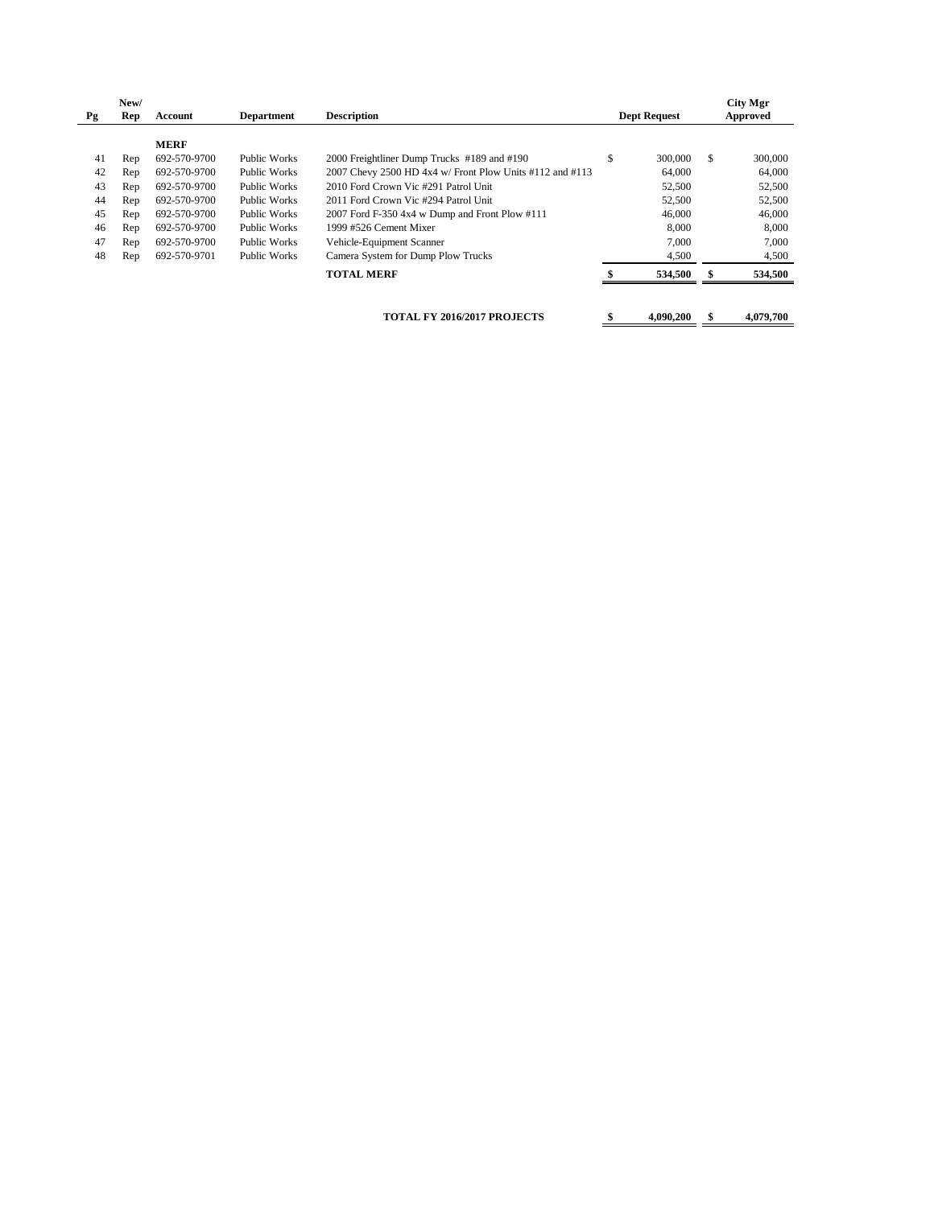| Pg | New/ Rep | Account | Department | Description | Dept Request | City Mgr Approved |
|---|---|---|---|---|---|---|
| | | **MERF** | | | | |
| 41 | Rep | 692-570-9700 | Public Works | 2000 Freightliner Dump Trucks #189 and #190 | $ 300,000 | $ 300,000 |
| 42 | Rep | 692-570-9700 | Public Works | 2007 Chevy 2500 HD 4x4 w/ Front Plow Units #112 and #113 | 64,000 | 64,000 |
| 43 | Rep | 692-570-9700 | Public Works | 2010 Ford Crown Vic #291 Patrol Unit | 52,500 | 52,500 |
| 44 | Rep | 692-570-9700 | Public Works | 2011 Ford Crown Vic #294 Patrol Unit | 52,500 | 52,500 |
| 45 | Rep | 692-570-9700 | Public Works | 2007 Ford F-350 4x4 w Dump and Front Plow #111 | 46,000 | 46,000 |
| 46 | Rep | 692-570-9700 | Public Works | 1999 #526 Cement Mixer | 8,000 | 8,000 |
| 47 | Rep | 692-570-9700 | Public Works | Vehicle-Equipment Scanner | 7,000 | 7,000 |
| 48 | Rep | 692-570-9701 | Public Works | Camera System for Dump Plow Trucks | 4,500 | 4,500 |
| | | | | **TOTAL MERF** | **$ 534,500** | **$ 534,500** |
| | | | | **TOTAL FY 2016/2017 PROJECTS** | **$ 4,090,200** | **$ 4,079,700** |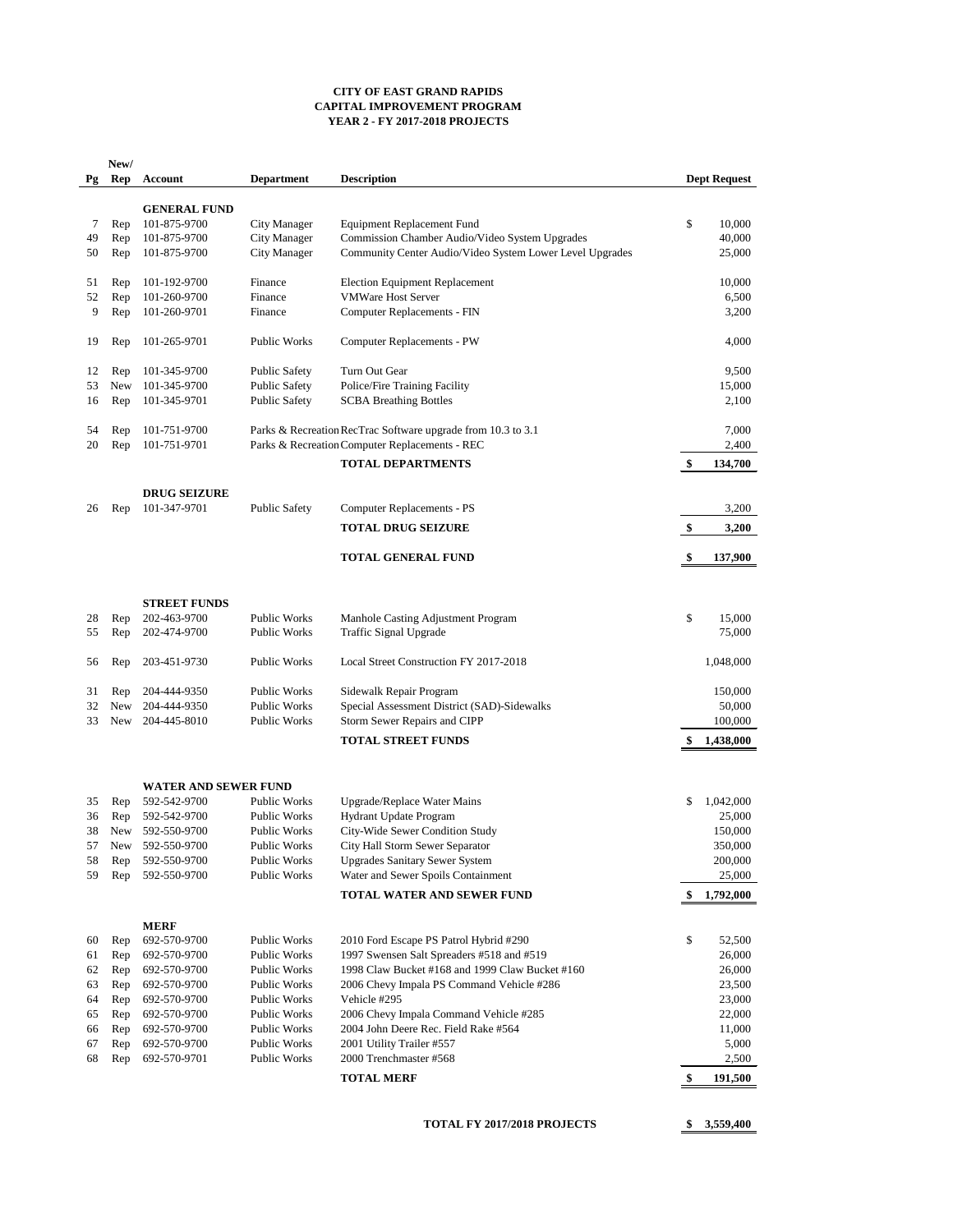**CITY OF EAST GRAND RAPIDS**
**CAPITAL IMPROVEMENT PROGRAM**
**YEAR 2 - FY 2017-2018 PROJECTS**

| Pg | New/ Rep | Account | Department | Description | Dept Request |
|---|---|---|---|---|---|
| | | **GENERAL FUND** | | | |
| 7 | Rep | 101-875-9700 | City Manager | Equipment Replacement Fund | $ 10,000 |
| 49 | Rep | 101-875-9700 | City Manager | Commission Chamber Audio/Video System Upgrades | 40,000 |
| 50 | Rep | 101-875-9700 | City Manager | Community Center Audio/Video System Lower Level Upgrades | 25,000 |
| 51 | Rep | 101-192-9700 | Finance | Election Equipment Replacement | 10,000 |
| 52 | Rep | 101-260-9700 | Finance | VMWare Host Server | 6,500 |
| 9 | Rep | 101-260-9701 | Finance | Computer Replacements - FIN | 3,200 |
| 19 | Rep | 101-265-9701 | Public Works | Computer Replacements - PW | 4,000 |
| 12 | Rep | 101-345-9700 | Public Safety | Turn Out Gear | 9,500 |
| 53 | New | 101-345-9700 | Public Safety | Police/Fire Training Facility | 15,000 |
| 16 | Rep | 101-345-9701 | Public Safety | SCBA Breathing Bottles | 2,100 |
| 54 | Rep | 101-751-9700 | Parks & Recreation | RecTrac Software upgrade from 10.3 to 3.1 | 7,000 |
| 20 | Rep | 101-751-9701 | Parks & Recreation | Computer Replacements - REC | 2,400 |
| | | | | **TOTAL DEPARTMENTS** | **$ 134,700** |
| | | **DRUG SEIZURE** | | | |
| 26 | Rep | 101-347-9701 | Public Safety | Computer Replacements - PS | 3,200 |
| | | | | **TOTAL DRUG SEIZURE** | **$ 3,200** |
| | | | | **TOTAL GENERAL FUND** | **$ 137,900** |
| | | **STREET FUNDS** | | | |
| 28 | Rep | 202-463-9700 | Public Works | Manhole Casting Adjustment Program | $ 15,000 |
| 55 | Rep | 202-474-9700 | Public Works | Traffic Signal Upgrade | 75,000 |
| 56 | Rep | 203-451-9730 | Public Works | Local Street Construction FY 2017-2018 | 1,048,000 |
| 31 | Rep | 204-444-9350 | Public Works | Sidewalk Repair Program | 150,000 |
| 32 | New | 204-444-9350 | Public Works | Special Assessment District (SAD)-Sidewalks | 50,000 |
| 33 | New | 204-445-8010 | Public Works | Storm Sewer Repairs and CIPP | 100,000 |
| | | | | **TOTAL STREET FUNDS** | **$ 1,438,000** |
| | | **WATER AND SEWER FUND** | | | |
| 35 | Rep | 592-542-9700 | Public Works | Upgrade/Replace Water Mains | $ 1,042,000 |
| 36 | Rep | 592-542-9700 | Public Works | Hydrant Update Program | 25,000 |
| 38 | New | 592-550-9700 | Public Works | City-Wide Sewer Condition Study | 150,000 |
| 57 | New | 592-550-9700 | Public Works | City Hall Storm Sewer Separator | 350,000 |
| 58 | Rep | 592-550-9700 | Public Works | Upgrades Sanitary Sewer System | 200,000 |
| 59 | Rep | 592-550-9700 | Public Works | Water and Sewer Spoils Containment | 25,000 |
| | | | | **TOTAL WATER AND SEWER FUND** | **$ 1,792,000** |
| | | **MERF** | | | |
| 60 | Rep | 692-570-9700 | Public Works | 2010 Ford Escape PS Patrol Hybrid #290 | $ 52,500 |
| 61 | Rep | 692-570-9700 | Public Works | 1997 Swensen Salt Spreaders #518 and #519 | 26,000 |
| 62 | Rep | 692-570-9700 | Public Works | 1998 Claw Bucket #168 and 1999 Claw Bucket #160 | 26,000 |
| 63 | Rep | 692-570-9700 | Public Works | 2006 Chevy Impala PS Command Vehicle #286 | 23,500 |
| 64 | Rep | 692-570-9700 | Public Works | Vehicle #295 | 23,000 |
| 65 | Rep | 692-570-9700 | Public Works | 2006 Chevy Impala Command Vehicle #285 | 22,000 |
| 66 | Rep | 692-570-9700 | Public Works | 2004 John Deere Rec. Field Rake #564 | 11,000 |
| 67 | Rep | 692-570-9700 | Public Works | 2001 Utility Trailer #557 | 5,000 |
| 68 | Rep | 692-570-9701 | Public Works | 2000 Trenchmaster #568 | 2,500 |
| | | | | **TOTAL MERF** | **$ 191,500** |
| | | | | **TOTAL FY 2017/2018 PROJECTS** | **$ 3,559,400** |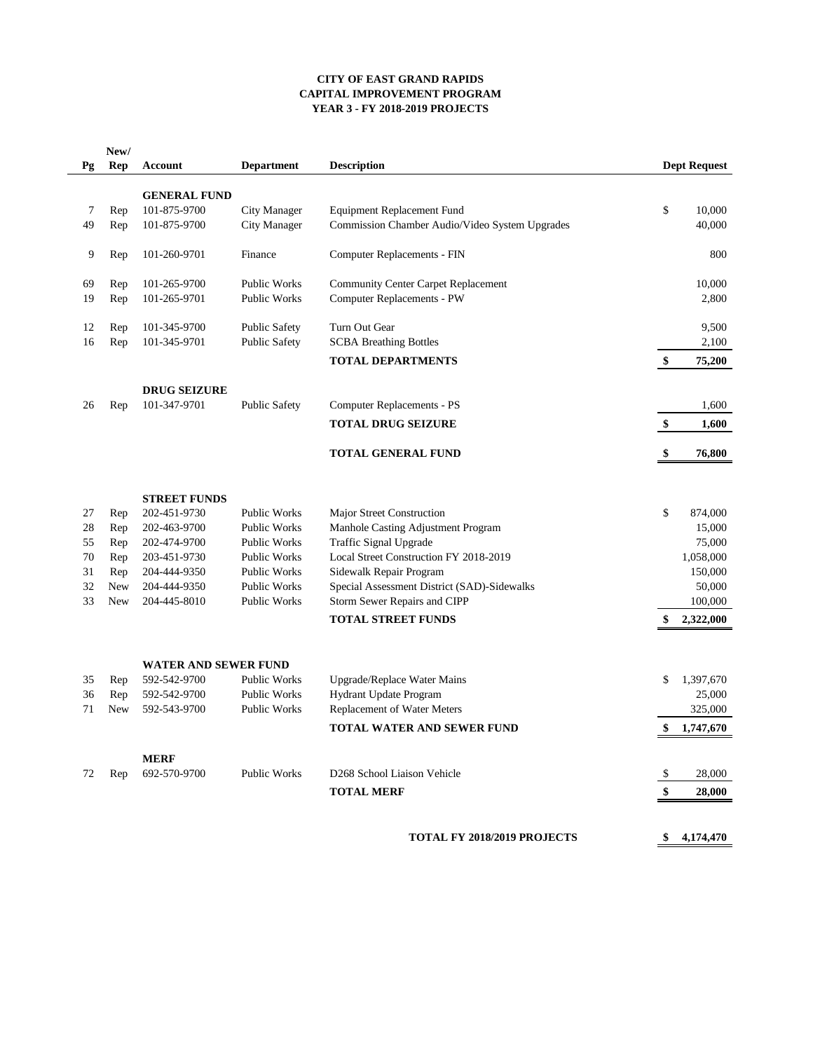**CITY OF EAST GRAND RAPIDS**
**CAPITAL IMPROVEMENT PROGRAM**
**YEAR 3 - FY 2018-2019 PROJECTS**

| Pg | New/ Rep | Account | Department | Description | Dept Request |
|---|---|---|---|---|---|
| | | **GENERAL FUND** | | | |
| 7 | Rep | 101-875-9700 | City Manager | Equipment Replacement Fund | $ 10,000 |
| 49 | Rep | 101-875-9700 | City Manager | Commission Chamber Audio/Video System Upgrades | 40,000 |
| 9 | Rep | 101-260-9701 | Finance | Computer Replacements - FIN | 800 |
| 69 | Rep | 101-265-9700 | Public Works | Community Center Carpet Replacement | 10,000 |
| 19 | Rep | 101-265-9701 | Public Works | Computer Replacements - PW | 2,800 |
| 12 | Rep | 101-345-9700 | Public Safety | Turn Out Gear | 9,500 |
| 16 | Rep | 101-345-9701 | Public Safety | SCBA Breathing Bottles | 2,100 |
| | | | | **TOTAL DEPARTMENTS** | **$ 75,200** |
| | | **DRUG SEIZURE** | | | |
| 26 | Rep | 101-347-9701 | Public Safety | Computer Replacements - PS | 1,600 |
| | | | | **TOTAL DRUG SEIZURE** | **$ 1,600** |
| | | | | **TOTAL GENERAL FUND** | **$ 76,800** |
| | | **STREET FUNDS** | | | |
| 27 | Rep | 202-451-9730 | Public Works | Major Street Construction | $ 874,000 |
| 28 | Rep | 202-463-9700 | Public Works | Manhole Casting Adjustment Program | 15,000 |
| 55 | Rep | 202-474-9700 | Public Works | Traffic Signal Upgrade | 75,000 |
| 70 | Rep | 203-451-9730 | Public Works | Local Street Construction FY 2018-2019 | 1,058,000 |
| 31 | Rep | 204-444-9350 | Public Works | Sidewalk Repair Program | 150,000 |
| 32 | New | 204-444-9350 | Public Works | Special Assessment District (SAD)-Sidewalks | 50,000 |
| 33 | New | 204-445-8010 | Public Works | Storm Sewer Repairs and CIPP | 100,000 |
| | | | | **TOTAL STREET FUNDS** | **$ 2,322,000** |
| | | **WATER AND SEWER FUND** | | | |
| 35 | Rep | 592-542-9700 | Public Works | Upgrade/Replace Water Mains | $ 1,397,670 |
| 36 | Rep | 592-542-9700 | Public Works | Hydrant Update Program | 25,000 |
| 71 | New | 592-543-9700 | Public Works | Replacement of Water Meters | 325,000 |
| | | | | **TOTAL WATER AND SEWER FUND** | **$ 1,747,670** |
| | | **MERF** | | | |
| 72 | Rep | 692-570-9700 | Public Works | D268 School Liaison Vehicle | $ 28,000 |
| | | | | **TOTAL MERF** | **$ 28,000** |
| | | | | **TOTAL FY 2018/2019 PROJECTS** | **$ 4,174,470** |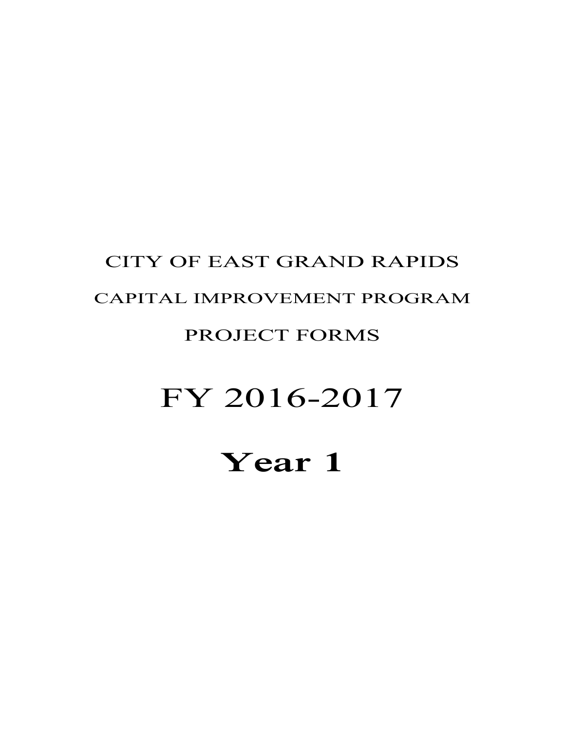CITY OF EAST GRAND RAPIDS

CAPITAL IMPROVEMENT PROGRAM

PROJECT FORMS

# FY 2016-2017

# **Year 1**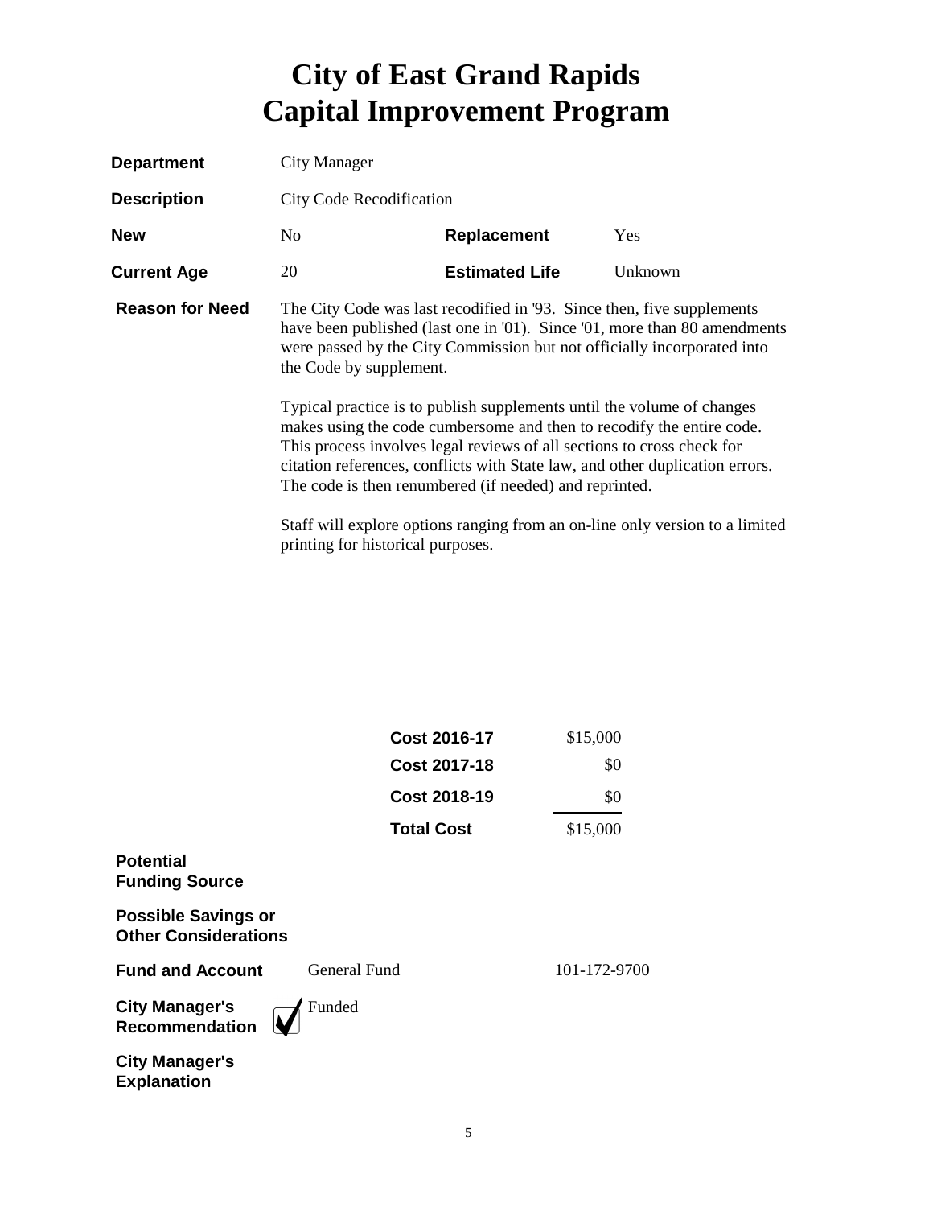# City of East Grand Rapids
# Capital Improvement Program

**Department** City Manager

**Description** City Code Recodification

**New** No **Replacement** Yes

**Current Age** 20 **Estimated Life** Unknown

**Reason for Need**

The City Code was last recodified in '93. Since then, five supplements have been published (last one in '01). Since '01, more than 80 amendments were passed by the City Commission but not officially incorporated into the Code by supplement.

Typical practice is to publish supplements until the volume of changes makes using the code cumbersome and then to recodify the entire code. This process involves legal reviews of all sections to cross check for citation references, conflicts with State law, and other duplication errors. The code is then renumbered (if needed) and reprinted.

Staff will explore options ranging from an on-line only version to a limited printing for historical purposes.

| | |
|---|---|
| **Cost 2016-17** | $15,000 |
| **Cost 2017-18** | $0 |
| **Cost 2018-19** | $0 |
| **Total Cost** | $15,000 |

**Potential Funding Source**

**Possible Savings or Other Considerations**

**Fund and Account** General Fund 101-172-9700

**City Manager's Recommendation** ☑ Funded

**City Manager's Explanation**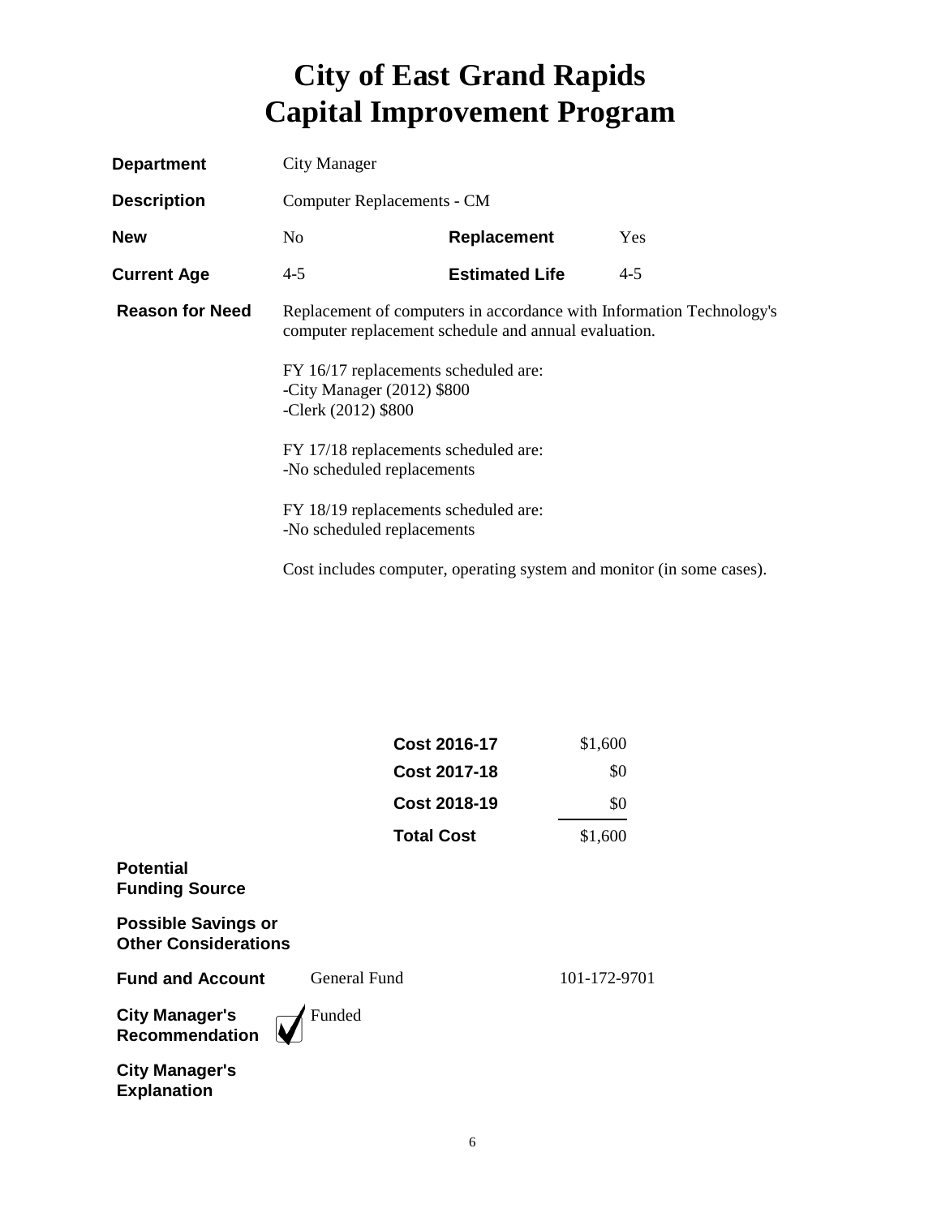# City of East Grand Rapids
# Capital Improvement Program

**Department** City Manager

**Description** Computer Replacements - CM

**New** No **Replacement** Yes

**Current Age** 4-5 **Estimated Life** 4-5

**Reason for Need** Replacement of computers in accordance with Information Technology's computer replacement schedule and annual evaluation.

FY 16/17 replacements scheduled are:
-City Manager (2012) $800
-Clerk (2012) $800

FY 17/18 replacements scheduled are:
-No scheduled replacements

FY 18/19 replacements scheduled are:
-No scheduled replacements

Cost includes computer, operating system and monitor (in some cases).

| | |
|---|---|
| **Cost 2016-17** | $1,600 |
| **Cost 2017-18** | $0 |
| **Cost 2018-19** | $0 |
| **Total Cost** | $1,600 |

**Potential Funding Source**

**Possible Savings or Other Considerations**

**Fund and Account** General Fund 101-172-9701

**City Manager's Recommendation** ☑ Funded

**City Manager's Explanation**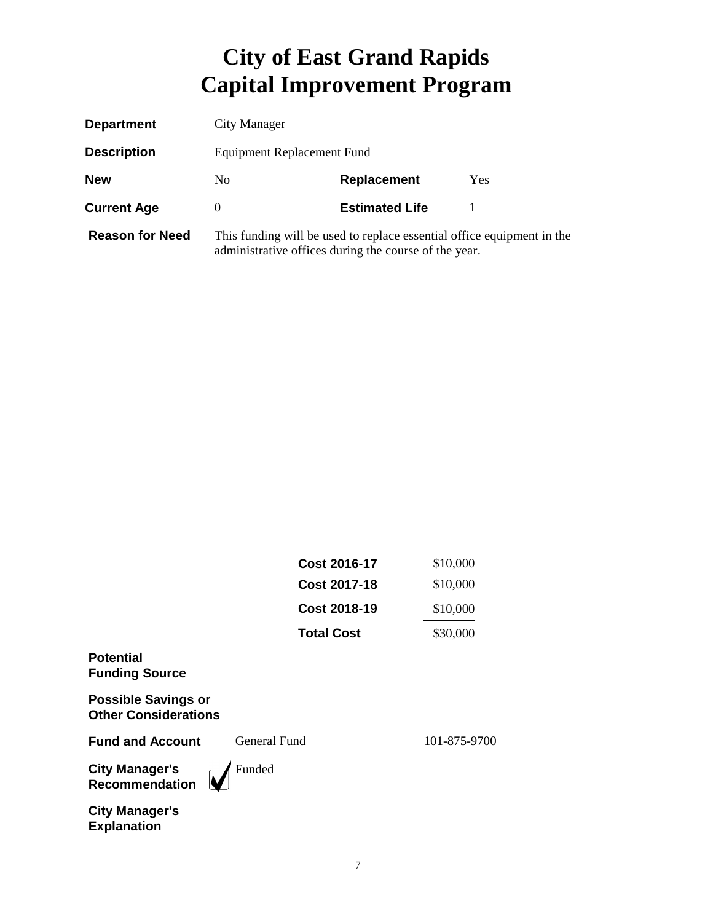# City of East Grand Rapids
# Capital Improvement Program

| | | | |
|---|---|---|---|
| **Department** | City Manager | | |
| **Description** | Equipment Replacement Fund | | |
| **New** | No | **Replacement** | Yes |
| **Current Age** | 0 | **Estimated Life** | 1 |

**Reason for Need** This funding will be used to replace essential office equipment in the administrative offices during the course of the year.

| | |
|---|---|
| **Cost 2016-17** | $10,000 |
| **Cost 2017-18** | $10,000 |
| **Cost 2018-19** | $10,000 |
| **Total Cost** | $30,000 |

**Potential Funding Source**

**Possible Savings or Other Considerations**

**Fund and Account** General Fund 101-875-9700

**City Manager's Recommendation** ☑ Funded

**City Manager's Explanation**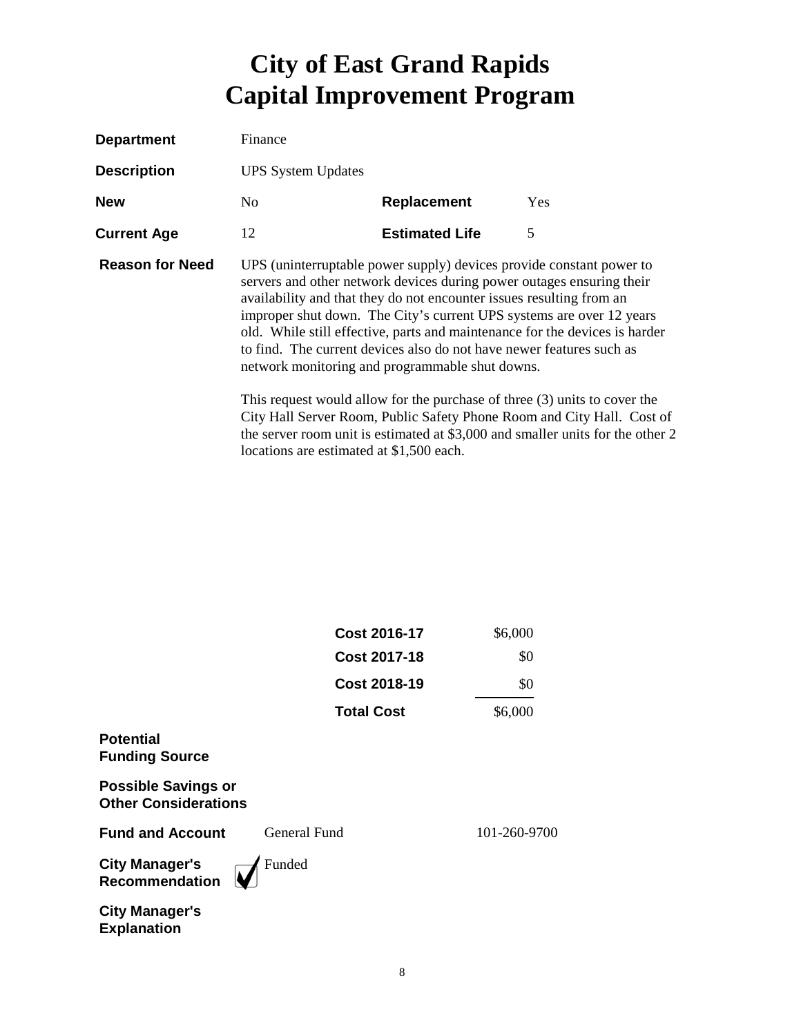# City of East Grand Rapids
# Capital Improvement Program

**Department** Finance

**Description** UPS System Updates

**New** No **Replacement** Yes

**Current Age** 12 **Estimated Life** 5

**Reason for Need** UPS (uninterruptable power supply) devices provide constant power to servers and other network devices during power outages ensuring their availability and that they do not encounter issues resulting from an improper shut down. The City's current UPS systems are over 12 years old. While still effective, parts and maintenance for the devices is harder to find. The current devices also do not have newer features such as network monitoring and programmable shut downs.

This request would allow for the purchase of three (3) units to cover the City Hall Server Room, Public Safety Phone Room and City Hall. Cost of the server room unit is estimated at $3,000 and smaller units for the other 2 locations are estimated at $1,500 each.

| | |
|---|---|
| **Cost 2016-17** | $6,000 |
| **Cost 2017-18** | $0 |
| **Cost 2018-19** | $0 |
| **Total Cost** | $6,000 |

**Potential Funding Source**

**Possible Savings or Other Considerations**

**Fund and Account** General Fund 101-260-9700

**City Manager's Recommendation** ☑ Funded

**City Manager's Explanation**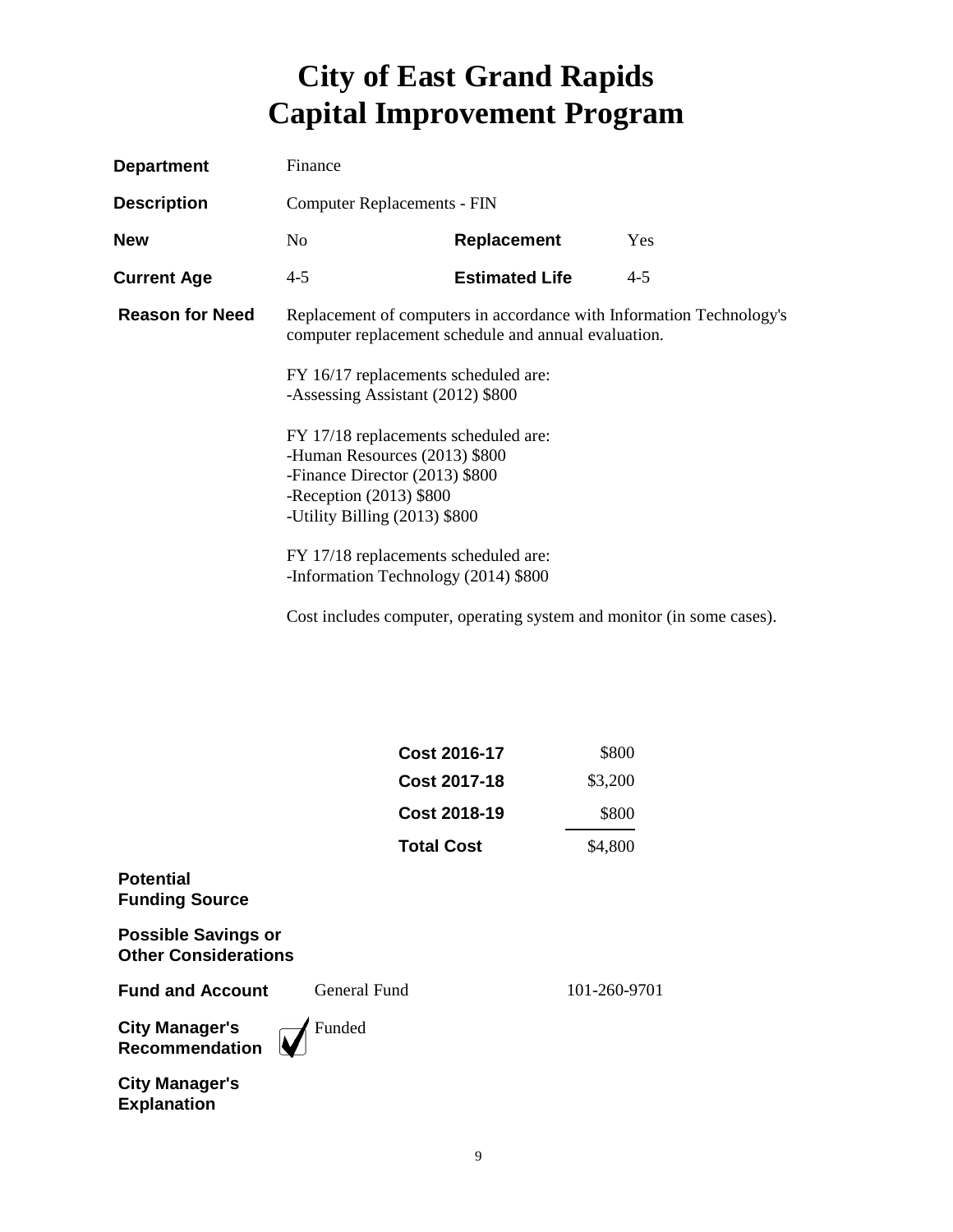# City of East Grand Rapids
# Capital Improvement Program

| | | | |
|---|---|---|---|
| **Department** | Finance | | |
| **Description** | Computer Replacements - FIN | | |
| **New** | No | **Replacement** | Yes |
| **Current Age** | 4-5 | **Estimated Life** | 4-5 |

**Reason for Need**

Replacement of computers in accordance with Information Technology's computer replacement schedule and annual evaluation.

FY 16/17 replacements scheduled are:
-Assessing Assistant (2012) $800

FY 17/18 replacements scheduled are:
-Human Resources (2013) $800
-Finance Director (2013) $800
-Reception (2013) $800
-Utility Billing (2013) $800

FY 17/18 replacements scheduled are:
-Information Technology (2014) $800

Cost includes computer, operating system and monitor (in some cases).

| | |
|---|---|
| **Cost 2016-17** | $800 |
| **Cost 2017-18** | $3,200 |
| **Cost 2018-19** | $800 |
| **Total Cost** | $4,800 |

**Potential Funding Source**

**Possible Savings or Other Considerations**

**Fund and Account** General Fund 101-260-9701

**City Manager's Recommendation** ☑ Funded

**City Manager's Explanation**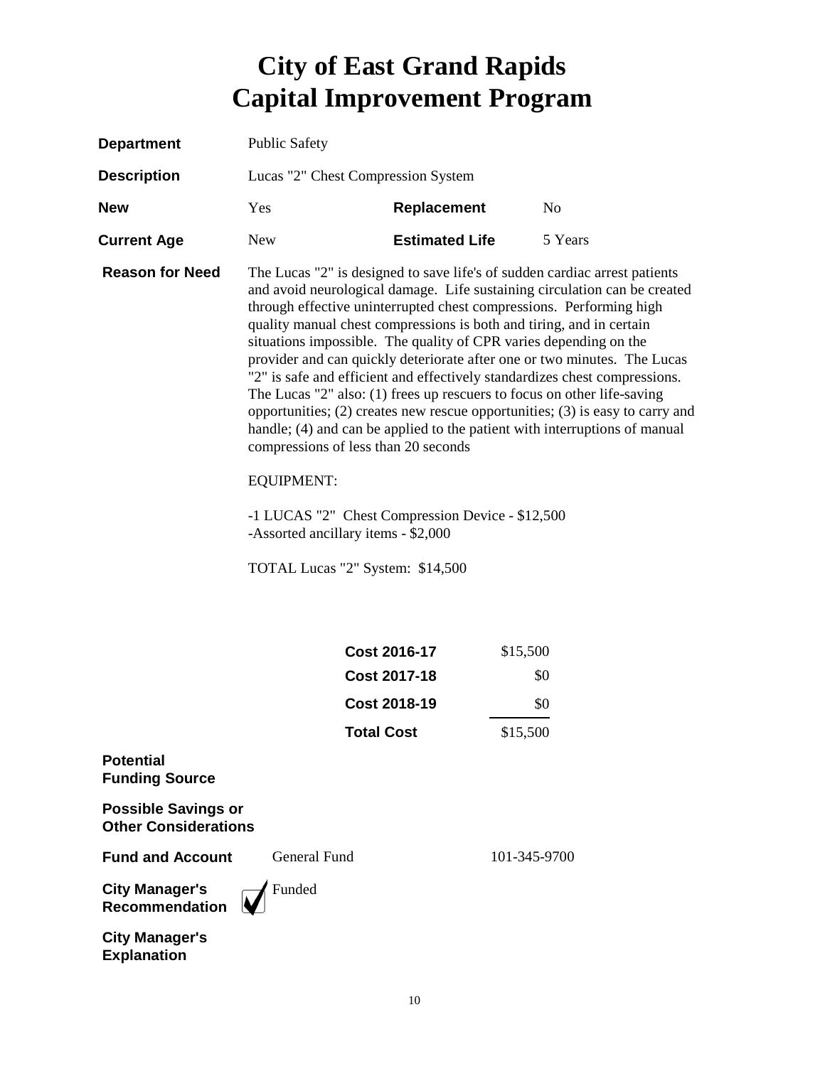# City of East Grand Rapids
# Capital Improvement Program

| | | | |
|---|---|---|---|
| **Department** | Public Safety | | |
| **Description** | Lucas "2" Chest Compression System | | |
| **New** | Yes | **Replacement** | No |
| **Current Age** | New | **Estimated Life** | 5 Years |

**Reason for Need**

The Lucas "2" is designed to save life's of sudden cardiac arrest patients and avoid neurological damage. Life sustaining circulation can be created through effective uninterrupted chest compressions. Performing high quality manual chest compressions is both and tiring, and in certain situations impossible. The quality of CPR varies depending on the provider and can quickly deteriorate after one or two minutes. The Lucas "2" is safe and efficient and effectively standardizes chest compressions. The Lucas "2" also: (1) frees up rescuers to focus on other life-saving opportunities; (2) creates new rescue opportunities; (3) is easy to carry and handle; (4) and can be applied to the patient with interruptions of manual compressions of less than 20 seconds

EQUIPMENT:

-1 LUCAS "2" Chest Compression Device - $12,500
-Assorted ancillary items - $2,000

TOTAL Lucas "2" System: $14,500

| | |
|---|---|
| **Cost 2016-17** | $15,500 |
| **Cost 2017-18** | $0 |
| **Cost 2018-19** | $0 |
| **Total Cost** | $15,500 |

**Potential Funding Source**

**Possible Savings or Other Considerations**

**Fund and Account** General Fund 101-345-9700

**City Manager's Recommendation** ☑ Funded

**City Manager's Explanation**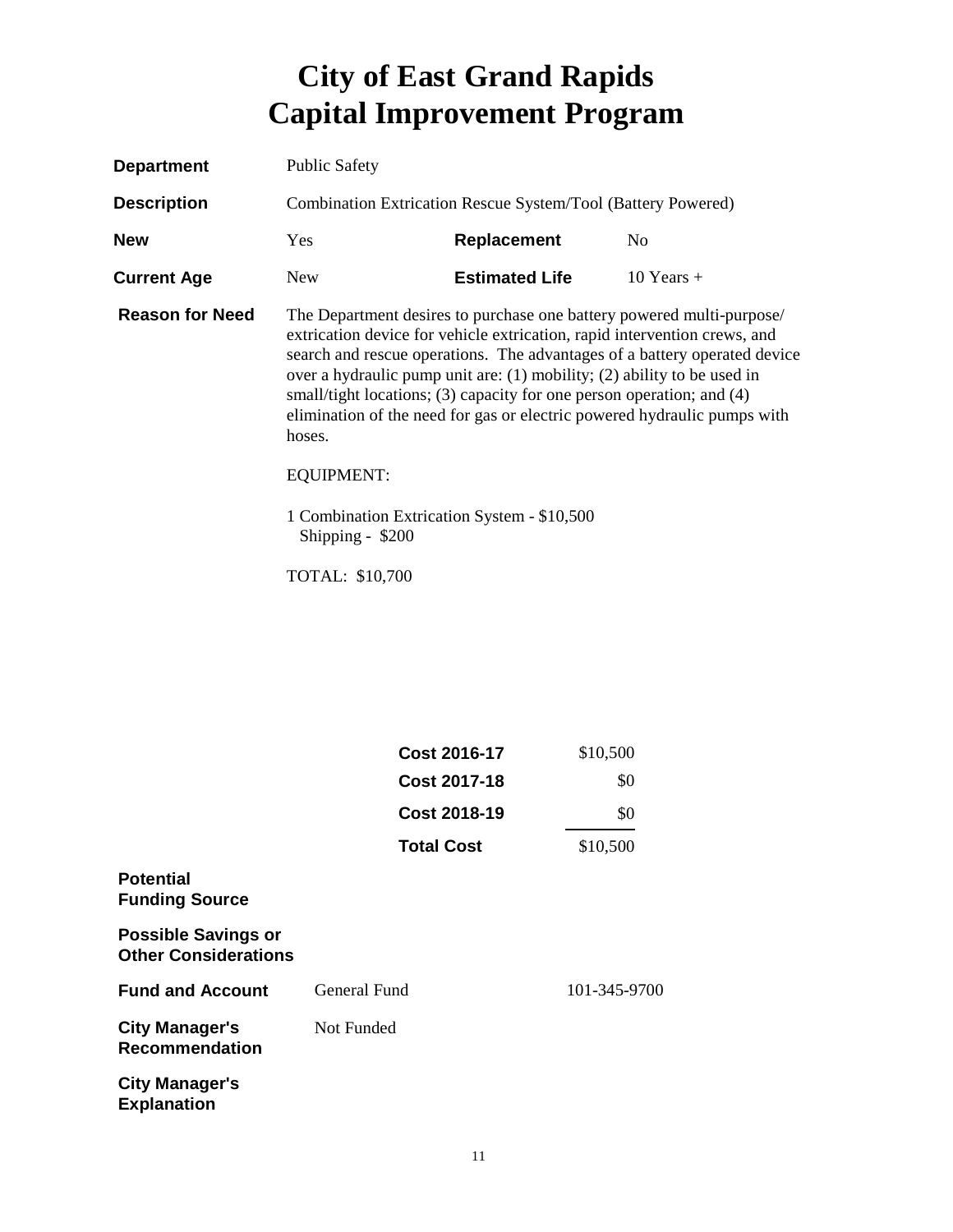# City of East Grand Rapids
# Capital Improvement Program

| | | | |
|---|---|---|---|
| **Department** | Public Safety | | |
| **Description** | Combination Extrication Rescue System/Tool (Battery Powered) | | |
| **New** | Yes | **Replacement** | No |
| **Current Age** | New | **Estimated Life** | 10 Years + |

**Reason for Need**

The Department desires to purchase one battery powered multi-purpose/ extrication device for vehicle extrication, rapid intervention crews, and search and rescue operations. The advantages of a battery operated device over a hydraulic pump unit are: (1) mobility; (2) ability to be used in small/tight locations; (3) capacity for one person operation; and (4) elimination of the need for gas or electric powered hydraulic pumps with hoses.

EQUIPMENT:

1 Combination Extrication System - $10,500
Shipping - $200

TOTAL: $10,700

| | |
|---|---|
| **Cost 2016-17** | $10,500 |
| **Cost 2017-18** | $0 |
| **Cost 2018-19** | $0 |
| **Total Cost** | $10,500 |

**Potential Funding Source**

**Possible Savings or Other Considerations**

**Fund and Account** General Fund 101-345-9700

**City Manager's Recommendation** Not Funded

**City Manager's Explanation**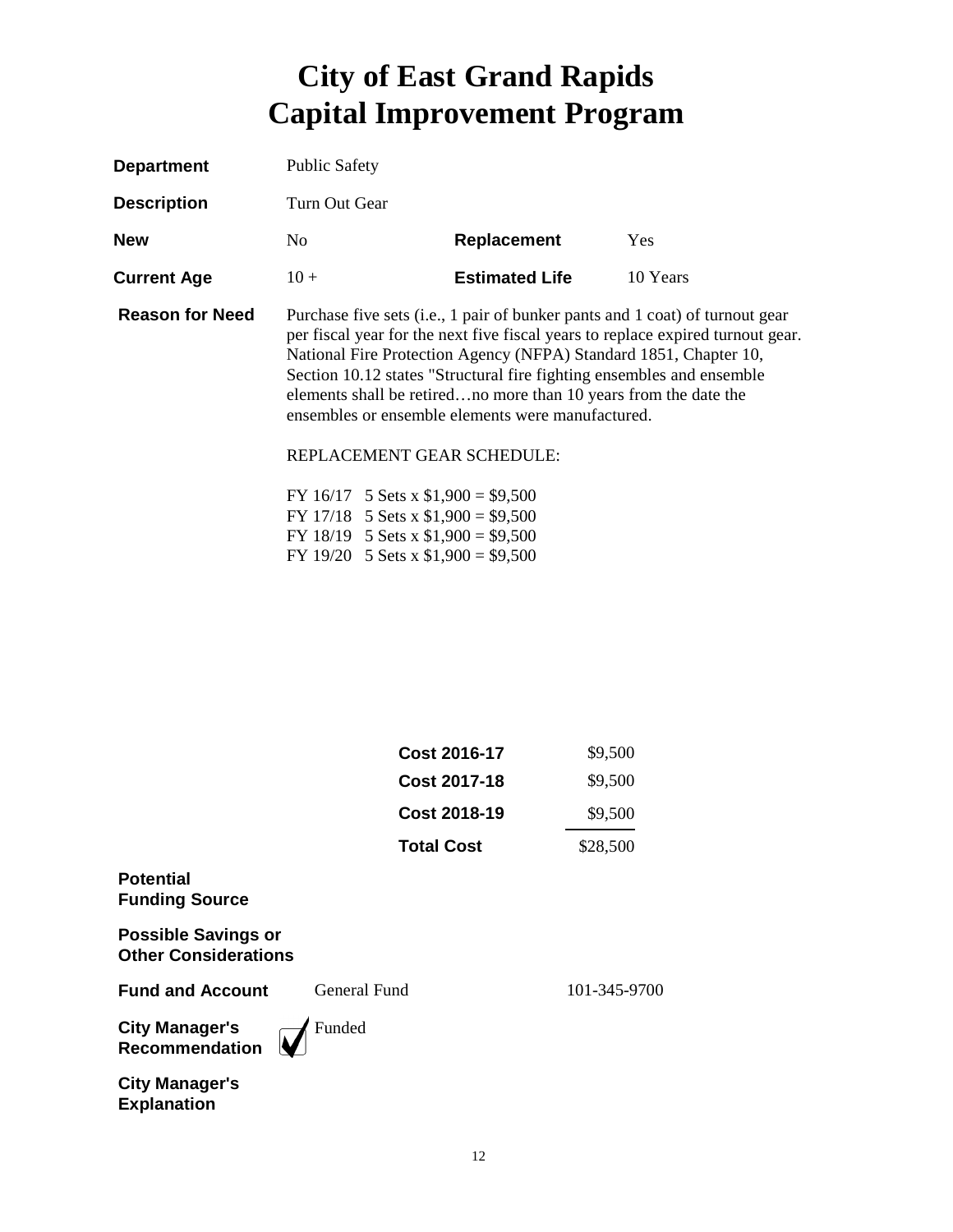# City of East Grand Rapids
# Capital Improvement Program

**Department** Public Safety

**Description** Turn Out Gear

| | | | |
|---|---|---|---|
| **New** | No | **Replacement** | Yes |
| **Current Age** | 10 + | **Estimated Life** | 10 Years |

**Reason for Need**

Purchase five sets (i.e., 1 pair of bunker pants and 1 coat) of turnout gear per fiscal year for the next five fiscal years to replace expired turnout gear. National Fire Protection Agency (NFPA) Standard 1851, Chapter 10, Section 10.12 states "Structural fire fighting ensembles and ensemble elements shall be retired…no more than 10 years from the date the ensembles or ensemble elements were manufactured.

REPLACEMENT GEAR SCHEDULE:

FY 16/17 5 Sets x $1,900 = $9,500
FY 17/18 5 Sets x $1,900 = $9,500
FY 18/19 5 Sets x $1,900 = $9,500
FY 19/20 5 Sets x $1,900 = $9,500

| | |
|---|---|
| **Cost 2016-17** | $9,500 |
| **Cost 2017-18** | $9,500 |
| **Cost 2018-19** | $9,500 |
| **Total Cost** | $28,500 |

**Potential Funding Source**

**Possible Savings or Other Considerations**

**Fund and Account** General Fund 101-345-9700

**City Manager's Recommendation** ☑ Funded

**City Manager's Explanation**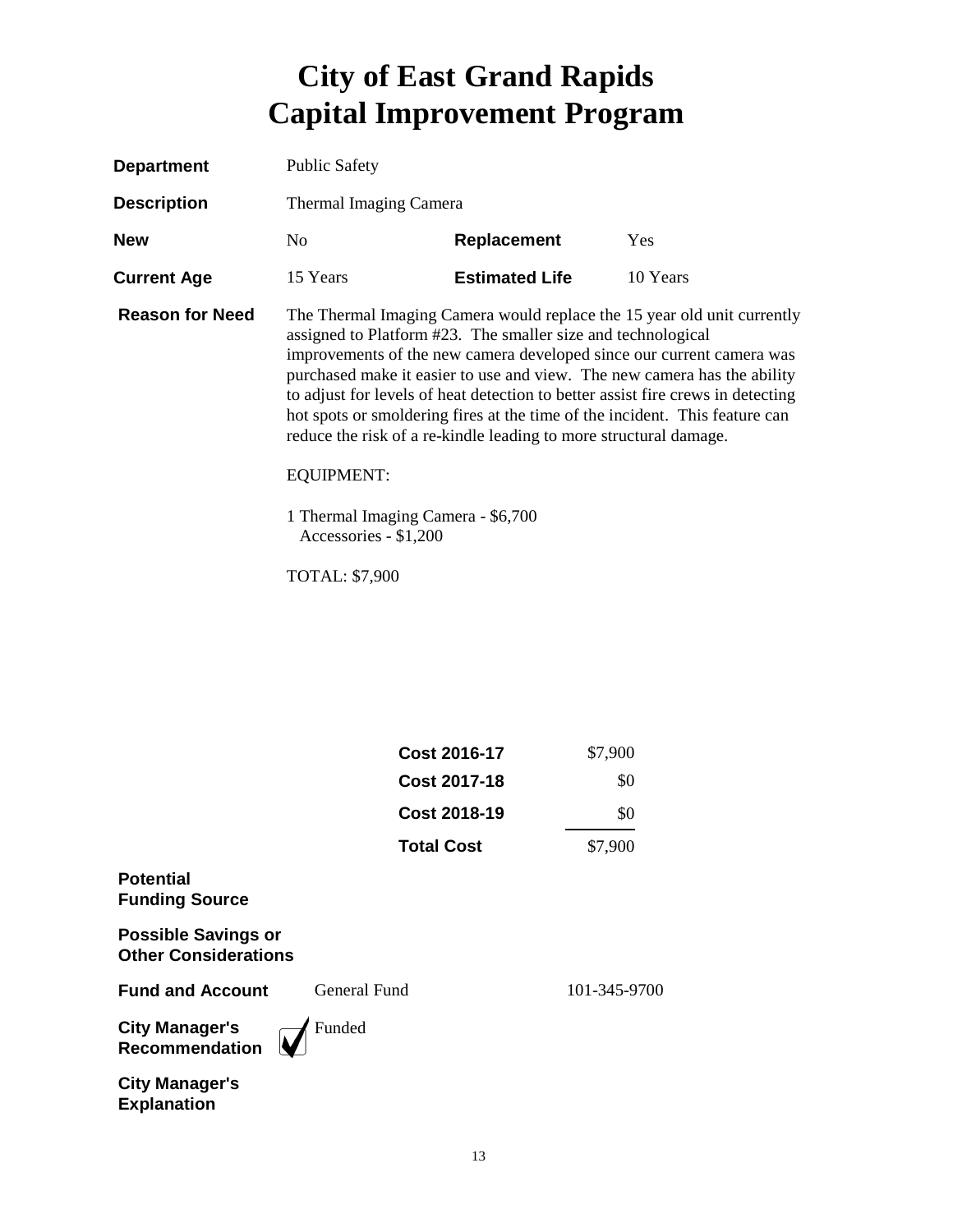# City of East Grand Rapids
# Capital Improvement Program

**Department** Public Safety

**Description** Thermal Imaging Camera

**New** No **Replacement** Yes

**Current Age** 15 Years **Estimated Life** 10 Years

**Reason for Need** The Thermal Imaging Camera would replace the 15 year old unit currently assigned to Platform #23. The smaller size and technological improvements of the new camera developed since our current camera was purchased make it easier to use and view. The new camera has the ability to adjust for levels of heat detection to better assist fire crews in detecting hot spots or smoldering fires at the time of the incident. This feature can reduce the risk of a re-kindle leading to more structural damage.

EQUIPMENT:

1 Thermal Imaging Camera - $6,700
Accessories - $1,200

TOTAL: $7,900

| | |
|---|---|
| **Cost 2016-17** | $7,900 |
| **Cost 2017-18** | $0 |
| **Cost 2018-19** | $0 |
| **Total Cost** | $7,900 |

**Potential Funding Source**

**Possible Savings or Other Considerations**

**Fund and Account** General Fund 101-345-9700

**City Manager's Recommendation** ☑ Funded

**City Manager's Explanation**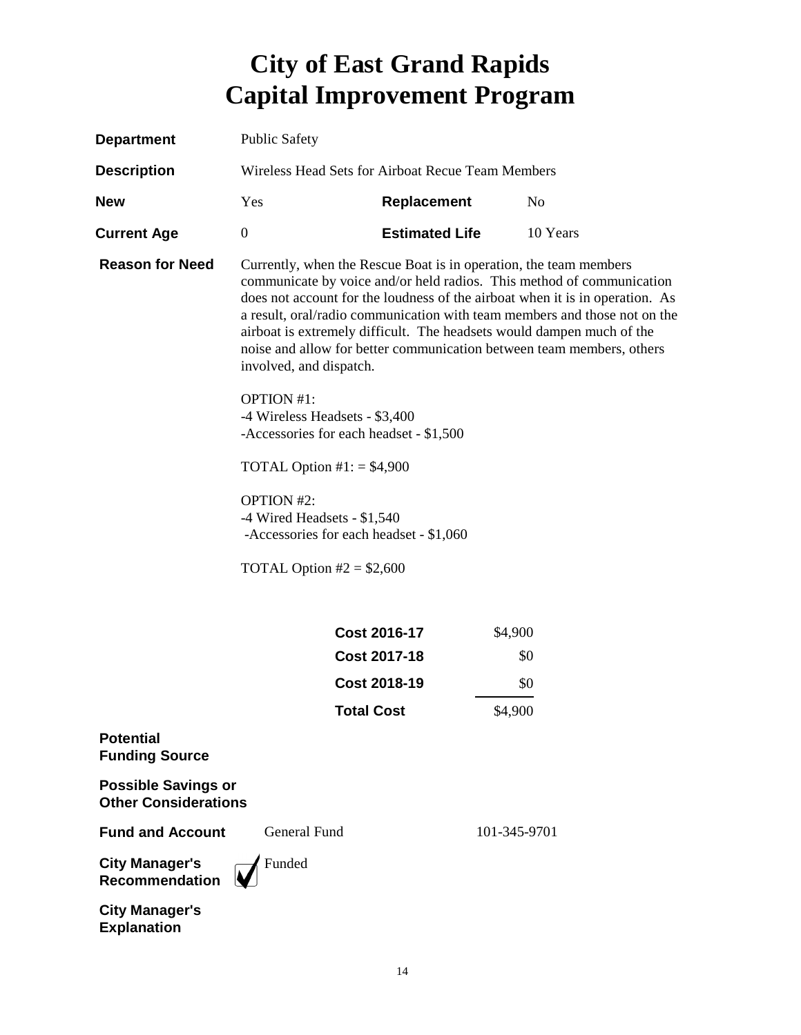# City of East Grand Rapids
# Capital Improvement Program

**Department** Public Safety

**Description** Wireless Head Sets for Airboat Recue Team Members

**New** Yes **Replacement** No

**Current Age** 0 **Estimated Life** 10 Years

**Reason for Need**

Currently, when the Rescue Boat is in operation, the team members communicate by voice and/or held radios. This method of communication does not account for the loudness of the airboat when it is in operation. As a result, oral/radio communication with team members and those not on the airboat is extremely difficult. The headsets would dampen much of the noise and allow for better communication between team members, others involved, and dispatch.

OPTION #1:
-4 Wireless Headsets - $3,400
-Accessories for each headset - $1,500

TOTAL Option #1: = $4,900

OPTION #2:
-4 Wired Headsets - $1,540
-Accessories for each headset - $1,060

TOTAL Option #2 = $2,600

| | |
|---|---|
| **Cost 2016-17** | $4,900 |
| **Cost 2017-18** | $0 |
| **Cost 2018-19** | $0 |
| **Total Cost** | $4,900 |

**Potential Funding Source**

**Possible Savings or Other Considerations**

**Fund and Account** General Fund 101-345-9701

**City Manager's Recommendation** ☑ Funded

**City Manager's Explanation**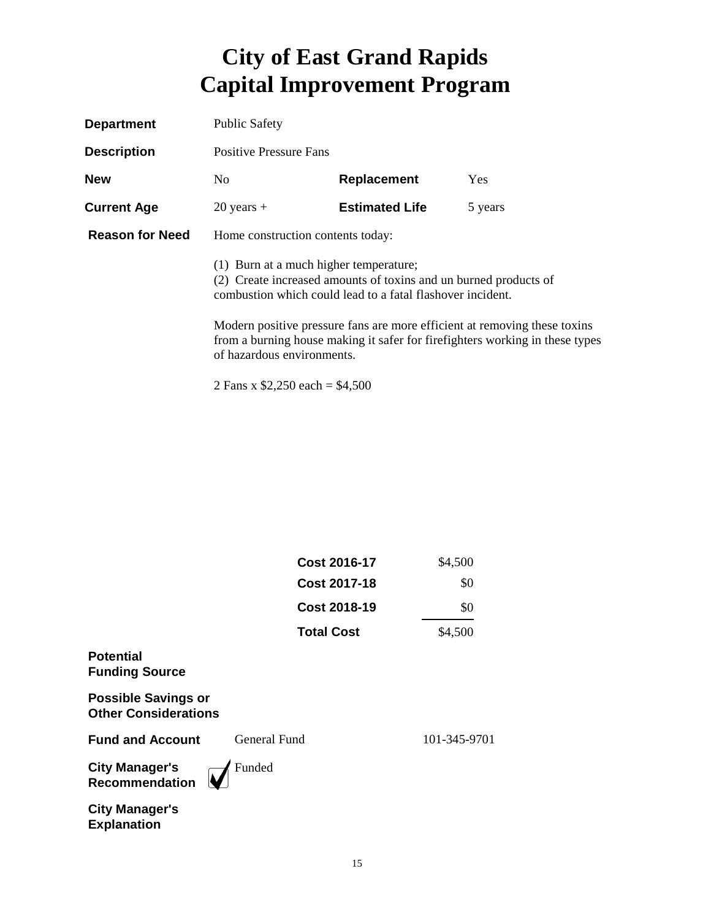# City of East Grand Rapids
# Capital Improvement Program

**Department** Public Safety

**Description** Positive Pressure Fans

**New** No **Replacement** Yes

**Current Age** 20 years + **Estimated Life** 5 years

**Reason for Need** Home construction contents today:

(1) Burn at a much higher temperature;
(2) Create increased amounts of toxins and un burned products of combustion which could lead to a fatal flashover incident.

Modern positive pressure fans are more efficient at removing these toxins from a burning house making it safer for firefighters working in these types of hazardous environments.

2 Fans x $2,250 each = $4,500

| | |
|---|---|
| **Cost 2016-17** | $4,500 |
| **Cost 2017-18** | $0 |
| **Cost 2018-19** | $0 |
| **Total Cost** | $4,500 |

**Potential Funding Source**

**Possible Savings or Other Considerations**

**Fund and Account** General Fund 101-345-9701

**City Manager's Recommendation** ☑ Funded

**City Manager's Explanation**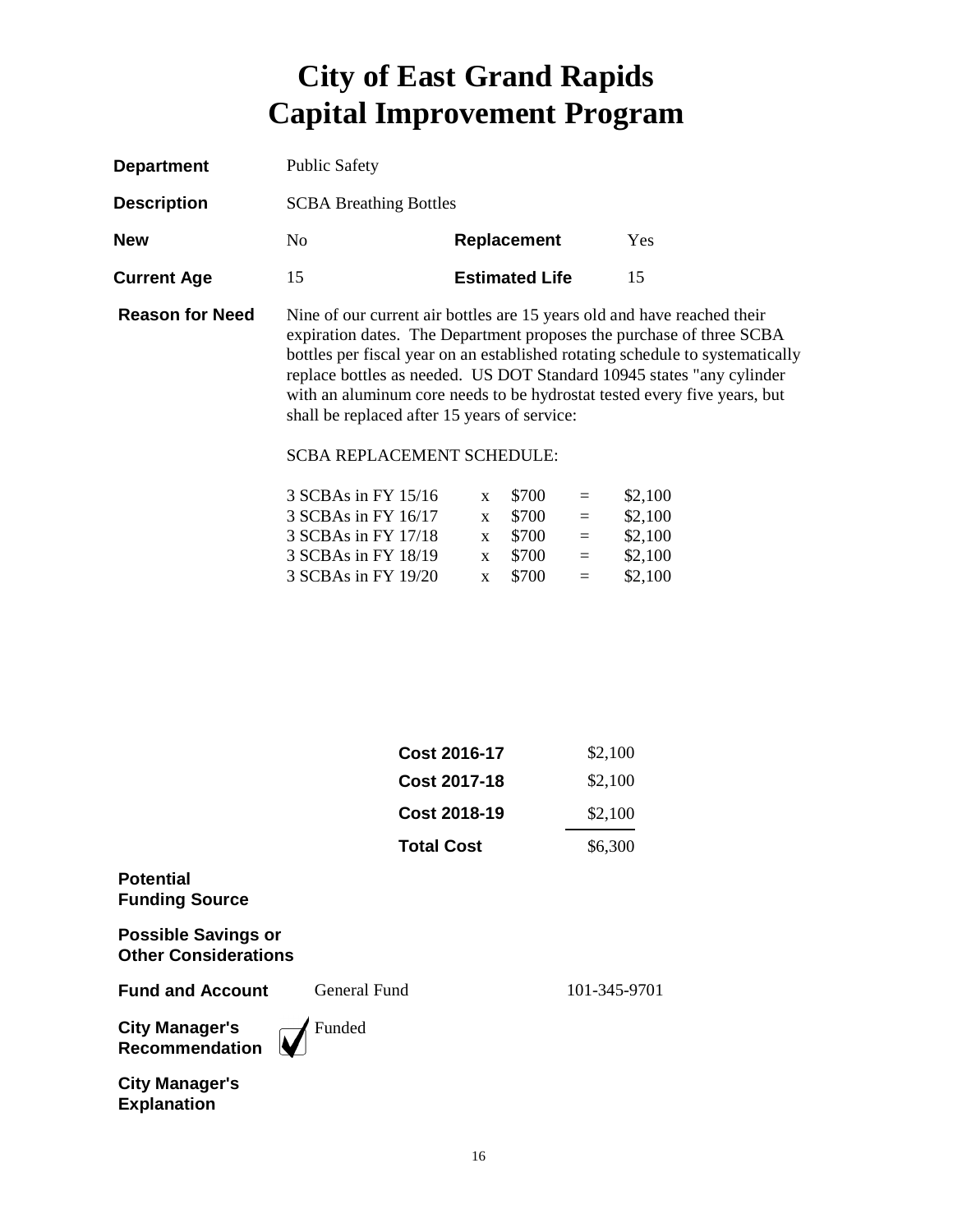# City of East Grand Rapids
# Capital Improvement Program

**Department** Public Safety

**Description** SCBA Breathing Bottles

**New** No **Replacement** Yes

**Current Age** 15 **Estimated Life** 15

**Reason for Need** Nine of our current air bottles are 15 years old and have reached their expiration dates. The Department proposes the purchase of three SCBA bottles per fiscal year on an established rotating schedule to systematically replace bottles as needed. US DOT Standard 10945 states "any cylinder with an aluminum core needs to be hydrostat tested every five years, but shall be replaced after 15 years of service:

SCBA REPLACEMENT SCHEDULE:

| | | | | |
|---|---|---|---|---|
| 3 SCBAs in FY 15/16 | x | $700 | = | $2,100 |
| 3 SCBAs in FY 16/17 | x | $700 | = | $2,100 |
| 3 SCBAs in FY 17/18 | x | $700 | = | $2,100 |
| 3 SCBAs in FY 18/19 | x | $700 | = | $2,100 |
| 3 SCBAs in FY 19/20 | x | $700 | = | $2,100 |

| | |
|---|---|
| **Cost 2016-17** | $2,100 |
| **Cost 2017-18** | $2,100 |
| **Cost 2018-19** | $2,100 |
| **Total Cost** | $6,300 |

**Potential Funding Source**

**Possible Savings or Other Considerations**

**Fund and Account** General Fund 101-345-9701

**City Manager's Recommendation** ☑ Funded

**City Manager's Explanation**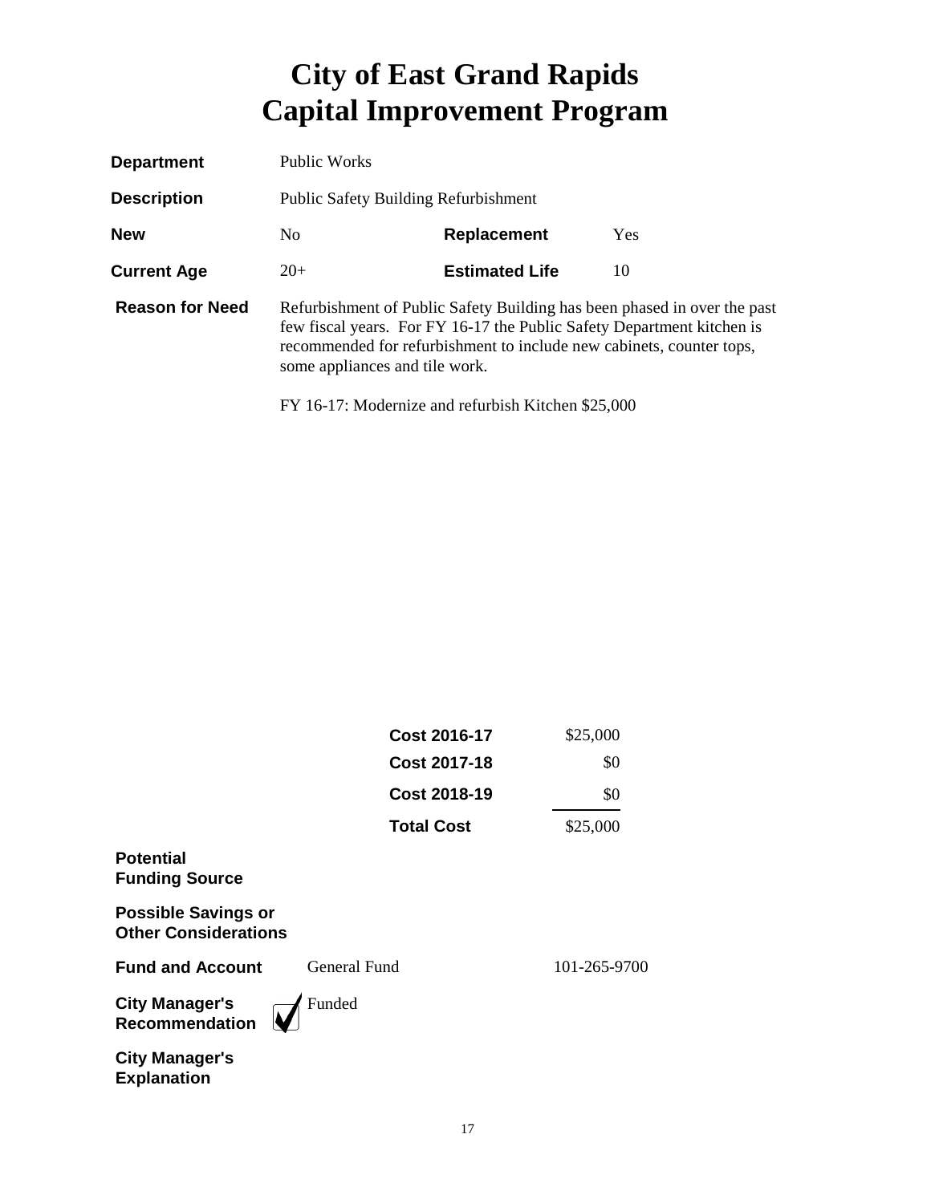# City of East Grand Rapids
# Capital Improvement Program

**Department** Public Works

**Description** Public Safety Building Refurbishment

| | | | |
|---|---|---|---|
| **New** | No | **Replacement** | Yes |
| **Current Age** | 20+ | **Estimated Life** | 10 |

**Reason for Need** Refurbishment of Public Safety Building has been phased in over the past few fiscal years. For FY 16-17 the Public Safety Department kitchen is recommended for refurbishment to include new cabinets, counter tops, some appliances and tile work.

FY 16-17: Modernize and refurbish Kitchen $25,000

| | |
|---|---|
| **Cost 2016-17** | $25,000 |
| **Cost 2017-18** | $0 |
| **Cost 2018-19** | $0 |
| **Total Cost** | $25,000 |

**Potential Funding Source**

**Possible Savings or Other Considerations**

**Fund and Account** General Fund 101-265-9700

**City Manager's Recommendation** ☑ Funded

**City Manager's Explanation**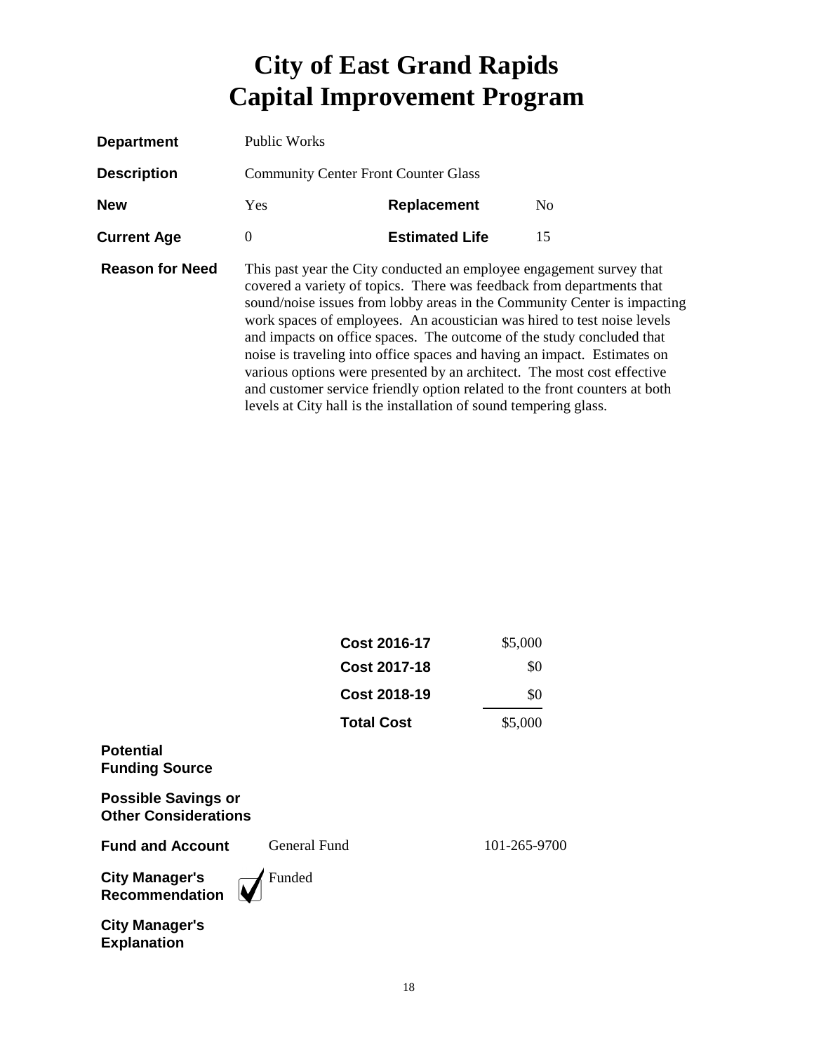# City of East Grand Rapids
# Capital Improvement Program

| | | | |
|---|---|---|---|
| **Department** | Public Works | | |
| **Description** | Community Center Front Counter Glass | | |
| **New** | Yes | **Replacement** | No |
| **Current Age** | 0 | **Estimated Life** | 15 |

**Reason for Need**

This past year the City conducted an employee engagement survey that covered a variety of topics. There was feedback from departments that sound/noise issues from lobby areas in the Community Center is impacting work spaces of employees. An acoustician was hired to test noise levels and impacts on office spaces. The outcome of the study concluded that noise is traveling into office spaces and having an impact. Estimates on various options were presented by an architect. The most cost effective and customer service friendly option related to the front counters at both levels at City hall is the installation of sound tempering glass.

| | |
|---|---|
| **Cost 2016-17** | $5,000 |
| **Cost 2017-18** | $0 |
| **Cost 2018-19** | $0 |
| **Total Cost** | $5,000 |

**Potential Funding Source**

**Possible Savings or Other Considerations**

**Fund and Account** General Fund 101-265-9700

**City Manager's Recommendation** ☑ Funded

**City Manager's Explanation**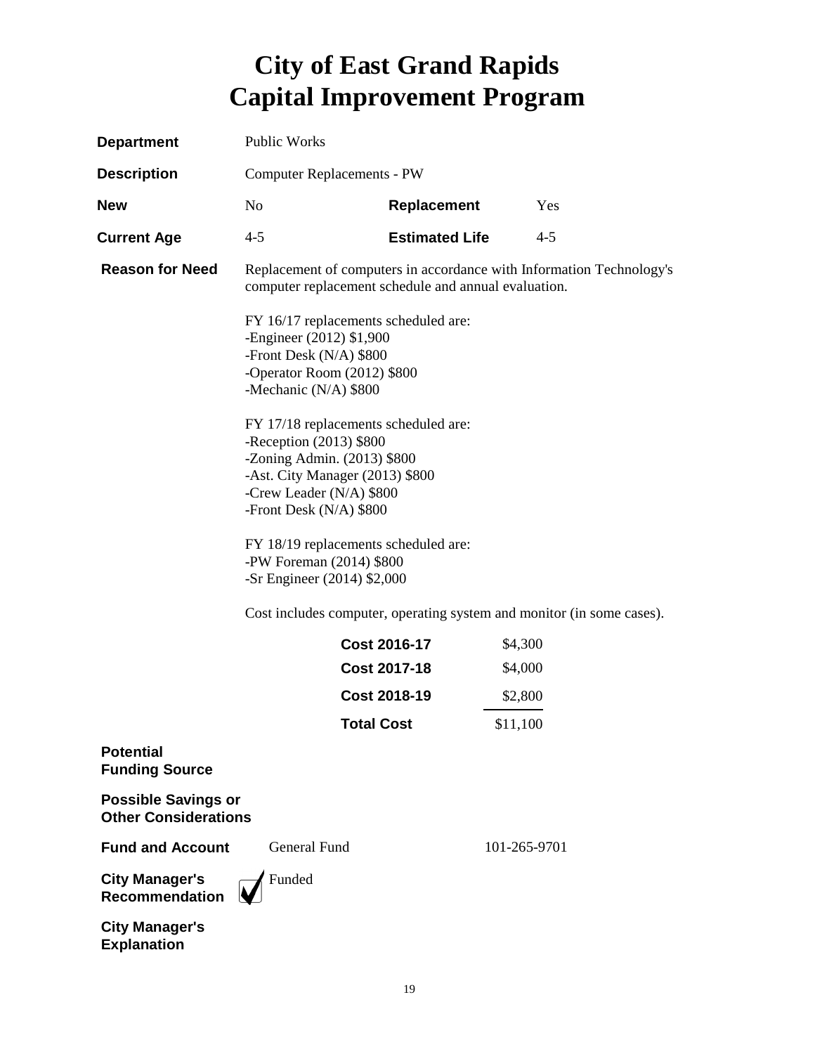# City of East Grand Rapids
# Capital Improvement Program

**Department** Public Works

**Description** Computer Replacements - PW

**New** No **Replacement** Yes

**Current Age** 4-5 **Estimated Life** 4-5

**Reason for Need** Replacement of computers in accordance with Information Technology's computer replacement schedule and annual evaluation.

FY 16/17 replacements scheduled are:
-Engineer (2012) $1,900
-Front Desk (N/A) $800
-Operator Room (2012) $800
-Mechanic (N/A) $800

FY 17/18 replacements scheduled are:
-Reception (2013) $800
-Zoning Admin. (2013) $800
-Ast. City Manager (2013) $800
-Crew Leader (N/A) $800
-Front Desk (N/A) $800

FY 18/19 replacements scheduled are:
-PW Foreman (2014) $800
-Sr Engineer (2014) $2,000

Cost includes computer, operating system and monitor (in some cases).

| | |
|---|---|
| **Cost 2016-17** | $4,300 |
| **Cost 2017-18** | $4,000 |
| **Cost 2018-19** | $2,800 |
| **Total Cost** | $11,100 |

**Potential Funding Source**

**Possible Savings or Other Considerations**

**Fund and Account** General Fund 101-265-9701

**City Manager's Recommendation** ☑ Funded

**City Manager's Explanation**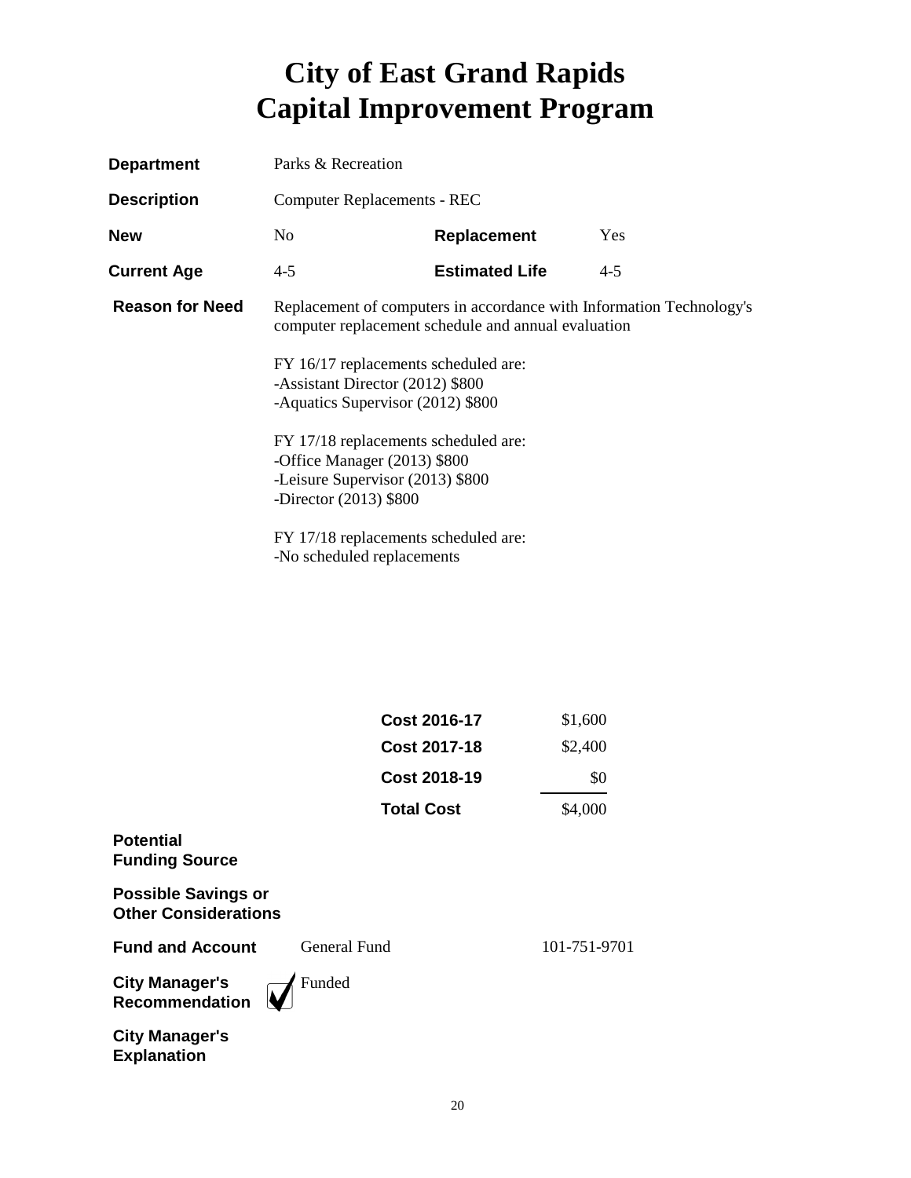# City of East Grand Rapids
# Capital Improvement Program

| | | | |
|---|---|---|---|
| **Department** | Parks & Recreation | | |
| **Description** | Computer Replacements - REC | | |
| **New** | No | **Replacement** | Yes |
| **Current Age** | 4-5 | **Estimated Life** | 4-5 |

**Reason for Need**

Replacement of computers in accordance with Information Technology's computer replacement schedule and annual evaluation

FY 16/17 replacements scheduled are:
-Assistant Director (2012) $800
-Aquatics Supervisor (2012) $800

FY 17/18 replacements scheduled are:
-Office Manager (2013) $800
-Leisure Supervisor (2013) $800
-Director (2013) $800

FY 17/18 replacements scheduled are:
-No scheduled replacements

| | |
|---|---|
| **Cost 2016-17** | $1,600 |
| **Cost 2017-18** | $2,400 |
| **Cost 2018-19** | $0 |
| **Total Cost** | $4,000 |

**Potential Funding Source**

**Possible Savings or Other Considerations**

**Fund and Account** General Fund 101-751-9701

**City Manager's Recommendation** ☑ Funded

**City Manager's Explanation**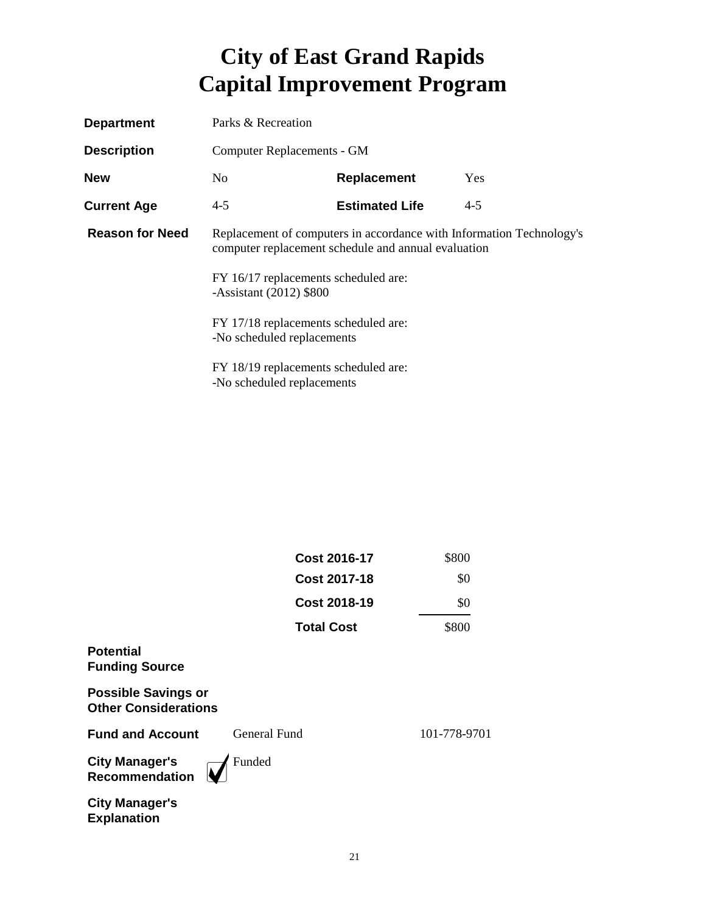# City of East Grand Rapids
# Capital Improvement Program

| | | | |
|---|---|---|---|
| **Department** | Parks & Recreation | | |
| **Description** | Computer Replacements - GM | | |
| **New** | No | **Replacement** | Yes |
| **Current Age** | 4-5 | **Estimated Life** | 4-5 |

**Reason for Need**

Replacement of computers in accordance with Information Technology's computer replacement schedule and annual evaluation

FY 16/17 replacements scheduled are:
-Assistant (2012) $800

FY 17/18 replacements scheduled are:
-No scheduled replacements

FY 18/19 replacements scheduled are:
-No scheduled replacements

| | |
|---|---|
| **Cost 2016-17** | $800 |
| **Cost 2017-18** | $0 |
| **Cost 2018-19** | $0 |
| **Total Cost** | $800 |

**Potential Funding Source**

**Possible Savings or Other Considerations**

**Fund and Account** General Fund 101-778-9701

**City Manager's Recommendation** ☑ Funded

**City Manager's Explanation**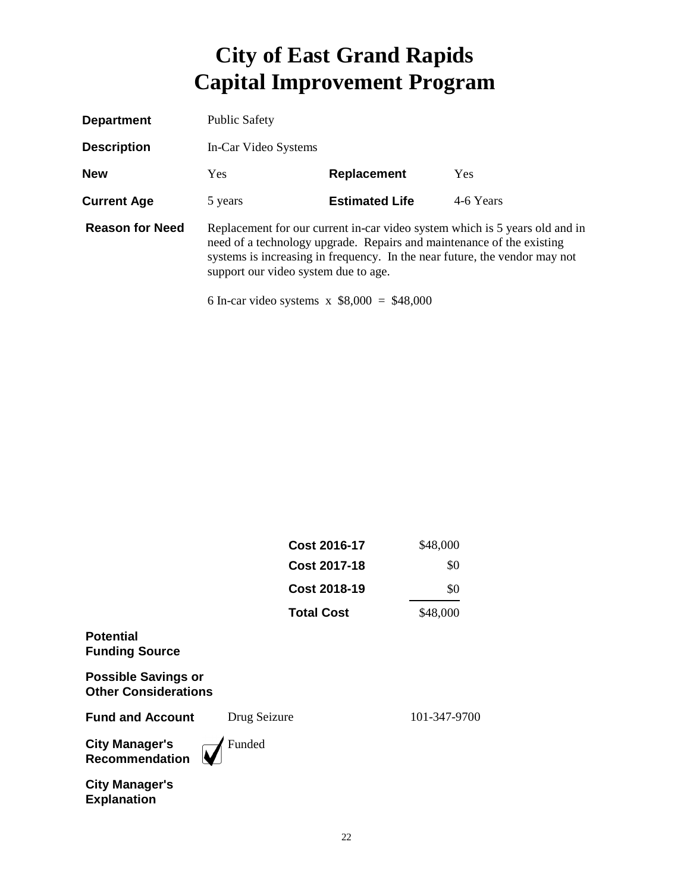# City of East Grand Rapids
# Capital Improvement Program

| | | | |
|---|---|---|---|
| **Department** | Public Safety | | |
| **Description** | In-Car Video Systems | | |
| **New** | Yes | **Replacement** | Yes |
| **Current Age** | 5 years | **Estimated Life** | 4-6 Years |

**Reason for Need**

Replacement for our current in-car video system which is 5 years old and in need of a technology upgrade. Repairs and maintenance of the existing systems is increasing in frequency. In the near future, the vendor may not support our video system due to age.

6 In-car video systems x $8,000 = $48,000

| | |
|---|---|
| **Cost 2016-17** | $48,000 |
| **Cost 2017-18** | $0 |
| **Cost 2018-19** | $0 |
| **Total Cost** | $48,000 |

**Potential Funding Source**

**Possible Savings or Other Considerations**

**Fund and Account** Drug Seizure 101-347-9700

**City Manager's Recommendation** ☑ Funded

**City Manager's Explanation**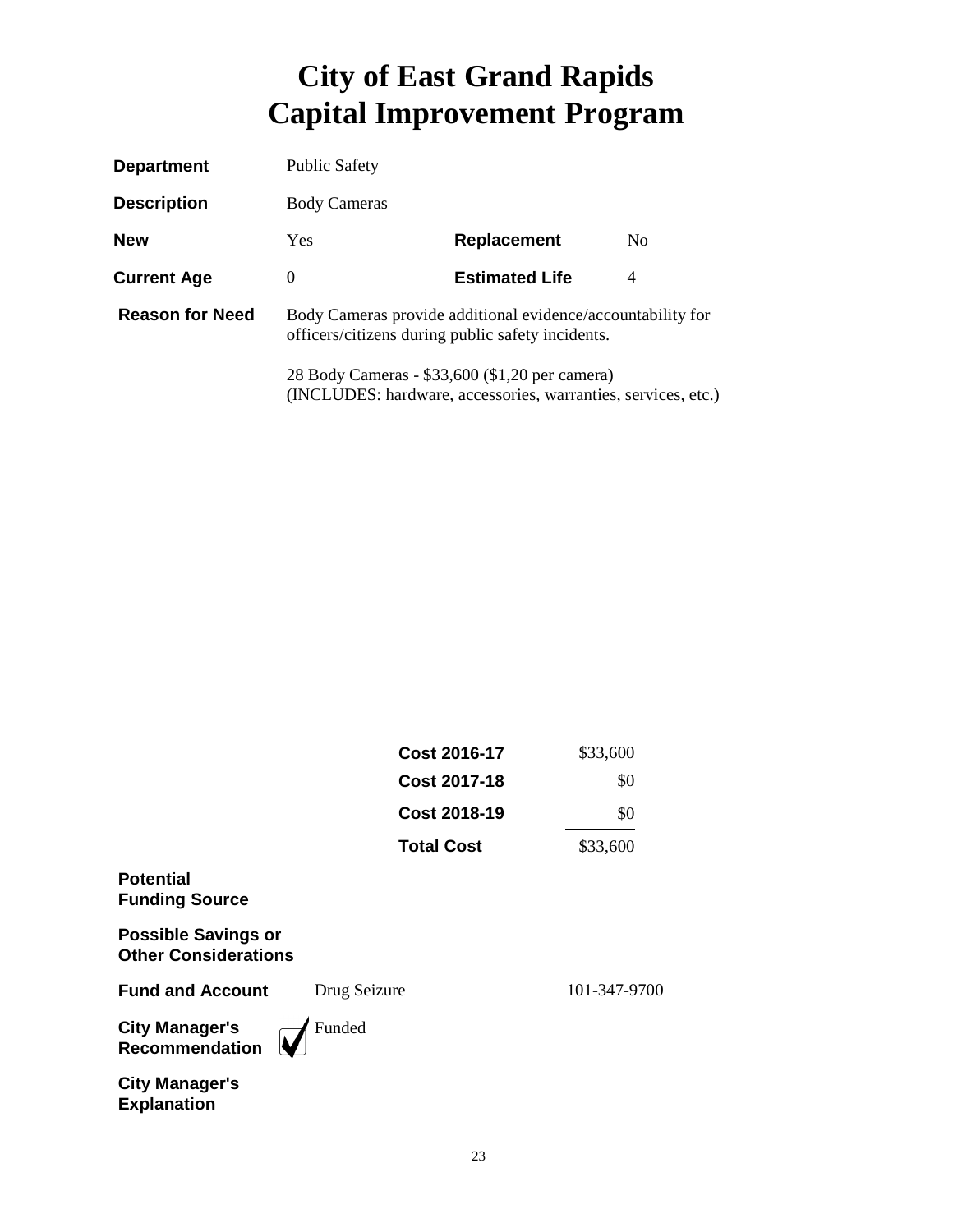# City of East Grand Rapids
# Capital Improvement Program

| | | | |
|---|---|---|---|
| **Department** | Public Safety | | |
| **Description** | Body Cameras | | |
| **New** | Yes | **Replacement** | No |
| **Current Age** | 0 | **Estimated Life** | 4 |

**Reason for Need**

Body Cameras provide additional evidence/accountability for officers/citizens during public safety incidents.

28 Body Cameras - $33,600 ($1,20 per camera)
(INCLUDES: hardware, accessories, warranties, services, etc.)

| | |
|---|---|
| **Cost 2016-17** | $33,600 |
| **Cost 2017-18** | $0 |
| **Cost 2018-19** | $0 |
| **Total Cost** | $33,600 |

**Potential Funding Source**

**Possible Savings or Other Considerations**

**Fund and Account** Drug Seizure 101-347-9700

**City Manager's Recommendation** ☑ Funded

**City Manager's Explanation**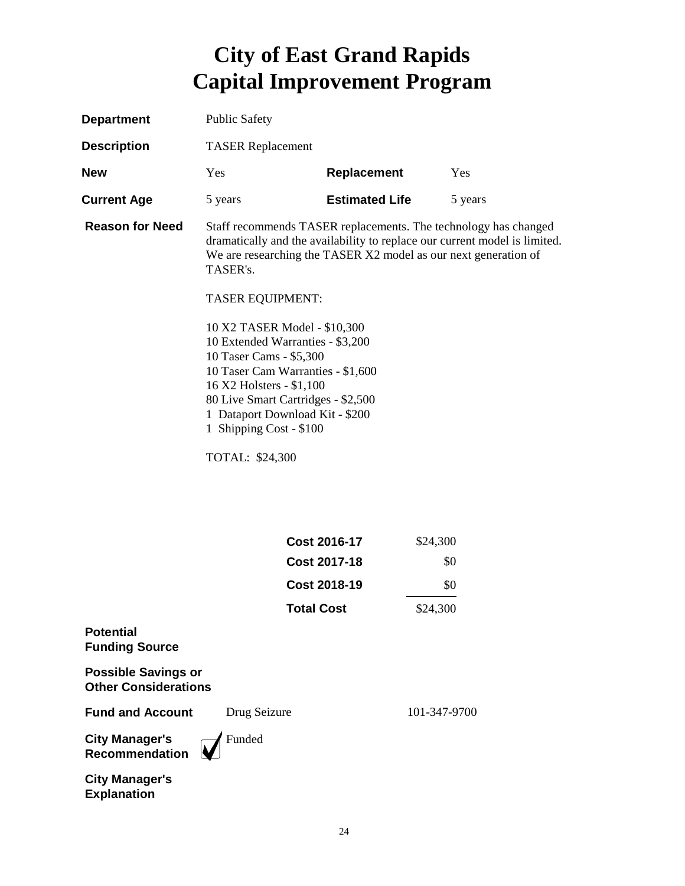# City of East Grand Rapids
# Capital Improvement Program

**Department** Public Safety

**Description** TASER Replacement

| **New** | Yes | **Replacement** | Yes |
|---|---|---|---|
| **Current Age** | 5 years | **Estimated Life** | 5 years |

**Reason for Need**

Staff recommends TASER replacements. The technology has changed dramatically and the availability to replace our current model is limited. We are researching the TASER X2 model as our next generation of TASER's.

TASER EQUIPMENT:

10 X2 TASER Model - $10,300
10 Extended Warranties - $3,200
10 Taser Cams - $5,300
10 Taser Cam Warranties - $1,600
16 X2 Holsters - $1,100
80 Live Smart Cartridges - $2,500
1 Dataport Download Kit - $200
1 Shipping Cost - $100

TOTAL: $24,300

| | |
|---|---|
| **Cost 2016-17** | $24,300 |
| **Cost 2017-18** | $0 |
| **Cost 2018-19** | $0 |
| **Total Cost** | $24,300 |

**Potential Funding Source**

**Possible Savings or Other Considerations**

**Fund and Account** Drug Seizure 101-347-9700

**City Manager's Recommendation** ☑ Funded

**City Manager's Explanation**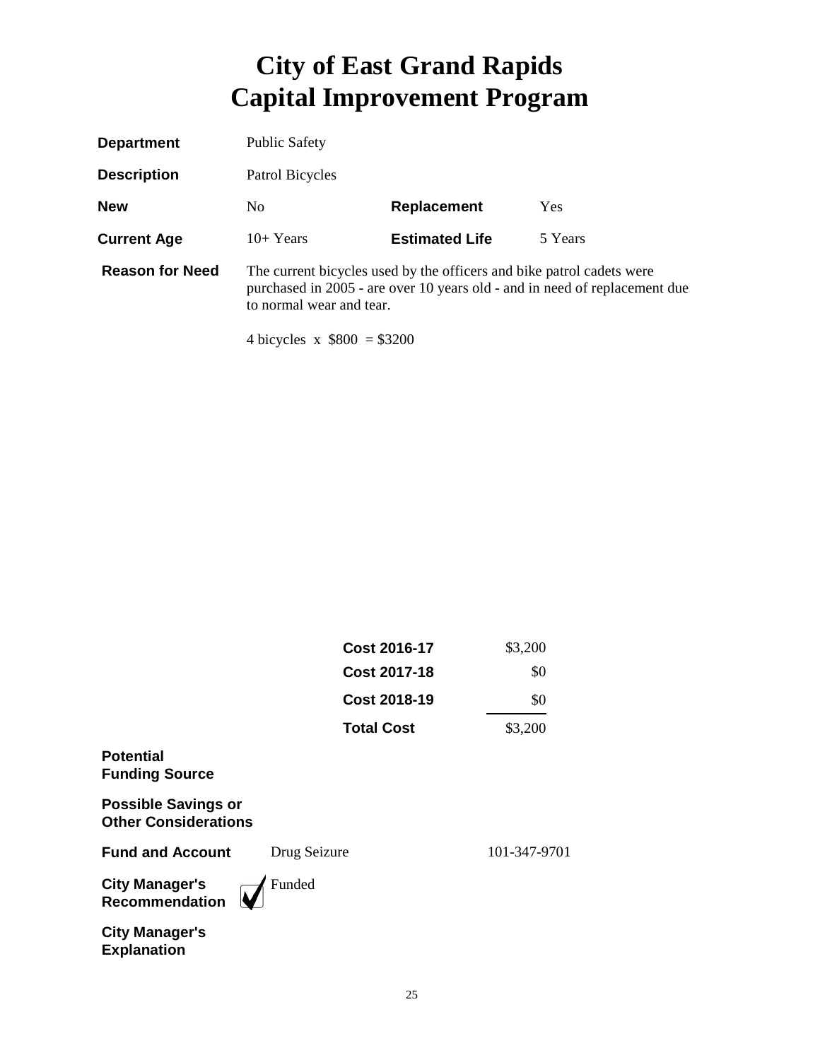# City of East Grand Rapids
# Capital Improvement Program

**Department** Public Safety

**Description** Patrol Bicycles

| | | | |
|---|---|---|---|
| **New** | No | **Replacement** | Yes |
| **Current Age** | 10+ Years | **Estimated Life** | 5 Years |

**Reason for Need** The current bicycles used by the officers and bike patrol cadets were purchased in 2005 - are over 10 years old - and in need of replacement due to normal wear and tear.

4 bicycles x $800 = $3200

| | |
|---|---|
| **Cost 2016-17** | $3,200 |
| **Cost 2017-18** | $0 |
| **Cost 2018-19** | $0 |
| **Total Cost** | $3,200 |

**Potential Funding Source**

**Possible Savings or Other Considerations**

**Fund and Account** Drug Seizure 101-347-9701

**City Manager's Recommendation** ☑ Funded

**City Manager's Explanation**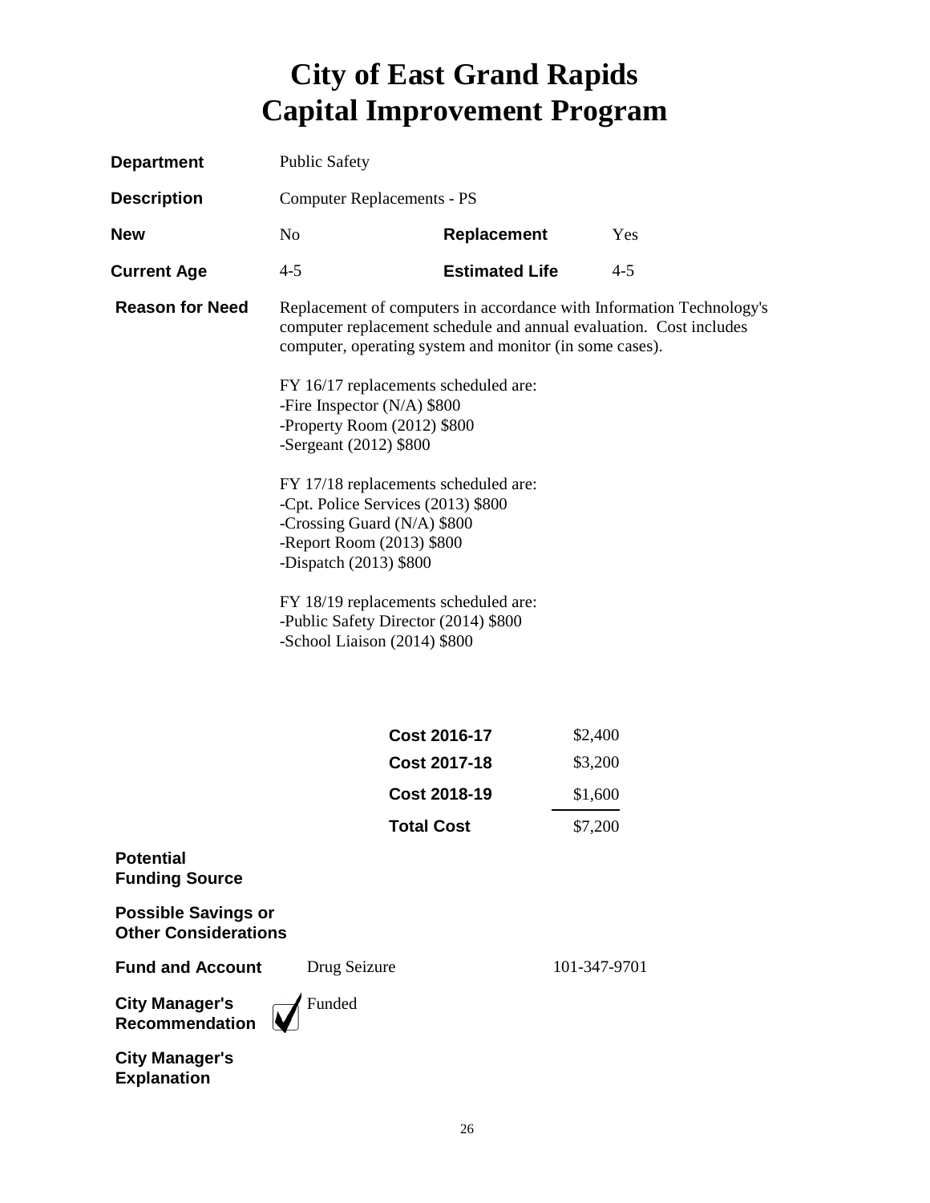# City of East Grand Rapids
# Capital Improvement Program

**Department** Public Safety

**Description** Computer Replacements - PS

**New** No **Replacement** Yes

**Current Age** 4-5 **Estimated Life** 4-5

**Reason for Need** Replacement of computers in accordance with Information Technology's computer replacement schedule and annual evaluation. Cost includes computer, operating system and monitor (in some cases).

FY 16/17 replacements scheduled are:
-Fire Inspector (N/A) $800
-Property Room (2012) $800
-Sergeant (2012) $800

FY 17/18 replacements scheduled are:
-Cpt. Police Services (2013) $800
-Crossing Guard (N/A) $800
-Report Room (2013) $800
-Dispatch (2013) $800

FY 18/19 replacements scheduled are:
-Public Safety Director (2014) $800
-School Liaison (2014) $800

| | |
|---|---|
| **Cost 2016-17** | $2,400 |
| **Cost 2017-18** | $3,200 |
| **Cost 2018-19** | $1,600 |
| **Total Cost** | $7,200 |

**Potential Funding Source**

**Possible Savings or Other Considerations**

**Fund and Account** Drug Seizure 101-347-9701

**City Manager's Recommendation** ☑ Funded

**City Manager's Explanation**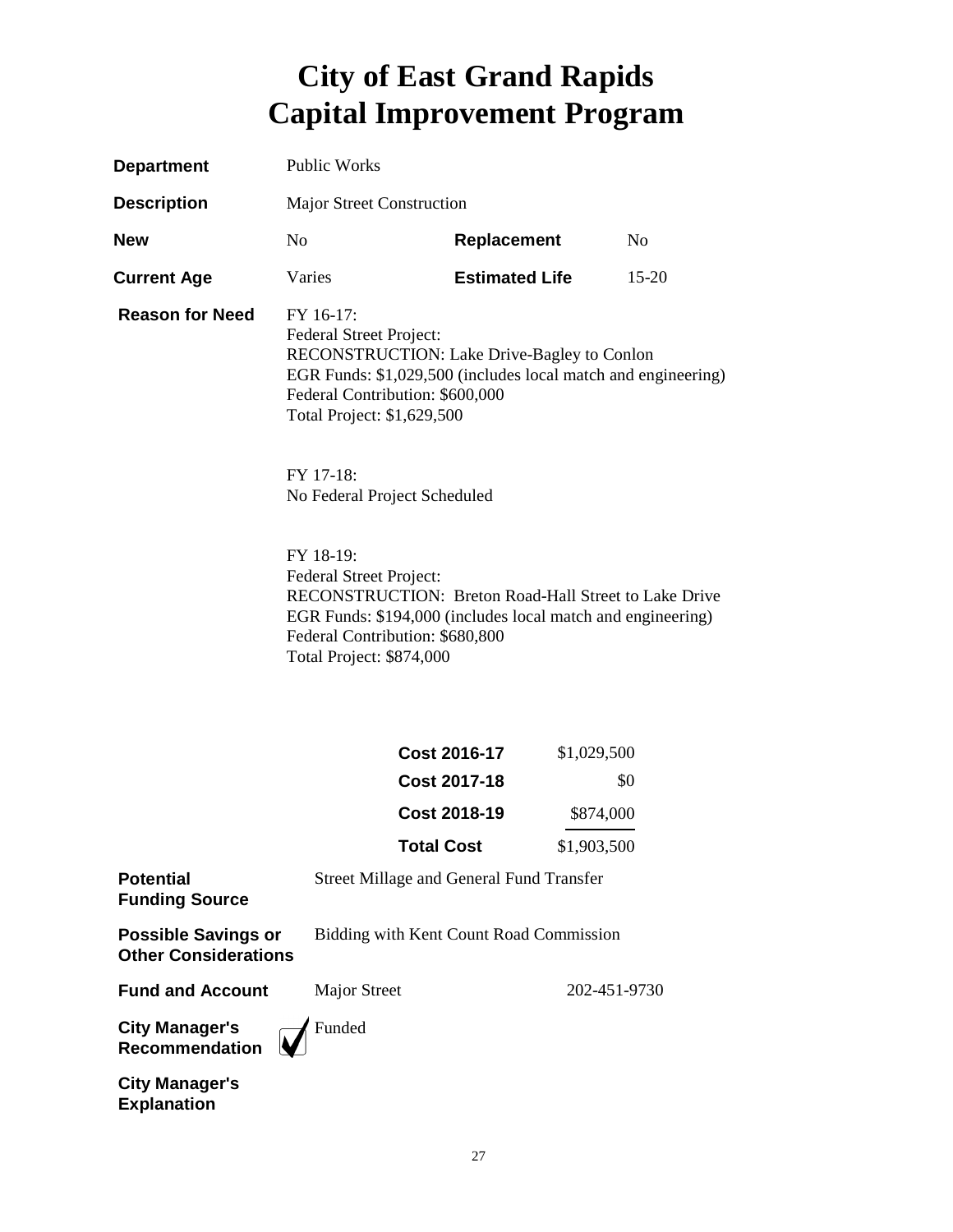# City of East Grand Rapids
# Capital Improvement Program

**Department** Public Works

**Description** Major Street Construction

**New** No **Replacement** No

**Current Age** Varies **Estimated Life** 15-20

**Reason for Need**

FY 16-17:
Federal Street Project:
RECONSTRUCTION: Lake Drive-Bagley to Conlon
EGR Funds: $1,029,500 (includes local match and engineering)
Federal Contribution: $600,000
Total Project: $1,629,500

FY 17-18:
No Federal Project Scheduled

FY 18-19:
Federal Street Project:
RECONSTRUCTION: Breton Road-Hall Street to Lake Drive
EGR Funds: $194,000 (includes local match and engineering)
Federal Contribution: $680,800
Total Project: $874,000

| | |
|---|---|
| **Cost 2016-17** | $1,029,500 |
| **Cost 2017-18** | $0 |
| **Cost 2018-19** | $874,000 |
| **Total Cost** | $1,903,500 |

**Potential Funding Source** Street Millage and General Fund Transfer

**Possible Savings or Other Considerations** Bidding with Kent Count Road Commission

**Fund and Account** Major Street 202-451-9730

**City Manager's Recommendation** ☑ Funded

**City Manager's Explanation**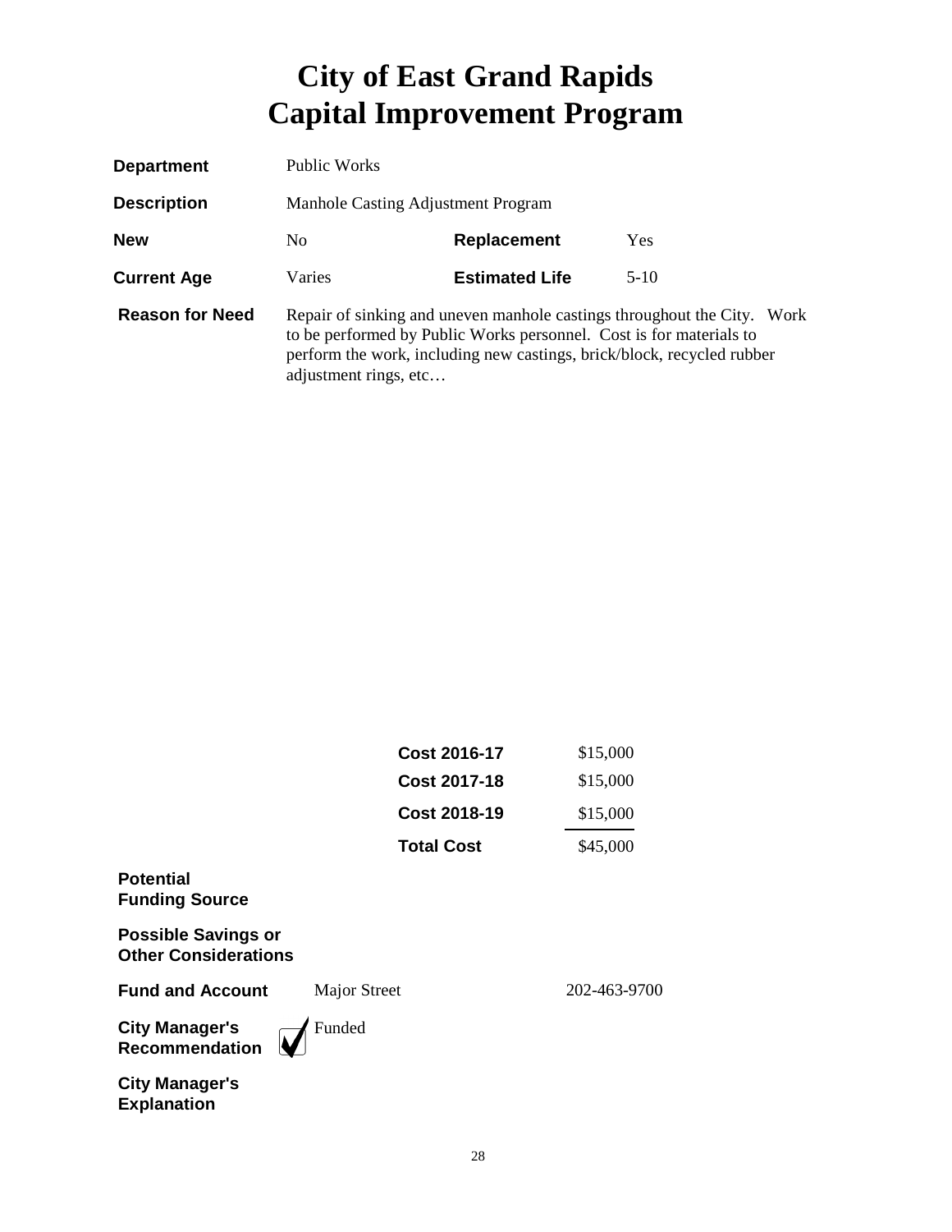# City of East Grand Rapids
# Capital Improvement Program

| | | | |
|---|---|---|---|
| **Department** | Public Works | | |
| **Description** | Manhole Casting Adjustment Program | | |
| **New** | No | **Replacement** | Yes |
| **Current Age** | Varies | **Estimated Life** | 5-10 |

**Reason for Need**

Repair of sinking and uneven manhole castings throughout the City. Work to be performed by Public Works personnel. Cost is for materials to perform the work, including new castings, brick/block, recycled rubber adjustment rings, etc…

| | |
|---|---|
| **Cost 2016-17** | $15,000 |
| **Cost 2017-18** | $15,000 |
| **Cost 2018-19** | $15,000 |
| **Total Cost** | $45,000 |

**Potential Funding Source**

**Possible Savings or Other Considerations**

**Fund and Account** Major Street 202-463-9700

**City Manager's Recommendation** ☑ Funded

**City Manager's Explanation**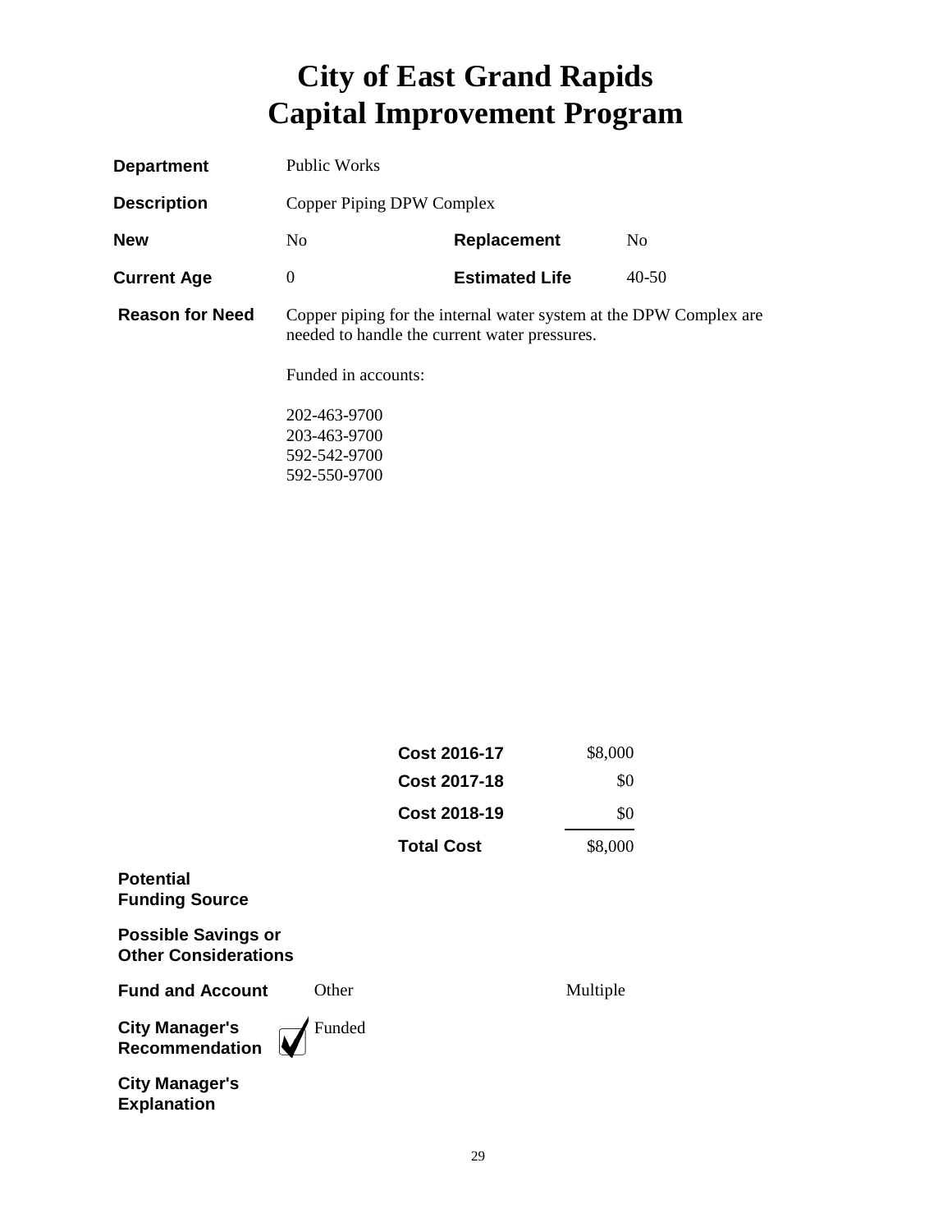# City of East Grand Rapids
# Capital Improvement Program

| | | | |
|---|---|---|---|
| **Department** | Public Works | | |
| **Description** | Copper Piping DPW Complex | | |
| **New** | No | **Replacement** | No |
| **Current Age** | 0 | **Estimated Life** | 40-50 |

**Reason for Need**

Copper piping for the internal water system at the DPW Complex are needed to handle the current water pressures.

Funded in accounts:

202-463-9700
203-463-9700
592-542-9700
592-550-9700

| | |
|---|---|
| **Cost 2016-17** | $8,000 |
| **Cost 2017-18** | $0 |
| **Cost 2018-19** | $0 |
| **Total Cost** | $8,000 |

**Potential Funding Source**

**Possible Savings or Other Considerations**

**Fund and Account** Other Multiple

**City Manager's Recommendation** ☑ Funded

**City Manager's Explanation**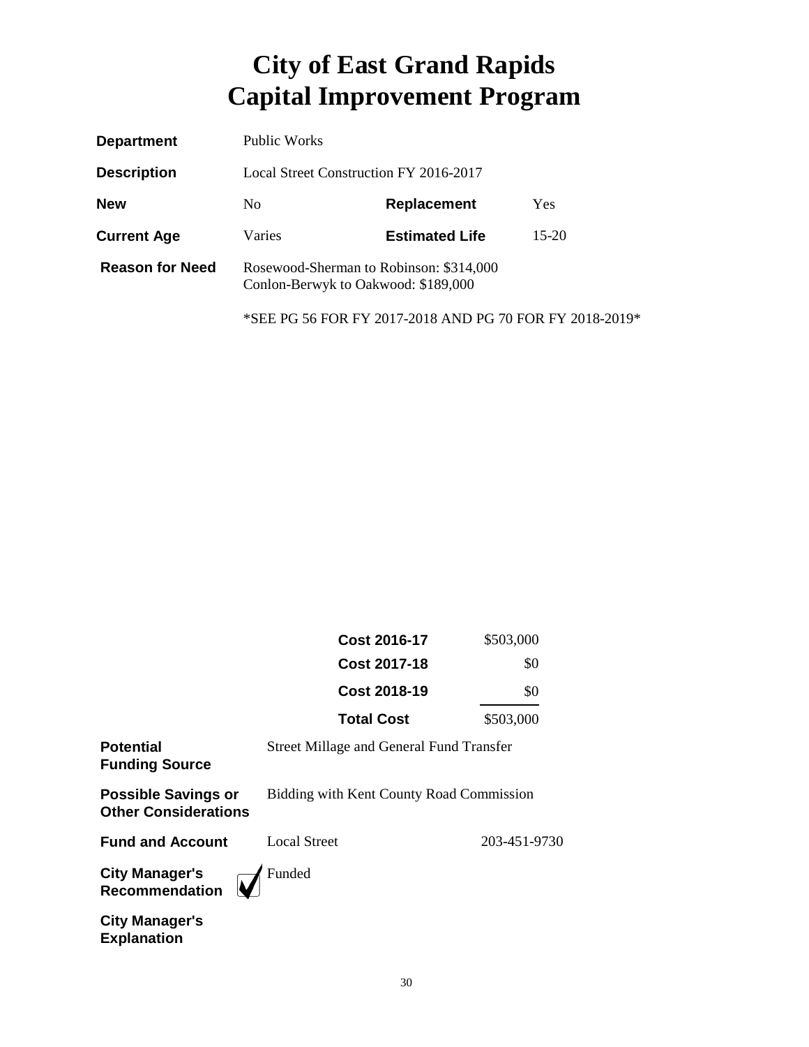# City of East Grand Rapids
# Capital Improvement Program

| | | | |
|---|---|---|---|
| **Department** | Public Works | | |
| **Description** | Local Street Construction FY 2016-2017 | | |
| **New** | No | **Replacement** | Yes |
| **Current Age** | Varies | **Estimated Life** | 15-20 |
| **Reason for Need** | Rosewood-Sherman to Robinson: $314,000<br>Conlon-Berwyk to Oakwood: $189,000 | | |

*SEE PG 56 FOR FY 2017-2018 AND PG 70 FOR FY 2018-2019*

| | |
|---|---|
| **Cost 2016-17** | $503,000 |
| **Cost 2017-18** | $0 |
| **Cost 2018-19** | $0 |
| **Total Cost** | $503,000 |

| | | |
|---|---|---|
| **Potential Funding Source** | Street Millage and General Fund Transfer | |
| **Possible Savings or Other Considerations** | Bidding with Kent County Road Commission | |
| **Fund and Account** | Local Street | 203-451-9730 |
| **City Manager's Recommendation** | ☑ Funded | |
| **City Manager's Explanation** | | |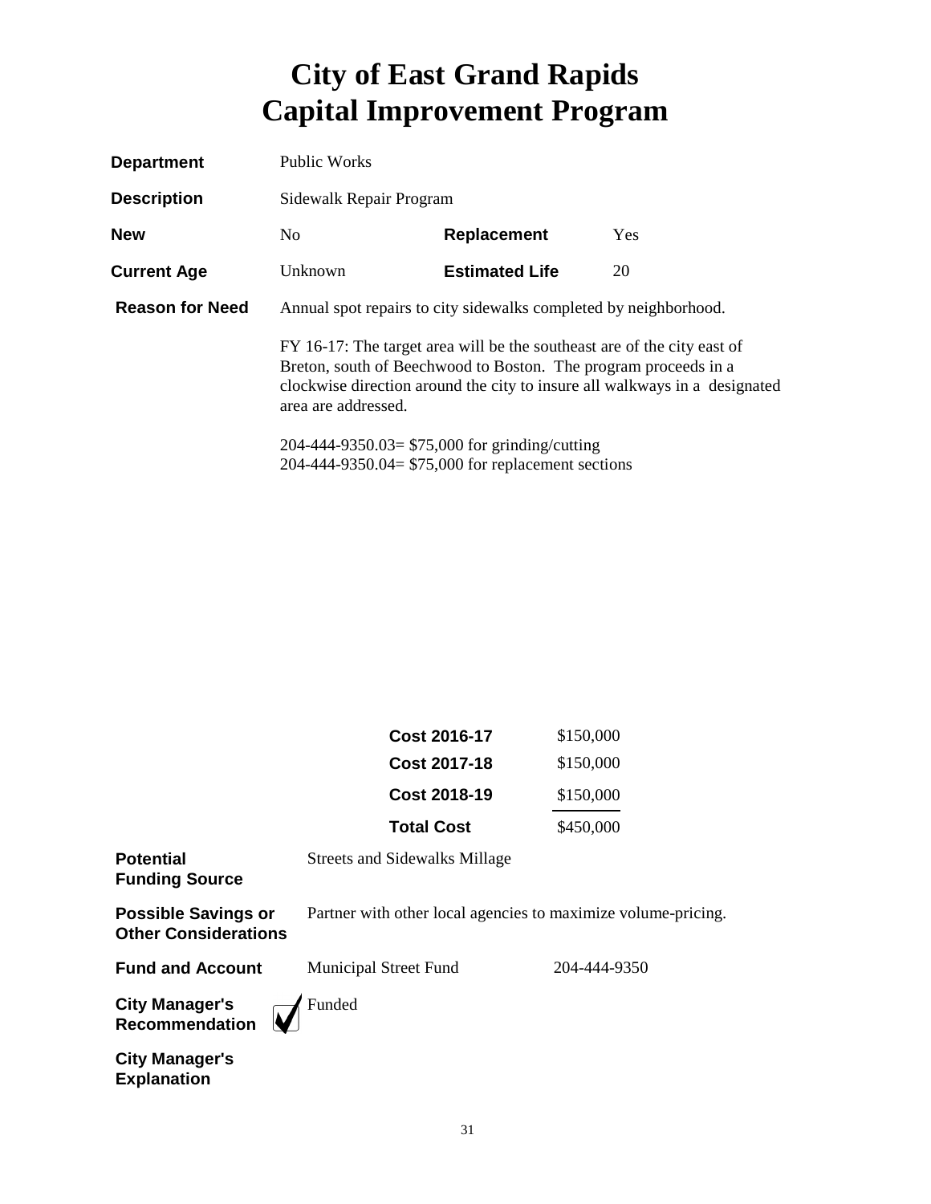# City of East Grand Rapids
# Capital Improvement Program

| | | | |
|---|---|---|---|
| **Department** | Public Works | | |
| **Description** | Sidewalk Repair Program | | |
| **New** | No | **Replacement** | Yes |
| **Current Age** | Unknown | **Estimated Life** | 20 |

**Reason for Need**

Annual spot repairs to city sidewalks completed by neighborhood.

FY 16-17: The target area will be the southeast are of the city east of Breton, south of Beechwood to Boston. The program proceeds in a clockwise direction around the city to insure all walkways in a designated area are addressed.

204-444-9350.03= $75,000 for grinding/cutting
204-444-9350.04= $75,000 for replacement sections

| | |
|---|---|
| **Cost 2016-17** | $150,000 |
| **Cost 2017-18** | $150,000 |
| **Cost 2018-19** | $150,000 |
| **Total Cost** | $450,000 |

**Potential Funding Source**: Streets and Sidewalks Millage

**Possible Savings or Other Considerations**: Partner with other local agencies to maximize volume-pricing.

**Fund and Account**: Municipal Street Fund 204-444-9350

**City Manager's Recommendation**: ☑ Funded

**City Manager's Explanation**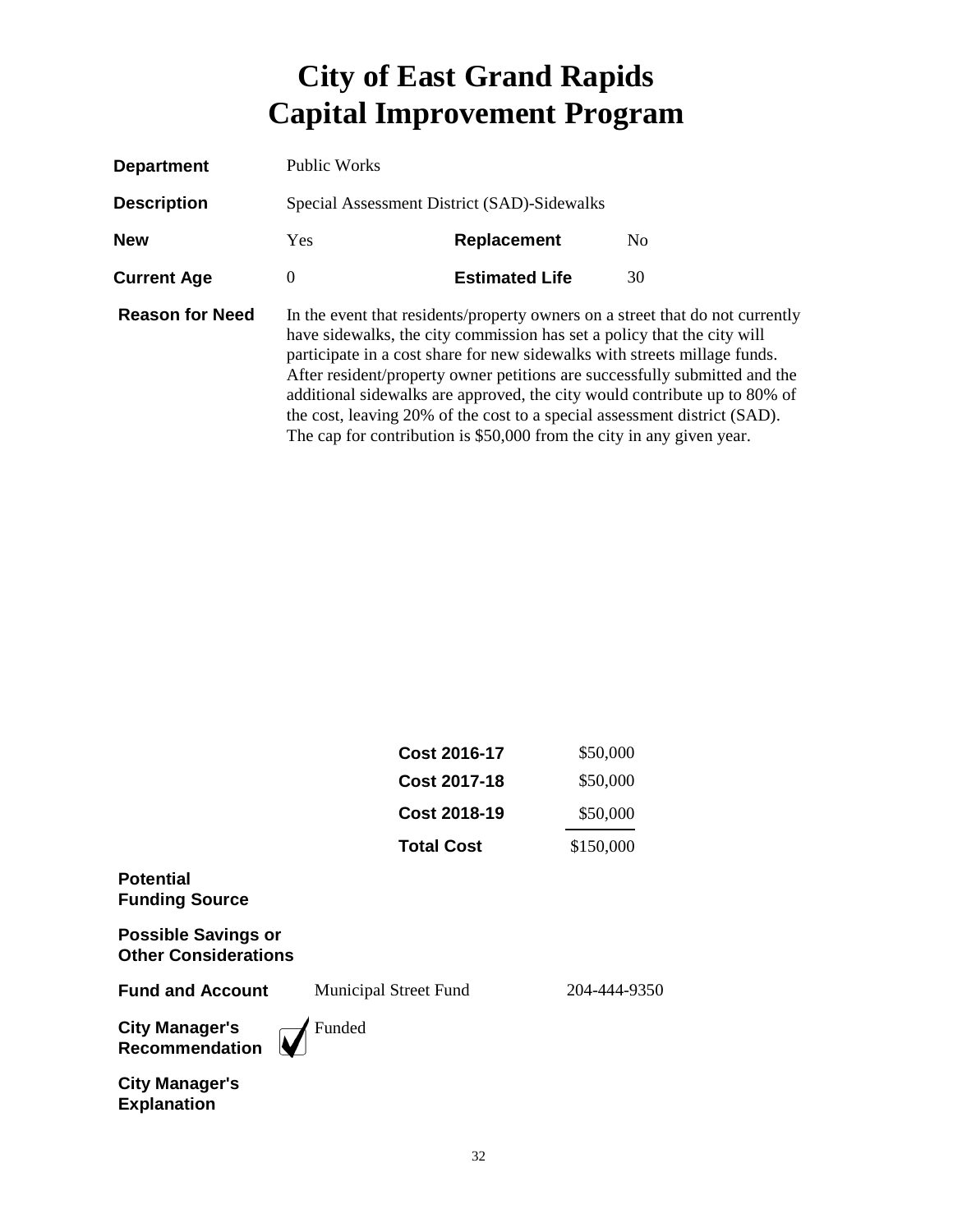# City of East Grand Rapids
# Capital Improvement Program

**Department** Public Works

**Description** Special Assessment District (SAD)-Sidewalks

**New** Yes **Replacement** No

**Current Age** 0 **Estimated Life** 30

**Reason for Need** In the event that residents/property owners on a street that do not currently have sidewalks, the city commission has set a policy that the city will participate in a cost share for new sidewalks with streets millage funds. After resident/property owner petitions are successfully submitted and the additional sidewalks are approved, the city would contribute up to 80% of the cost, leaving 20% of the cost to a special assessment district (SAD). The cap for contribution is $50,000 from the city in any given year.

| | |
|---|---|
| **Cost 2016-17** | $50,000 |
| **Cost 2017-18** | $50,000 |
| **Cost 2018-19** | $50,000 |
| **Total Cost** | $150,000 |

**Potential Funding Source**

**Possible Savings or Other Considerations**

**Fund and Account** Municipal Street Fund 204-444-9350

**City Manager's Recommendation** ☑ Funded

**City Manager's Explanation**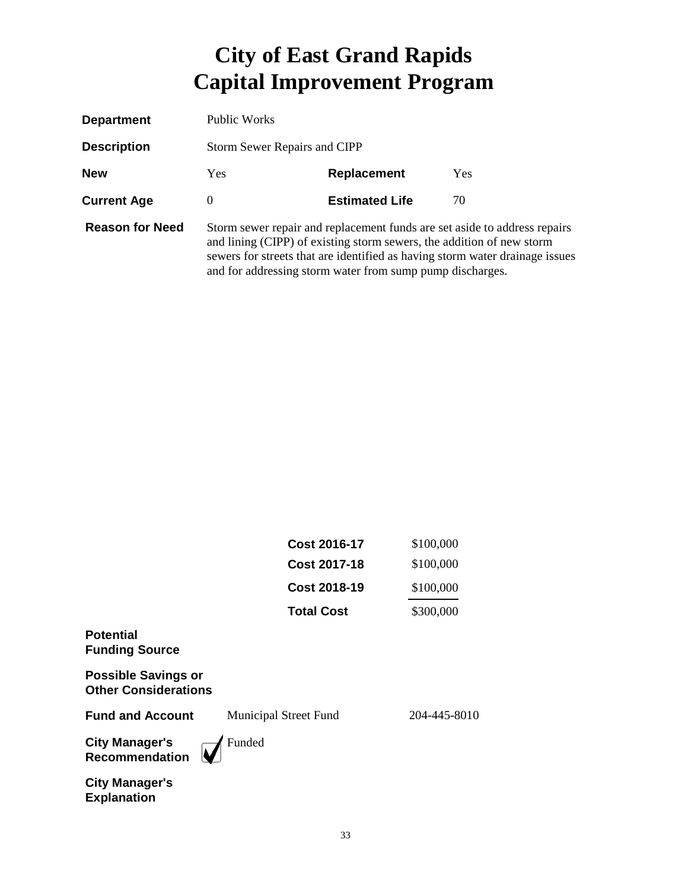# City of East Grand Rapids
# Capital Improvement Program

**Department** Public Works

**Description** Storm Sewer Repairs and CIPP

**New** Yes **Replacement** Yes

**Current Age** 0 **Estimated Life** 70

**Reason for Need** Storm sewer repair and replacement funds are set aside to address repairs and lining (CIPP) of existing storm sewers, the addition of new storm sewers for streets that are identified as having storm water drainage issues and for addressing storm water from sump pump discharges.

| | |
|---|---|
| **Cost 2016-17** | $100,000 |
| **Cost 2017-18** | $100,000 |
| **Cost 2018-19** | $100,000 |
| **Total Cost** | $300,000 |

**Potential Funding Source**

**Possible Savings or Other Considerations**

**Fund and Account** Municipal Street Fund 204-445-8010

**City Manager's Recommendation** ☑ Funded

**City Manager's Explanation**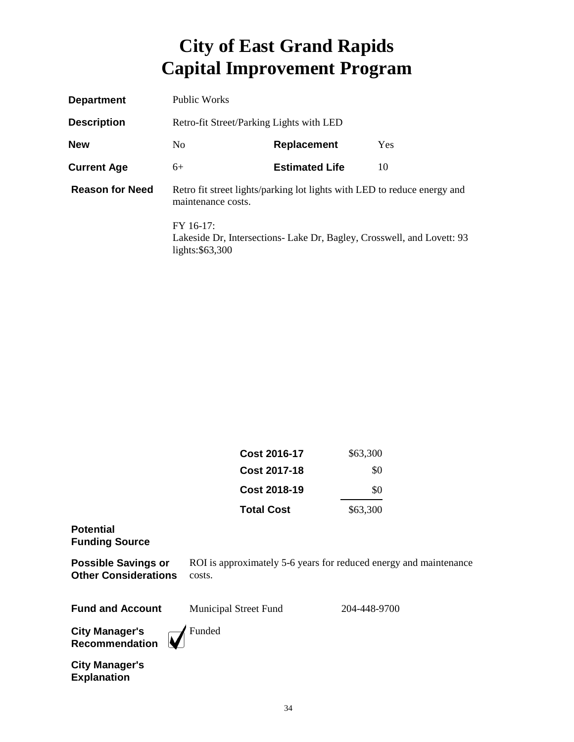# City of East Grand Rapids
# Capital Improvement Program

| | | | |
|---|---|---|---|
| **Department** | Public Works | | |
| **Description** | Retro-fit Street/Parking Lights with LED | | |
| **New** | No | **Replacement** | Yes |
| **Current Age** | 6+ | **Estimated Life** | 10 |

**Reason for Need**

Retro fit street lights/parking lot lights with LED to reduce energy and maintenance costs.

FY 16-17:
Lakeside Dr, Intersections- Lake Dr, Bagley, Crosswell, and Lovett: 93 lights:$63,300

| | |
|---|---|
| **Cost 2016-17** | $63,300 |
| **Cost 2017-18** | $0 |
| **Cost 2018-19** | $0 |
| **Total Cost** | $63,300 |

**Potential Funding Source**

**Possible Savings or Other Considerations**

ROI is approximately 5-6 years for reduced energy and maintenance costs.

**Fund and Account** Municipal Street Fund 204-448-9700

**City Manager's Recommendation** ☑ Funded

**City Manager's Explanation**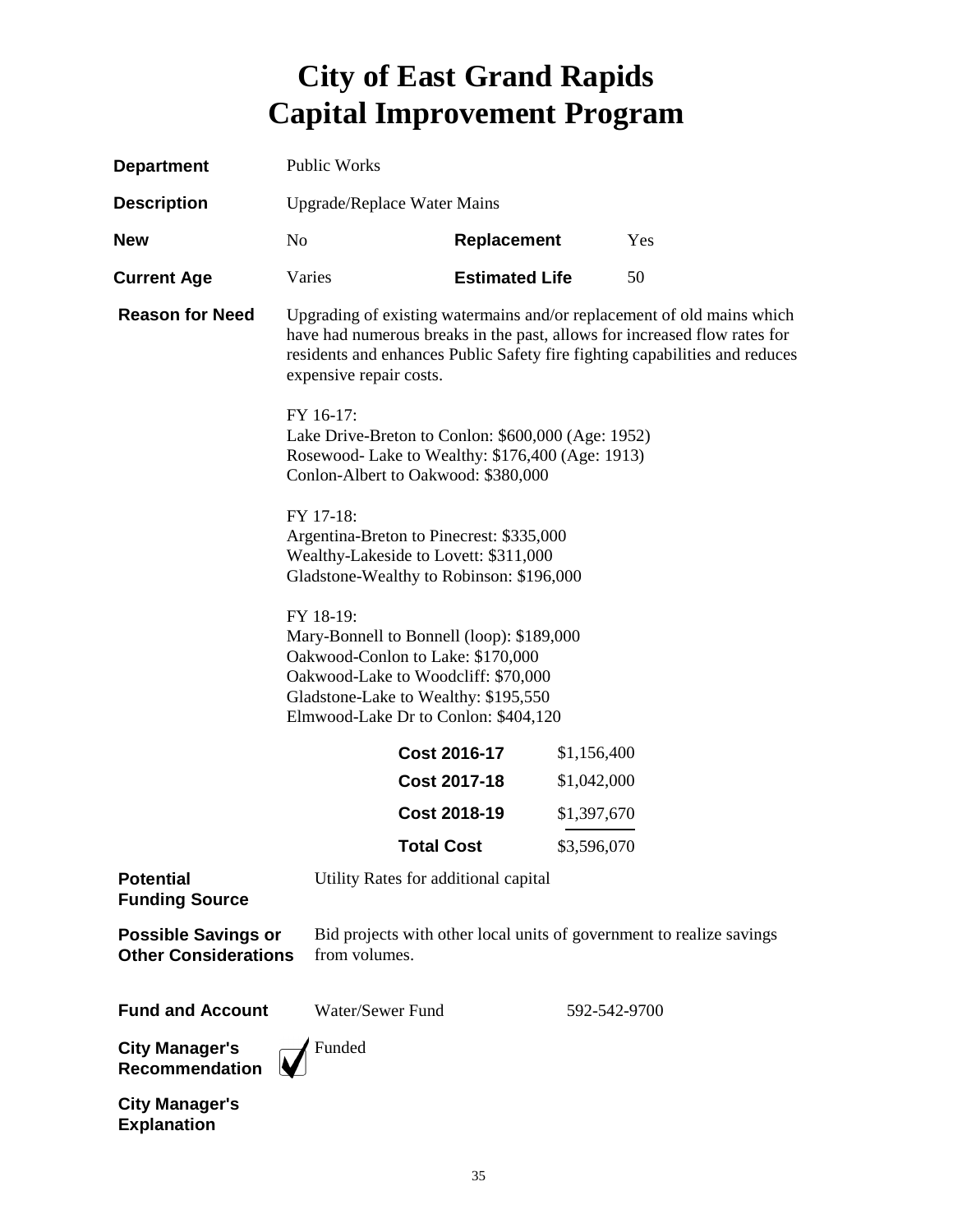# City of East Grand Rapids
# Capital Improvement Program

**Department** Public Works

**Description** Upgrade/Replace Water Mains

**New** No **Replacement** Yes

**Current Age** Varies **Estimated Life** 50

**Reason for Need** Upgrading of existing watermains and/or replacement of old mains which have had numerous breaks in the past, allows for increased flow rates for residents and enhances Public Safety fire fighting capabilities and reduces expensive repair costs.

FY 16-17:
Lake Drive-Breton to Conlon: $600,000 (Age: 1952)
Rosewood- Lake to Wealthy: $176,400 (Age: 1913)
Conlon-Albert to Oakwood: $380,000

FY 17-18:
Argentina-Breton to Pinecrest: $335,000
Wealthy-Lakeside to Lovett: $311,000
Gladstone-Wealthy to Robinson: $196,000

FY 18-19:
Mary-Bonnell to Bonnell (loop): $189,000
Oakwood-Conlon to Lake: $170,000
Oakwood-Lake to Woodcliff: $70,000
Gladstone-Lake to Wealthy: $195,550
Elmwood-Lake Dr to Conlon: $404,120

| | |
|---|---|
| **Cost 2016-17** | $1,156,400 |
| **Cost 2017-18** | $1,042,000 |
| **Cost 2018-19** | $1,397,670 |
| **Total Cost** | $3,596,070 |

**Potential Funding Source** Utility Rates for additional capital

**Possible Savings or Other Considerations** Bid projects with other local units of government to realize savings from volumes.

**Fund and Account** Water/Sewer Fund 592-542-9700

**City Manager's Recommendation** ☑ Funded

**City Manager's Explanation**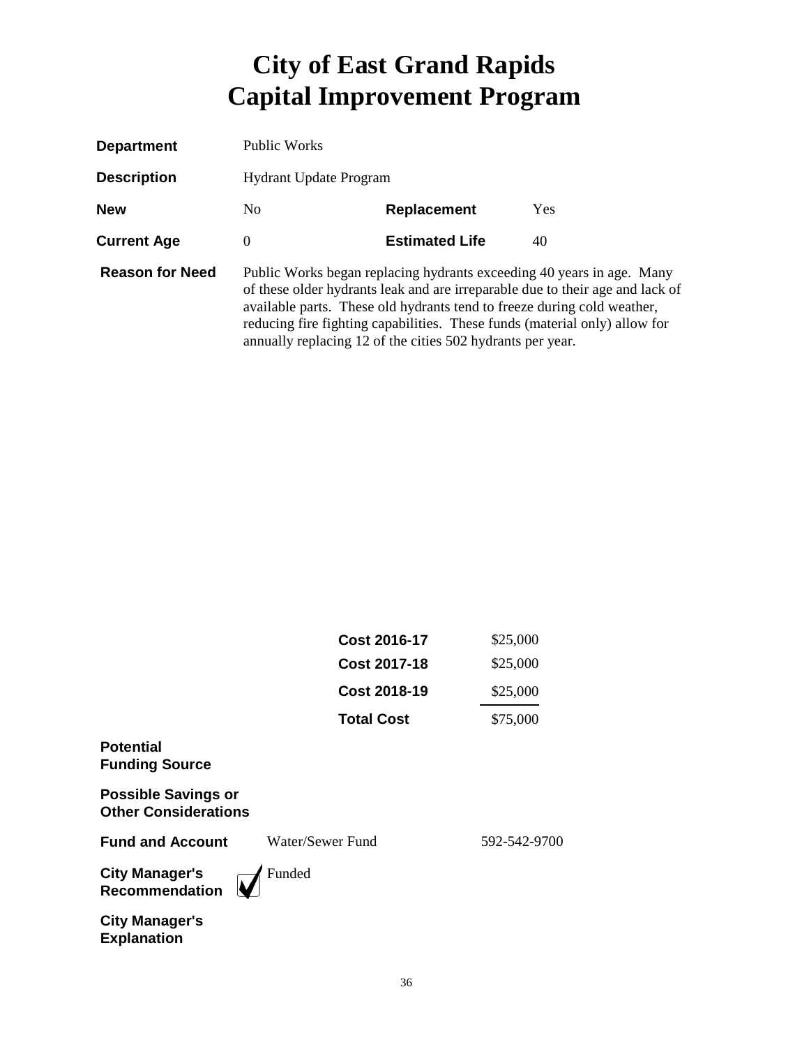# City of East Grand Rapids
# Capital Improvement Program

| | | | |
|---|---|---|---|
| **Department** | Public Works | | |
| **Description** | Hydrant Update Program | | |
| **New** | No | **Replacement** | Yes |
| **Current Age** | 0 | **Estimated Life** | 40 |

**Reason for Need**

Public Works began replacing hydrants exceeding 40 years in age. Many of these older hydrants leak and are irreparable due to their age and lack of available parts. These old hydrants tend to freeze during cold weather, reducing fire fighting capabilities. These funds (material only) allow for annually replacing 12 of the cities 502 hydrants per year.

| | |
|---|---|
| **Cost 2016-17** | $25,000 |
| **Cost 2017-18** | $25,000 |
| **Cost 2018-19** | $25,000 |
| **Total Cost** | $75,000 |

**Potential Funding Source**

**Possible Savings or Other Considerations**

**Fund and Account** Water/Sewer Fund 592-542-9700

**City Manager's Recommendation** ☑ Funded

**City Manager's Explanation**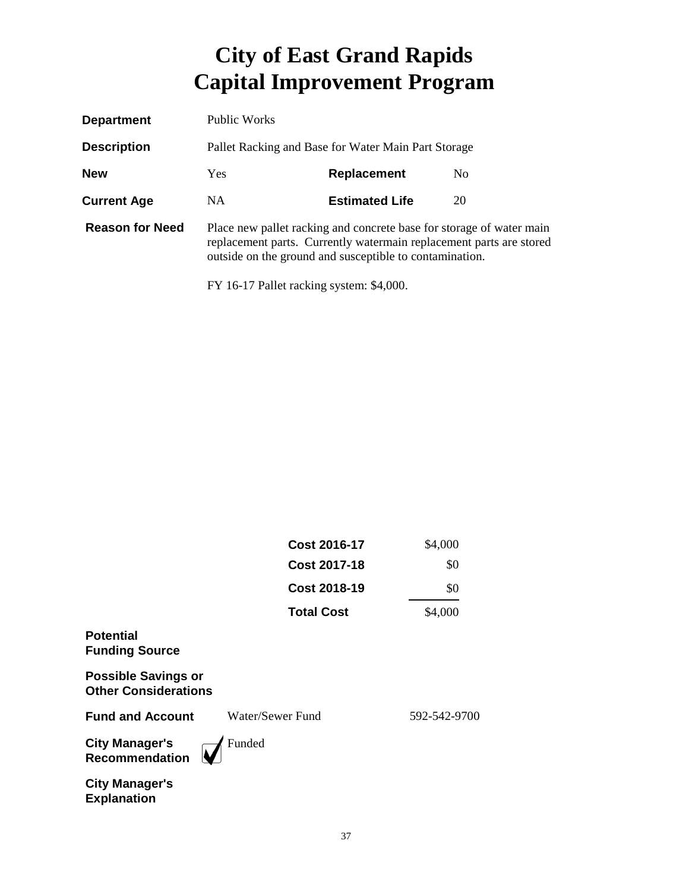# City of East Grand Rapids
# Capital Improvement Program

**Department** Public Works

**Description** Pallet Racking and Base for Water Main Part Storage

| | | | |
|---|---|---|---|
| **New** | Yes | **Replacement** | No |
| **Current Age** | NA | **Estimated Life** | 20 |

**Reason for Need** Place new pallet racking and concrete base for storage of water main replacement parts. Currently watermain replacement parts are stored outside on the ground and susceptible to contamination.

FY 16-17 Pallet racking system: $4,000.

| | |
|---|---|
| **Cost 2016-17** | $4,000 |
| **Cost 2017-18** | $0 |
| **Cost 2018-19** | $0 |
| **Total Cost** | $4,000 |

**Potential Funding Source**

**Possible Savings or Other Considerations**

**Fund and Account** Water/Sewer Fund 592-542-9700

**City Manager's Recommendation** ☑ Funded

**City Manager's Explanation**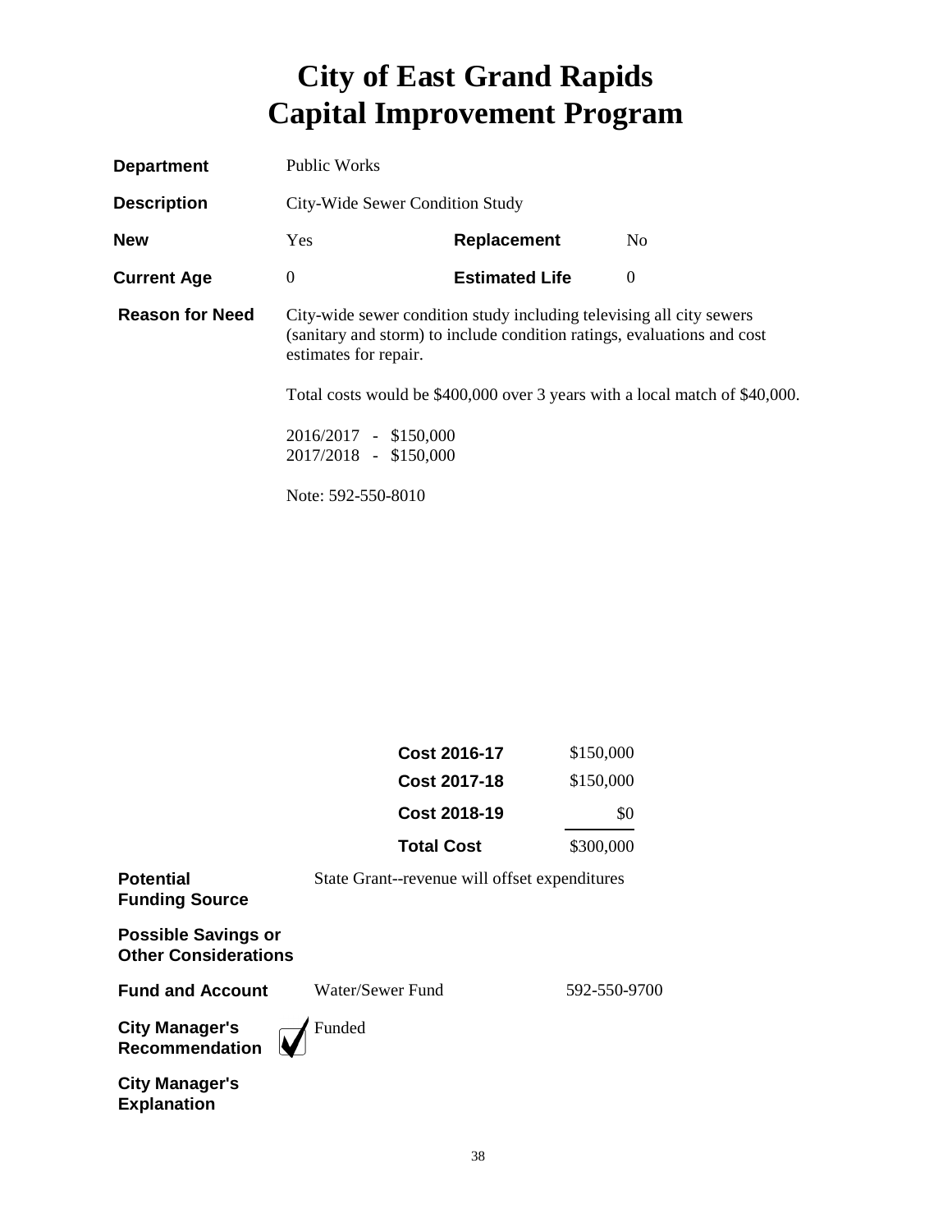# City of East Grand Rapids
# Capital Improvement Program

| | | | |
|---|---|---|---|
| **Department** | Public Works | | |
| **Description** | City-Wide Sewer Condition Study | | |
| **New** | Yes | **Replacement** | No |
| **Current Age** | 0 | **Estimated Life** | 0 |

**Reason for Need**

City-wide sewer condition study including televising all city sewers (sanitary and storm) to include condition ratings, evaluations and cost estimates for repair.

Total costs would be $400,000 over 3 years with a local match of $40,000.

2016/2017 - $150,000
2017/2018 - $150,000

Note: 592-550-8010

| | |
|---|---|
| **Cost 2016-17** | $150,000 |
| **Cost 2017-18** | $150,000 |
| **Cost 2018-19** | $0 |
| **Total Cost** | $300,000 |

**Potential Funding Source**
State Grant--revenue will offset expenditures

**Possible Savings or Other Considerations**

**Fund and Account**
Water/Sewer Fund 592-550-9700

**City Manager's Recommendation**
☑ Funded

**City Manager's Explanation**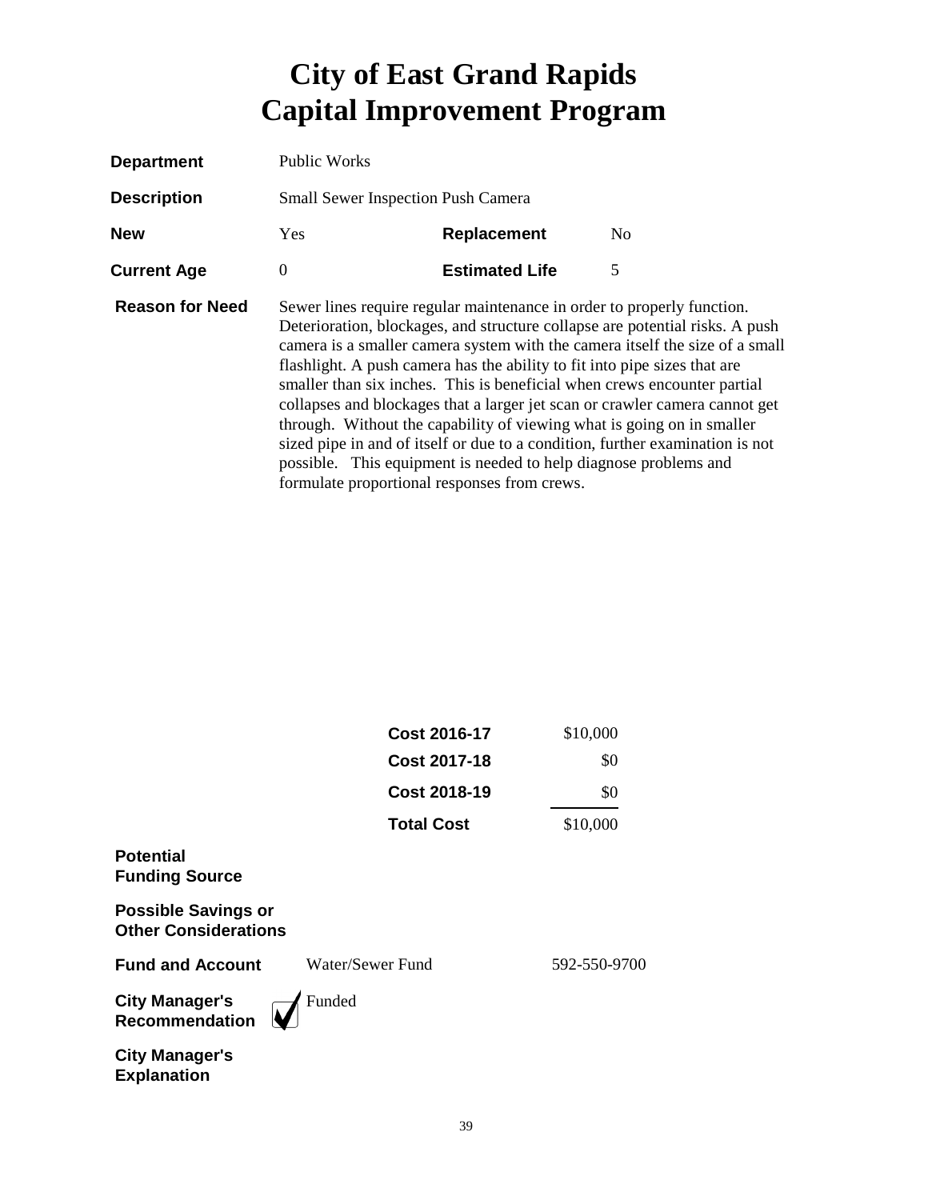# City of East Grand Rapids
# Capital Improvement Program

**Department** Public Works

**Description** Small Sewer Inspection Push Camera

| | | | |
|---|---|---|---|
| **New** | Yes | **Replacement** | No |
| **Current Age** | 0 | **Estimated Life** | 5 |

**Reason for Need** Sewer lines require regular maintenance in order to properly function. Deterioration, blockages, and structure collapse are potential risks. A push camera is a smaller camera system with the camera itself the size of a small flashlight. A push camera has the ability to fit into pipe sizes that are smaller than six inches. This is beneficial when crews encounter partial collapses and blockages that a larger jet scan or crawler camera cannot get through. Without the capability of viewing what is going on in smaller sized pipe in and of itself or due to a condition, further examination is not possible. This equipment is needed to help diagnose problems and formulate proportional responses from crews.

| | |
|---|---|
| **Cost 2016-17** | $10,000 |
| **Cost 2017-18** | $0 |
| **Cost 2018-19** | $0 |
| **Total Cost** | $10,000 |

**Potential Funding Source**

**Possible Savings or Other Considerations**

**Fund and Account** Water/Sewer Fund 592-550-9700

**City Manager's Recommendation** ☑ Funded

**City Manager's Explanation**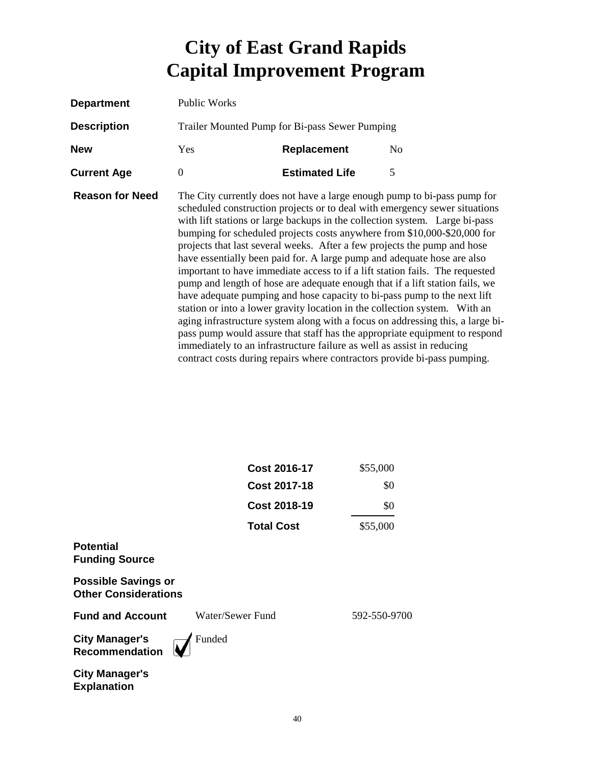# City of East Grand Rapids
# Capital Improvement Program

| | | | |
|---|---|---|---|
| **Department** | Public Works | | |
| **Description** | Trailer Mounted Pump for Bi-pass Sewer Pumping | | |
| **New** | Yes | **Replacement** | No |
| **Current Age** | 0 | **Estimated Life** | 5 |

**Reason for Need**

The City currently does not have a large enough pump to bi-pass pump for scheduled construction projects or to deal with emergency sewer situations with lift stations or large backups in the collection system. Large bi-pass bumping for scheduled projects costs anywhere from $10,000-$20,000 for projects that last several weeks. After a few projects the pump and hose have essentially been paid for. A large pump and adequate hose are also important to have immediate access to if a lift station fails. The requested pump and length of hose are adequate enough that if a lift station fails, we have adequate pumping and hose capacity to bi-pass pump to the next lift station or into a lower gravity location in the collection system. With an aging infrastructure system along with a focus on addressing this, a large bi-pass pump would assure that staff has the appropriate equipment to respond immediately to an infrastructure failure as well as assist in reducing contract costs during repairs where contractors provide bi-pass pumping.

| | |
|---|---|
| **Cost 2016-17** | $55,000 |
| **Cost 2017-18** | $0 |
| **Cost 2018-19** | $0 |
| **Total Cost** | $55,000 |

**Potential Funding Source**

**Possible Savings or Other Considerations**

**Fund and Account** Water/Sewer Fund 592-550-9700

**City Manager's Recommendation** ☑ Funded

**City Manager's Explanation**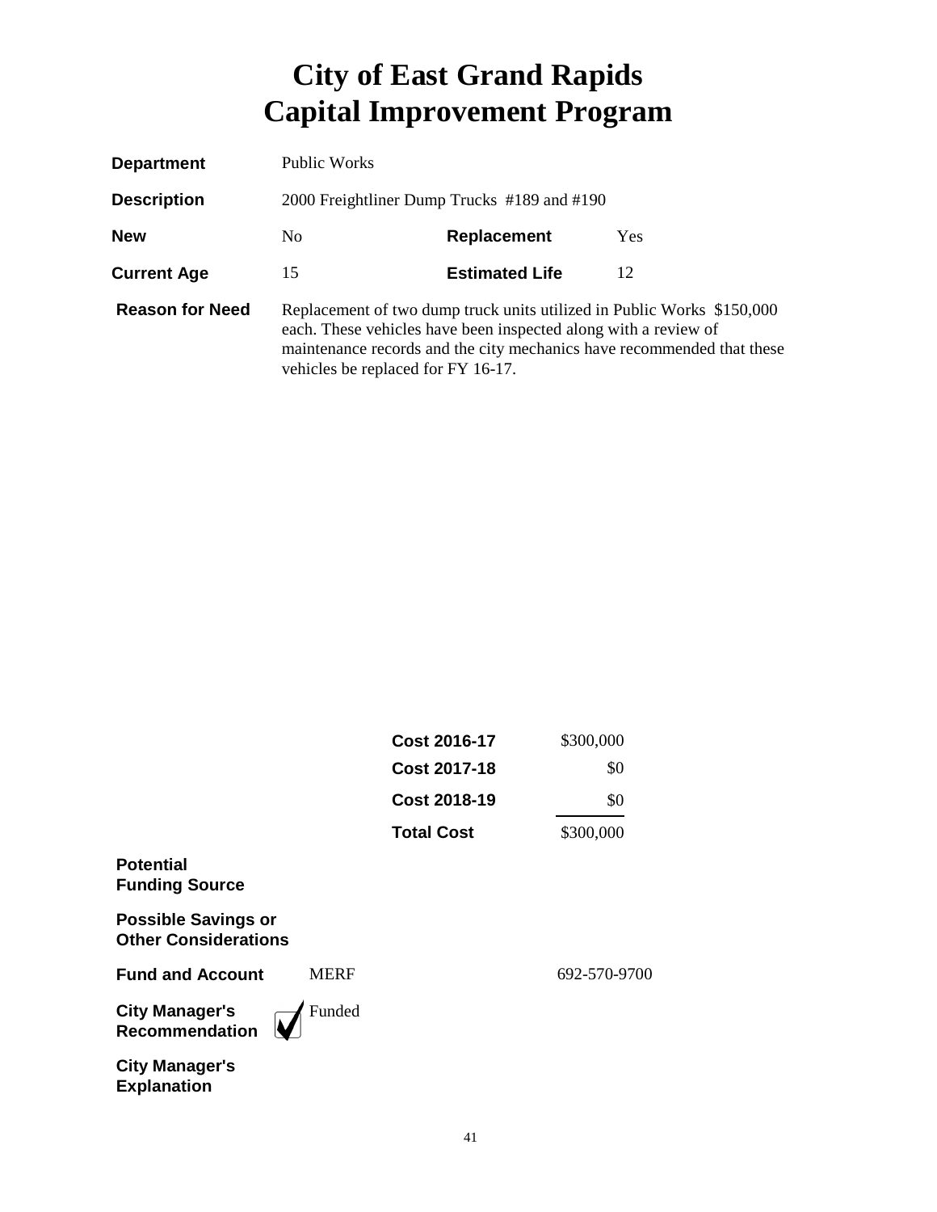# City of East Grand Rapids
# Capital Improvement Program

| | | | |
|---|---|---|---|
| **Department** | Public Works | | |
| **Description** | 2000 Freightliner Dump Trucks #189 and #190 | | |
| **New** | No | **Replacement** | Yes |
| **Current Age** | 15 | **Estimated Life** | 12 |

**Reason for Need** Replacement of two dump truck units utilized in Public Works $150,000 each. These vehicles have been inspected along with a review of maintenance records and the city mechanics have recommended that these vehicles be replaced for FY 16-17.

| | |
|---|---|
| **Cost 2016-17** | $300,000 |
| **Cost 2017-18** | $0 |
| **Cost 2018-19** | $0 |
| **Total Cost** | $300,000 |

**Potential Funding Source**

**Possible Savings or Other Considerations**

**Fund and Account** MERF 692-570-9700

**City Manager's Recommendation** ☑ Funded

**City Manager's Explanation**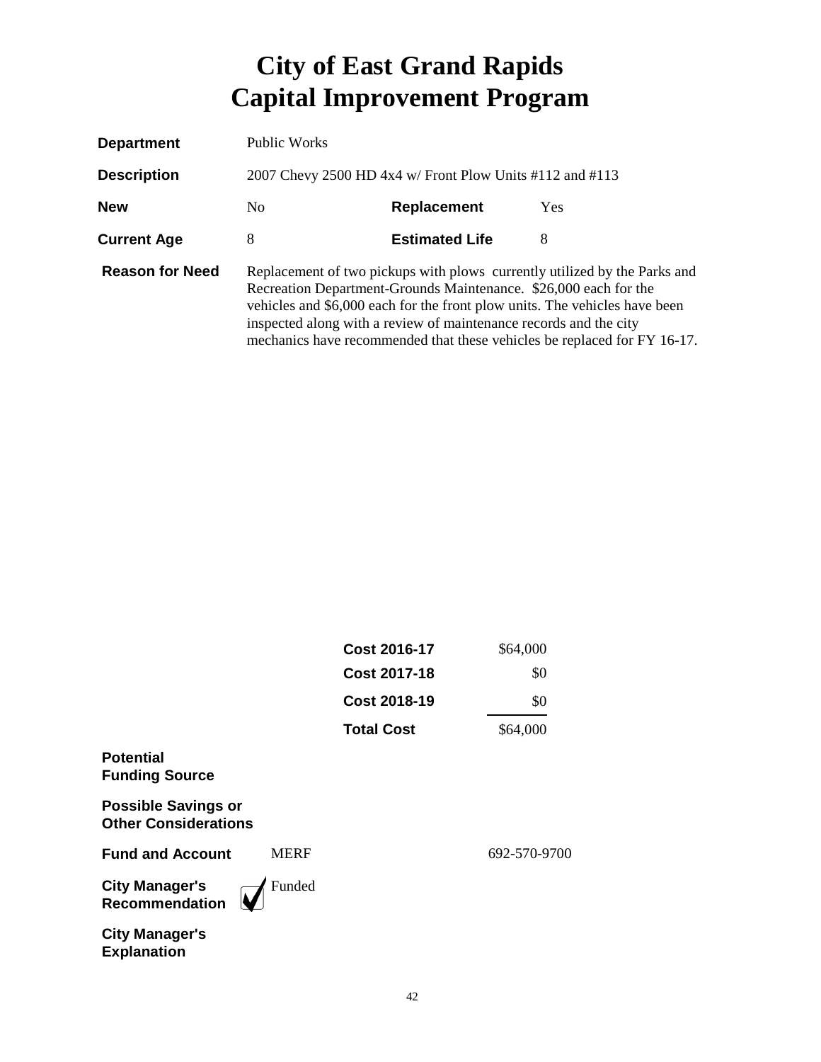# City of East Grand Rapids
# Capital Improvement Program

| | | | |
|---|---|---|---|
| **Department** | Public Works | | |
| **Description** | 2007 Chevy 2500 HD 4x4 w/ Front Plow Units #112 and #113 | | |
| **New** | No | **Replacement** | Yes |
| **Current Age** | 8 | **Estimated Life** | 8 |

**Reason for Need**

Replacement of two pickups with plows currently utilized by the Parks and Recreation Department-Grounds Maintenance. $26,000 each for the vehicles and $6,000 each for the front plow units. The vehicles have been inspected along with a review of maintenance records and the city mechanics have recommended that these vehicles be replaced for FY 16-17.

| | |
|---|---|
| **Cost 2016-17** | $64,000 |
| **Cost 2017-18** | $0 |
| **Cost 2018-19** | $0 |
| **Total Cost** | $64,000 |

**Potential Funding Source**

**Possible Savings or Other Considerations**

**Fund and Account** MERF 692-570-9700

**City Manager's Recommendation** ☑ Funded

**City Manager's Explanation**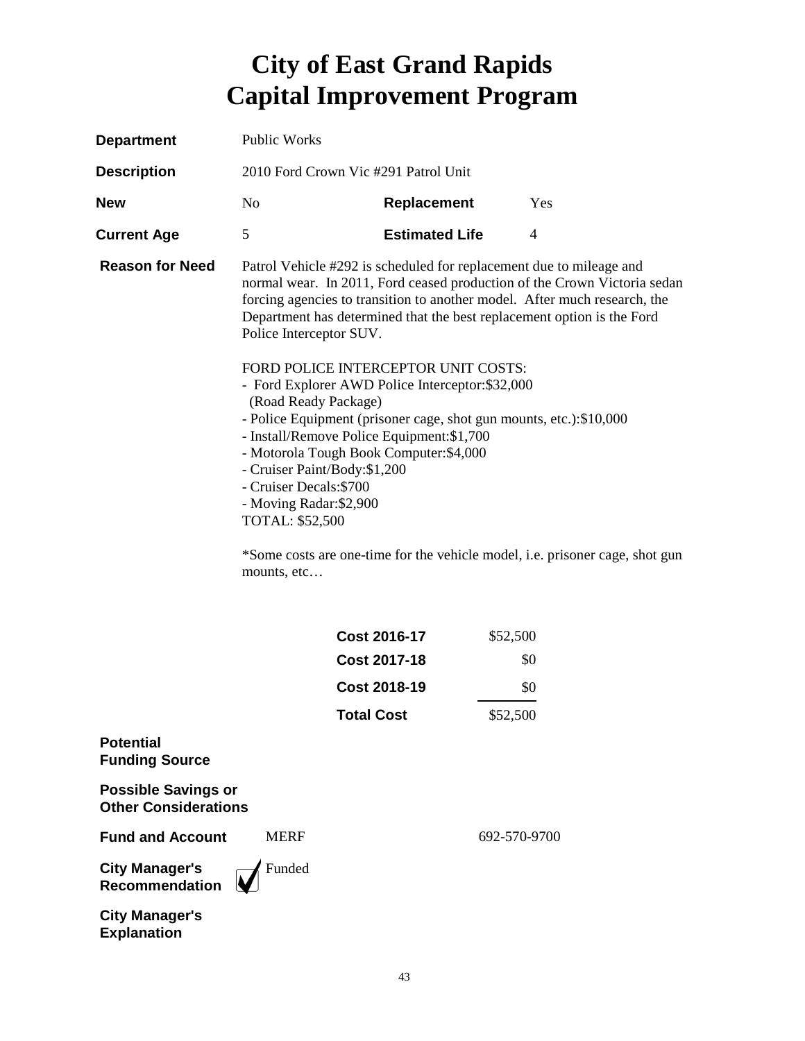# City of East Grand Rapids
# Capital Improvement Program

**Department** Public Works

**Description** 2010 Ford Crown Vic #291 Patrol Unit

**New** No **Replacement** Yes

**Current Age** 5 **Estimated Life** 4

**Reason for Need** Patrol Vehicle #292 is scheduled for replacement due to mileage and normal wear. In 2011, Ford ceased production of the Crown Victoria sedan forcing agencies to transition to another model. After much research, the Department has determined that the best replacement option is the Ford Police Interceptor SUV.

FORD POLICE INTERCEPTOR UNIT COSTS:
- Ford Explorer AWD Police Interceptor:$32,000 (Road Ready Package)
- Police Equipment (prisoner cage, shot gun mounts, etc.):$10,000
- Install/Remove Police Equipment:$1,700
- Motorola Tough Book Computer:$4,000
- Cruiser Paint/Body:$1,200
- Cruiser Decals:$700
- Moving Radar:$2,900

TOTAL: $52,500

*Some costs are one-time for the vehicle model, i.e. prisoner cage, shot gun mounts, etc…

| | |
|---|---|
| **Cost 2016-17** | $52,500 |
| **Cost 2017-18** | $0 |
| **Cost 2018-19** | $0 |
| **Total Cost** | $52,500 |

**Potential Funding Source**

**Possible Savings or Other Considerations**

**Fund and Account** MERF 692-570-9700

**City Manager's Recommendation** ☑ Funded

**City Manager's Explanation**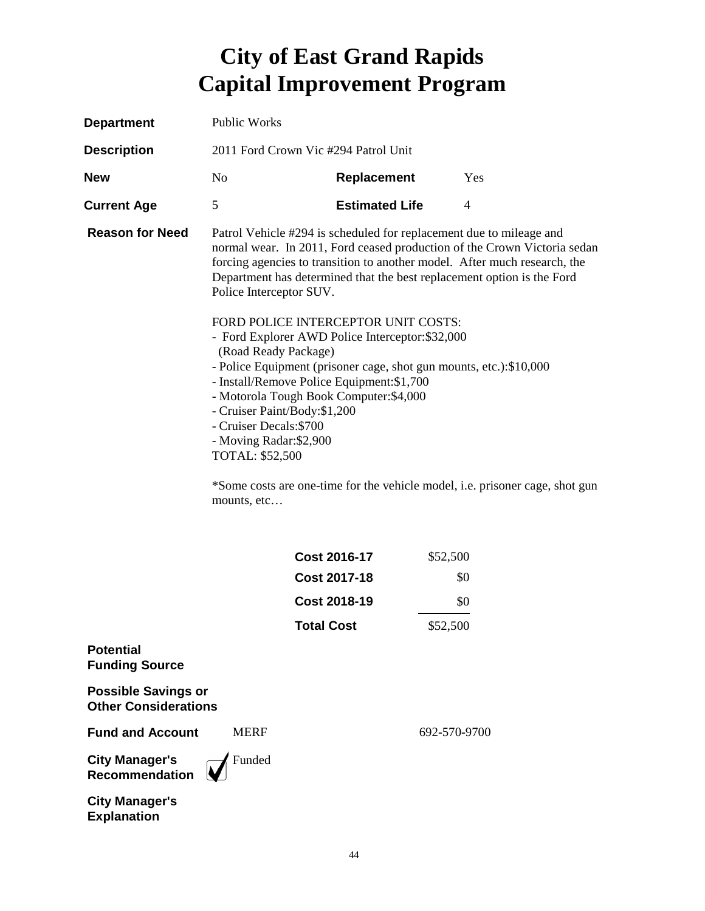# City of East Grand Rapids
# Capital Improvement Program

| | | | |
|---|---|---|---|
| **Department** | Public Works | | |
| **Description** | 2011 Ford Crown Vic #294 Patrol Unit | | |
| **New** | No | **Replacement** | Yes |
| **Current Age** | 5 | **Estimated Life** | 4 |

**Reason for Need**

Patrol Vehicle #294 is scheduled for replacement due to mileage and normal wear. In 2011, Ford ceased production of the Crown Victoria sedan forcing agencies to transition to another model. After much research, the Department has determined that the best replacement option is the Ford Police Interceptor SUV.

FORD POLICE INTERCEPTOR UNIT COSTS:
- Ford Explorer AWD Police Interceptor:$32,000 (Road Ready Package)
- Police Equipment (prisoner cage, shot gun mounts, etc.):$10,000
- Install/Remove Police Equipment:$1,700
- Motorola Tough Book Computer:$4,000
- Cruiser Paint/Body:$1,200
- Cruiser Decals:$700
- Moving Radar:$2,900

TOTAL: $52,500

*Some costs are one-time for the vehicle model, i.e. prisoner cage, shot gun mounts, etc…

| | |
|---|---|
| **Cost 2016-17** | $52,500 |
| **Cost 2017-18** | $0 |
| **Cost 2018-19** | $0 |
| **Total Cost** | $52,500 |

**Potential Funding Source**

**Possible Savings or Other Considerations**

**Fund and Account** MERF 692-570-9700

**City Manager's Recommendation** ☑ Funded

**City Manager's Explanation**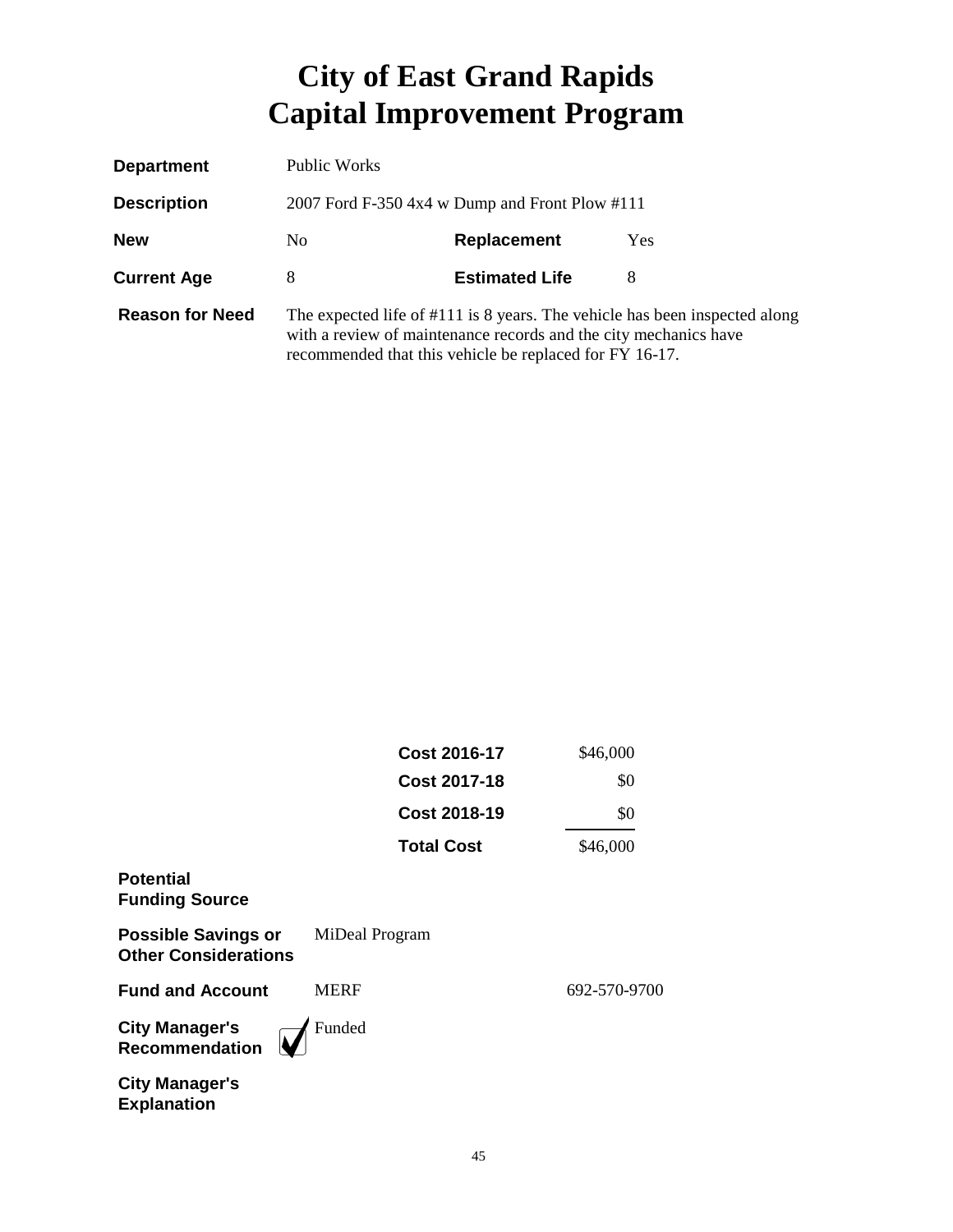# City of East Grand Rapids
# Capital Improvement Program

| | | | |
|---|---|---|---|
| **Department** | Public Works | | |
| **Description** | 2007 Ford F-350 4x4 w Dump and Front Plow #111 | | |
| **New** | No | **Replacement** | Yes |
| **Current Age** | 8 | **Estimated Life** | 8 |

**Reason for Need** The expected life of #111 is 8 years. The vehicle has been inspected along with a review of maintenance records and the city mechanics have recommended that this vehicle be replaced for FY 16-17.

| | |
|---|---|
| **Cost 2016-17** | $46,000 |
| **Cost 2017-18** | $0 |
| **Cost 2018-19** | $0 |
| **Total Cost** | $46,000 |

**Potential Funding Source**

**Possible Savings or Other Considerations** MiDeal Program

**Fund and Account** MERF 692-570-9700

**City Manager's Recommendation** ☑ Funded

**City Manager's Explanation**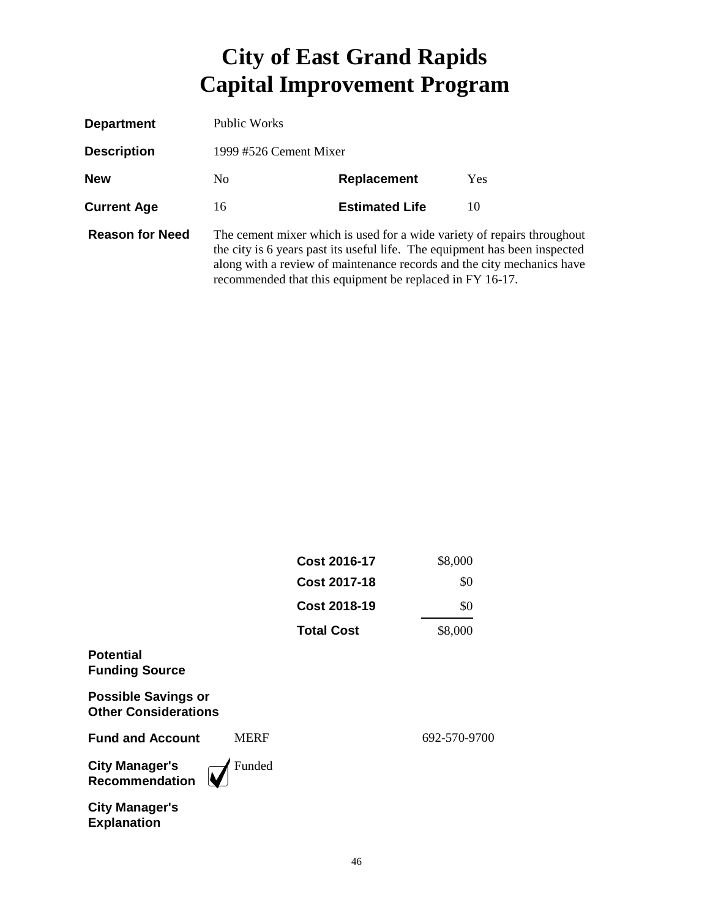# City of East Grand Rapids
# Capital Improvement Program

| | | | |
|---|---|---|---|
| **Department** | Public Works | | |
| **Description** | 1999 #526 Cement Mixer | | |
| **New** | No | **Replacement** | Yes |
| **Current Age** | 16 | **Estimated Life** | 10 |

**Reason for Need**

The cement mixer which is used for a wide variety of repairs throughout the city is 6 years past its useful life. The equipment has been inspected along with a review of maintenance records and the city mechanics have recommended that this equipment be replaced in FY 16-17.

| | |
|---|---:|
| **Cost 2016-17** | \$8,000 |
| **Cost 2017-18** | \$0 |
| **Cost 2018-19** | \$0 |
| **Total Cost** | \$8,000 |

**Potential Funding Source**

**Possible Savings or Other Considerations**

**Fund and Account** MERF 692-570-9700

**City Manager's Recommendation** ☑ Funded

**City Manager's Explanation**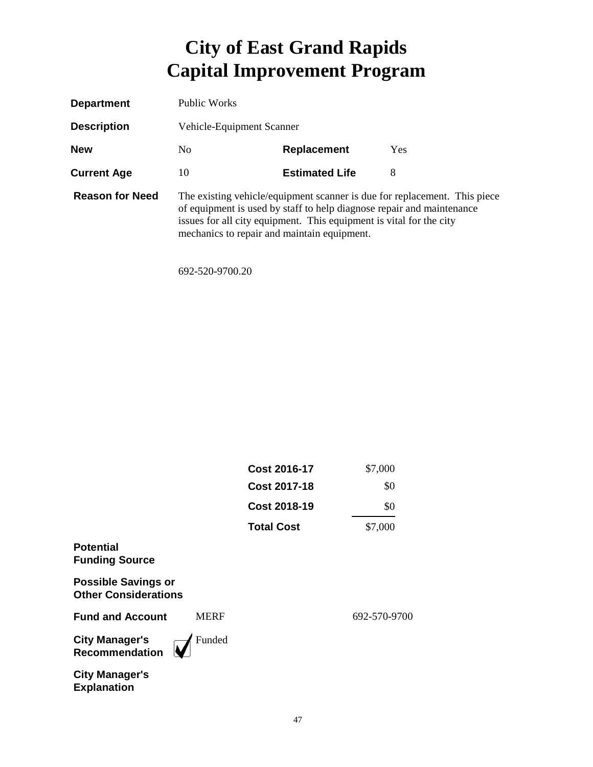# City of East Grand Rapids
# Capital Improvement Program

| | | | |
|---|---|---|---|
| **Department** | Public Works | | |
| **Description** | Vehicle-Equipment Scanner | | |
| **New** | No | **Replacement** | Yes |
| **Current Age** | 10 | **Estimated Life** | 8 |

**Reason for Need** The existing vehicle/equipment scanner is due for replacement. This piece of equipment is used by staff to help diagnose repair and maintenance issues for all city equipment. This equipment is vital for the city mechanics to repair and maintain equipment.

692-520-9700.20

| | |
|---|---|
| **Cost 2016-17** | $7,000 |
| **Cost 2017-18** | $0 |
| **Cost 2018-19** | $0 |
| **Total Cost** | $7,000 |

**Potential Funding Source**

**Possible Savings or Other Considerations**

**Fund and Account** MERF 692-570-9700

**City Manager's Recommendation** ☑ Funded

**City Manager's Explanation**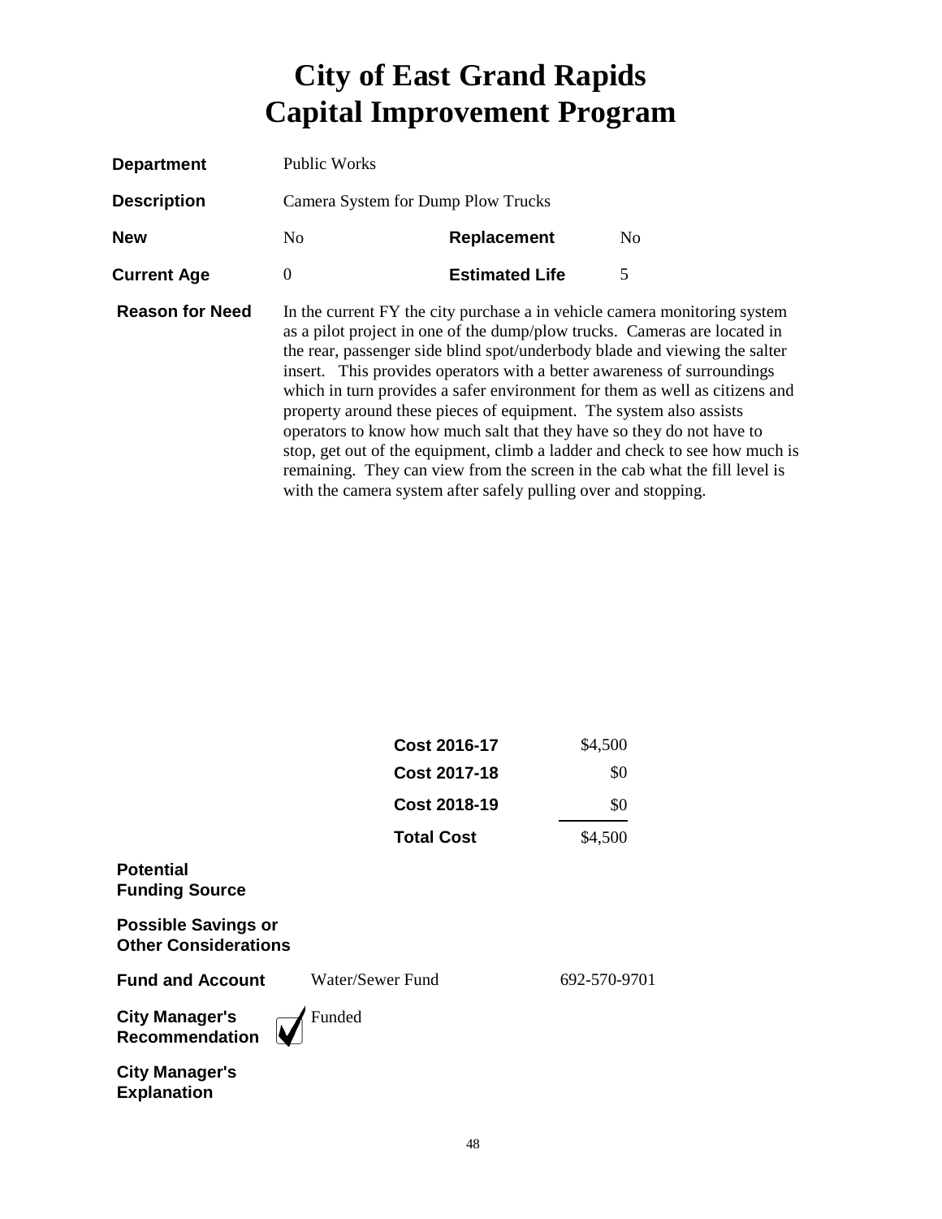# City of East Grand Rapids
# Capital Improvement Program

| | | | |
|---|---|---|---|
| **Department** | Public Works | | |
| **Description** | Camera System for Dump Plow Trucks | | |
| **New** | No | **Replacement** | No |
| **Current Age** | 0 | **Estimated Life** | 5 |

**Reason for Need**

In the current FY the city purchase a in vehicle camera monitoring system as a pilot project in one of the dump/plow trucks. Cameras are located in the rear, passenger side blind spot/underbody blade and viewing the salter insert. This provides operators with a better awareness of surroundings which in turn provides a safer environment for them as well as citizens and property around these pieces of equipment. The system also assists operators to know how much salt that they have so they do not have to stop, get out of the equipment, climb a ladder and check to see how much is remaining. They can view from the screen in the cab what the fill level is with the camera system after safely pulling over and stopping.

| | |
|---|---|
| **Cost 2016-17** | $4,500 |
| **Cost 2017-18** | $0 |
| **Cost 2018-19** | $0 |
| **Total Cost** | $4,500 |

**Potential Funding Source**

**Possible Savings or Other Considerations**

**Fund and Account** Water/Sewer Fund 692-570-9701

**City Manager's Recommendation** ☑ Funded

**City Manager's Explanation**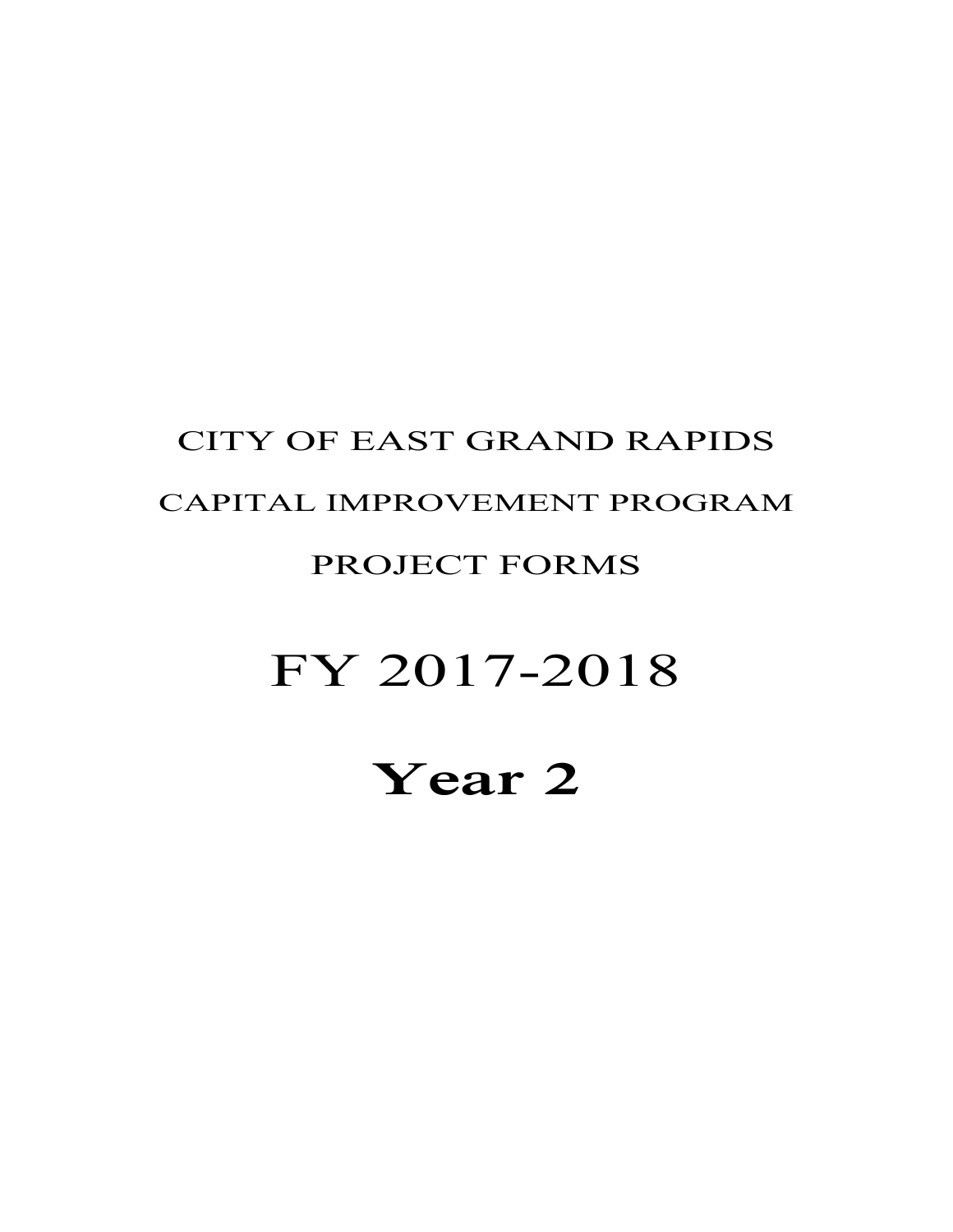CITY OF EAST GRAND RAPIDS

CAPITAL IMPROVEMENT PROGRAM

PROJECT FORMS

# FY 2017-2018

# **Year 2**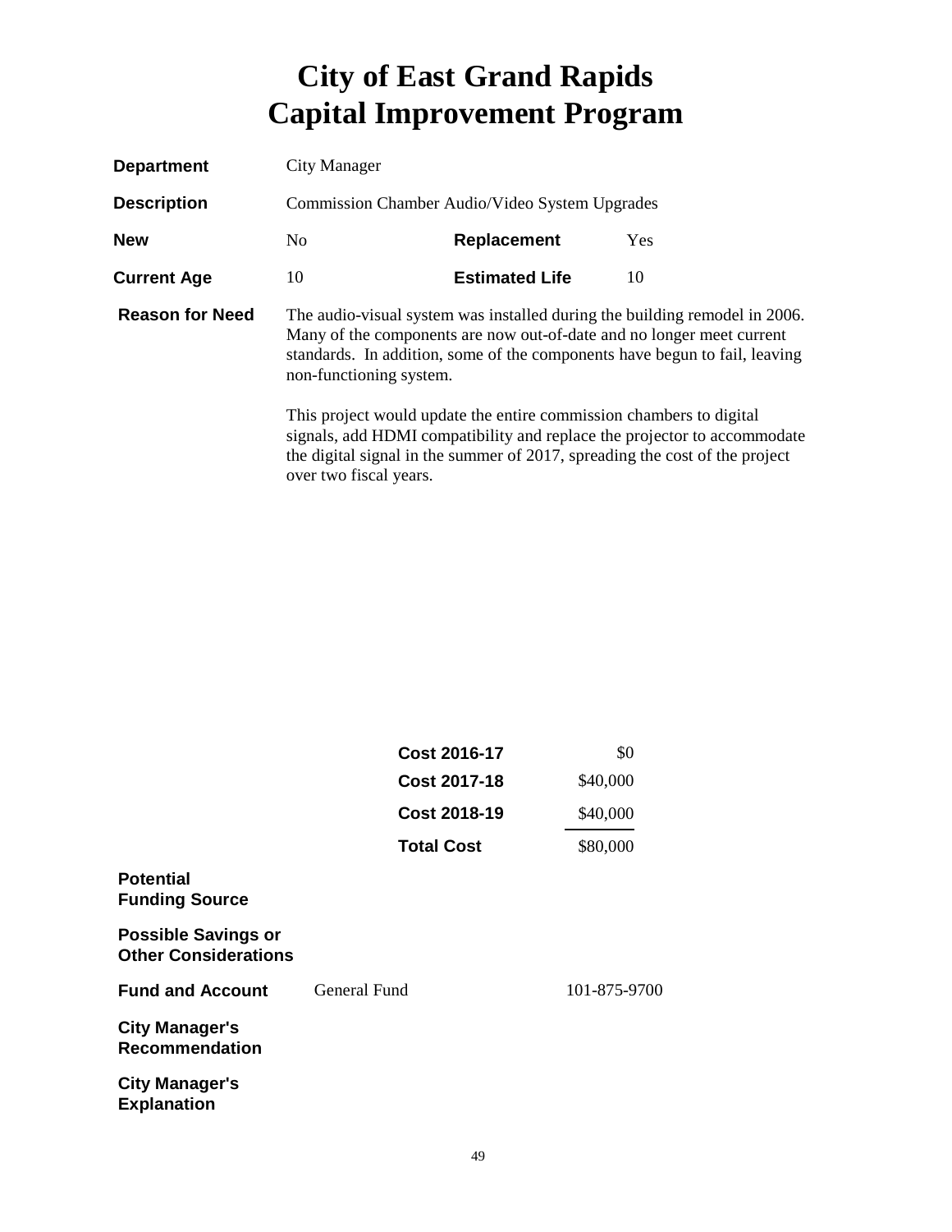# City of East Grand Rapids
# Capital Improvement Program

**Department** City Manager

**Description** Commission Chamber Audio/Video System Upgrades

| | | | |
|---|---|---|---|
| **New** | No | **Replacement** | Yes |
| **Current Age** | 10 | **Estimated Life** | 10 |

**Reason for Need**

The audio-visual system was installed during the building remodel in 2006. Many of the components are now out-of-date and no longer meet current standards. In addition, some of the components have begun to fail, leaving non-functioning system.

This project would update the entire commission chambers to digital signals, add HDMI compatibility and replace the projector to accommodate the digital signal in the summer of 2017, spreading the cost of the project over two fiscal years.

| | |
|---|---|
| **Cost 2016-17** | $0 |
| **Cost 2017-18** | $40,000 |
| **Cost 2018-19** | $40,000 |
| **Total Cost** | $80,000 |

**Potential Funding Source**

**Possible Savings or Other Considerations**

**Fund and Account** General Fund 101-875-9700

**City Manager's Recommendation**

**City Manager's Explanation**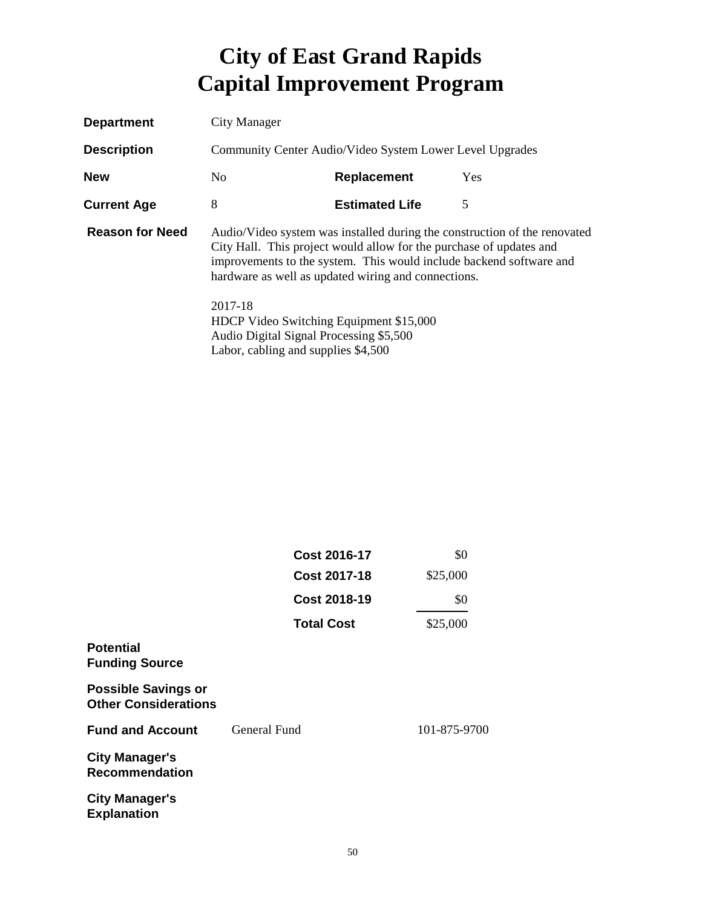# City of East Grand Rapids
# Capital Improvement Program

| | | | |
|---|---|---|---|
| **Department** | City Manager | | |
| **Description** | Community Center Audio/Video System Lower Level Upgrades | | |
| **New** | No | **Replacement** | Yes |
| **Current Age** | 8 | **Estimated Life** | 5 |

**Reason for Need**

Audio/Video system was installed during the construction of the renovated City Hall. This project would allow for the purchase of updates and improvements to the system. This would include backend software and hardware as well as updated wiring and connections.

2017-18
HDCP Video Switching Equipment $15,000
Audio Digital Signal Processing $5,500
Labor, cabling and supplies $4,500

| | |
|---|---|
| **Cost 2016-17** | $0 |
| **Cost 2017-18** | $25,000 |
| **Cost 2018-19** | $0 |
| **Total Cost** | $25,000 |

**Potential Funding Source**

**Possible Savings or Other Considerations**

**Fund and Account** General Fund 101-875-9700

**City Manager's Recommendation**

**City Manager's Explanation**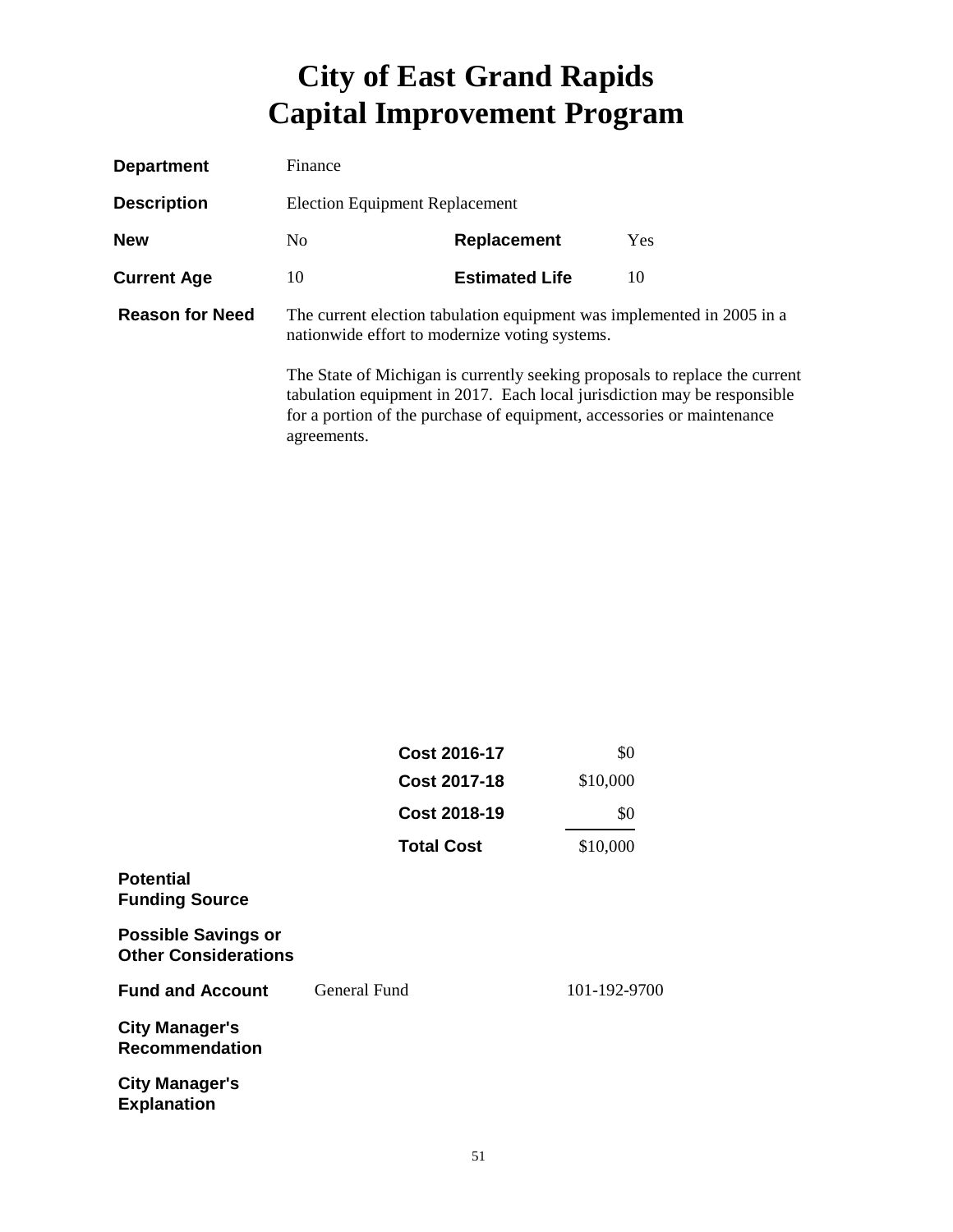# City of East Grand Rapids
# Capital Improvement Program

| | | | |
|---|---|---|---|
| **Department** | Finance | | |
| **Description** | Election Equipment Replacement | | |
| **New** | No | **Replacement** | Yes |
| **Current Age** | 10 | **Estimated Life** | 10 |

**Reason for Need**

The current election tabulation equipment was implemented in 2005 in a nationwide effort to modernize voting systems.

The State of Michigan is currently seeking proposals to replace the current tabulation equipment in 2017. Each local jurisdiction may be responsible for a portion of the purchase of equipment, accessories or maintenance agreements.

| | |
|---|---|
| **Cost 2016-17** | $0 |
| **Cost 2017-18** | $10,000 |
| **Cost 2018-19** | $0 |
| **Total Cost** | $10,000 |

**Potential Funding Source**

**Possible Savings or Other Considerations**

**Fund and Account** General Fund 101-192-9700

**City Manager's Recommendation**

**City Manager's Explanation**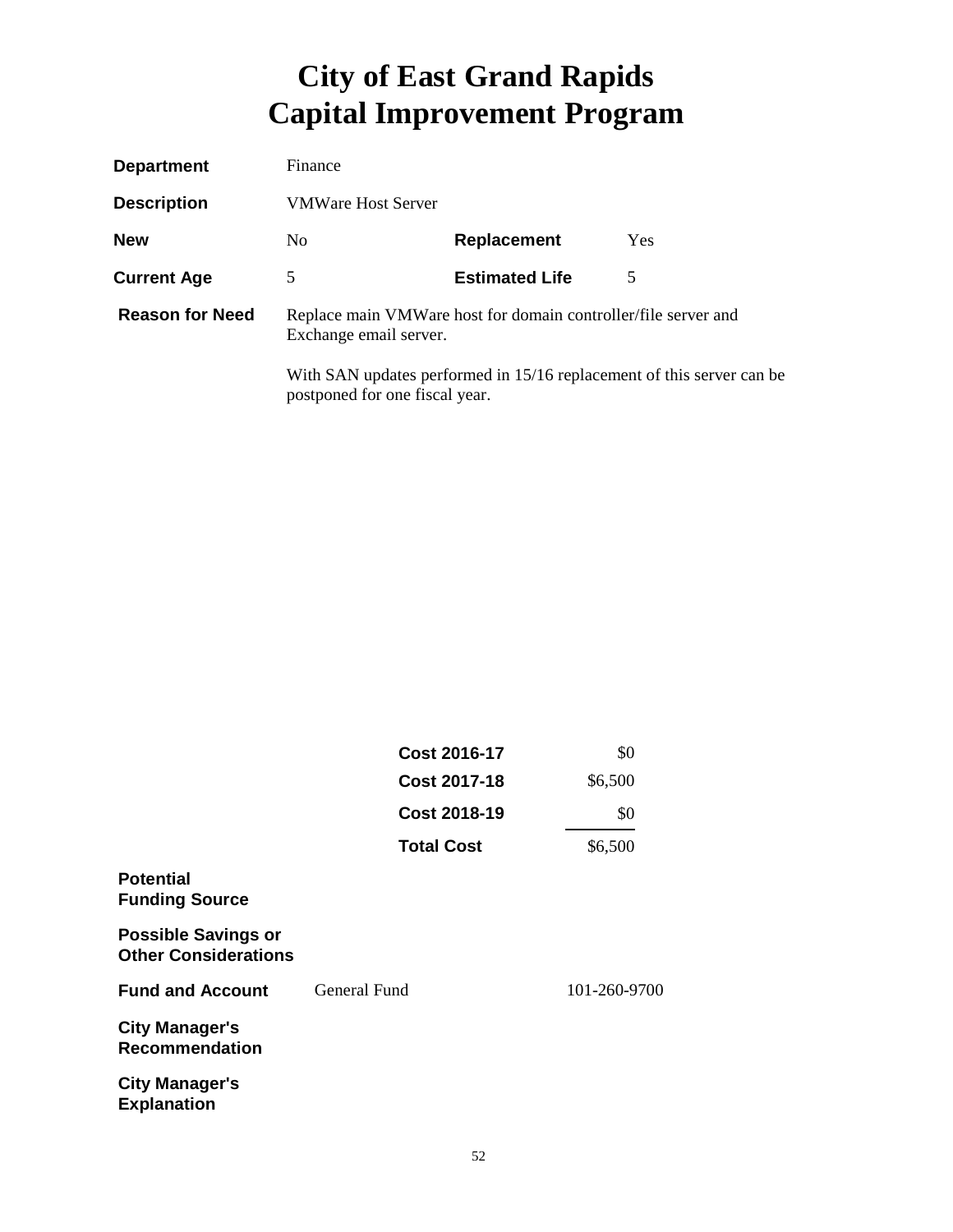# City of East Grand Rapids
# Capital Improvement Program

| | | | |
|---|---|---|---|
| **Department** | Finance | | |
| **Description** | VMWare Host Server | | |
| **New** | No | **Replacement** | Yes |
| **Current Age** | 5 | **Estimated Life** | 5 |

**Reason for Need**

Replace main VMWare host for domain controller/file server and Exchange email server.

With SAN updates performed in 15/16 replacement of this server can be postponed for one fiscal year.

| | |
|---|---|
| **Cost 2016-17** | $0 |
| **Cost 2017-18** | $6,500 |
| **Cost 2018-19** | $0 |
| **Total Cost** | $6,500 |

**Potential Funding Source**

**Possible Savings or Other Considerations**

**Fund and Account** General Fund 101-260-9700

**City Manager's Recommendation**

**City Manager's Explanation**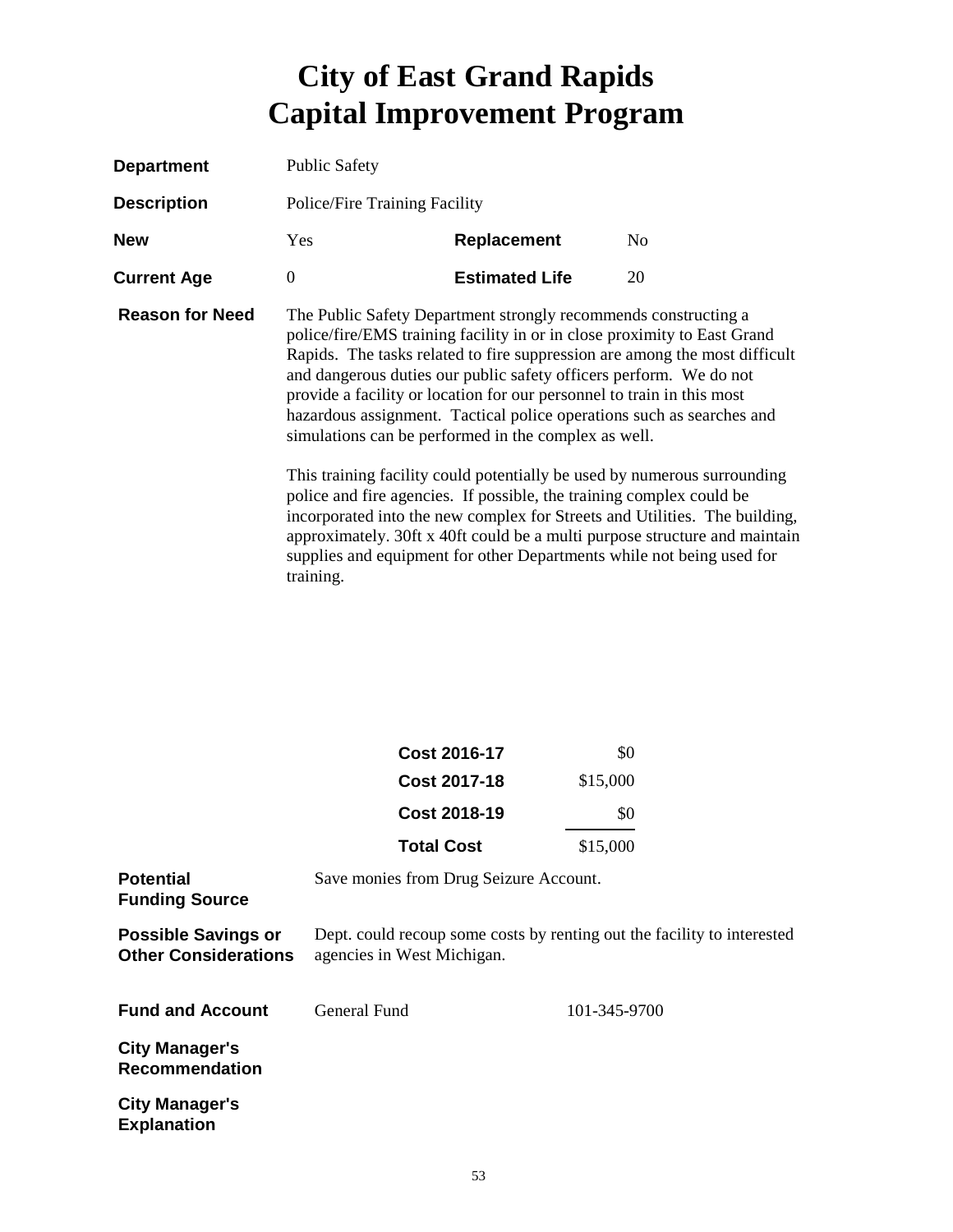# City of East Grand Rapids
# Capital Improvement Program

**Department** Public Safety

**Description** Police/Fire Training Facility

| | | | |
|---|---|---|---|
| **New** | Yes | **Replacement** | No |
| **Current Age** | 0 | **Estimated Life** | 20 |

**Reason for Need**

The Public Safety Department strongly recommends constructing a police/fire/EMS training facility in or in close proximity to East Grand Rapids. The tasks related to fire suppression are among the most difficult and dangerous duties our public safety officers perform. We do not provide a facility or location for our personnel to train in this most hazardous assignment. Tactical police operations such as searches and simulations can be performed in the complex as well.

This training facility could potentially be used by numerous surrounding police and fire agencies. If possible, the training complex could be incorporated into the new complex for Streets and Utilities. The building, approximately. 30ft x 40ft could be a multi purpose structure and maintain supplies and equipment for other Departments while not being used for training.

| | |
|---|---|
| **Cost 2016-17** | $0 |
| **Cost 2017-18** | $15,000 |
| **Cost 2018-19** | $0 |
| **Total Cost** | $15,000 |

**Potential Funding Source** Save monies from Drug Seizure Account.

**Possible Savings or Other Considerations** Dept. could recoup some costs by renting out the facility to interested agencies in West Michigan.

**Fund and Account** General Fund 101-345-9700

**City Manager's Recommendation**

**City Manager's Explanation**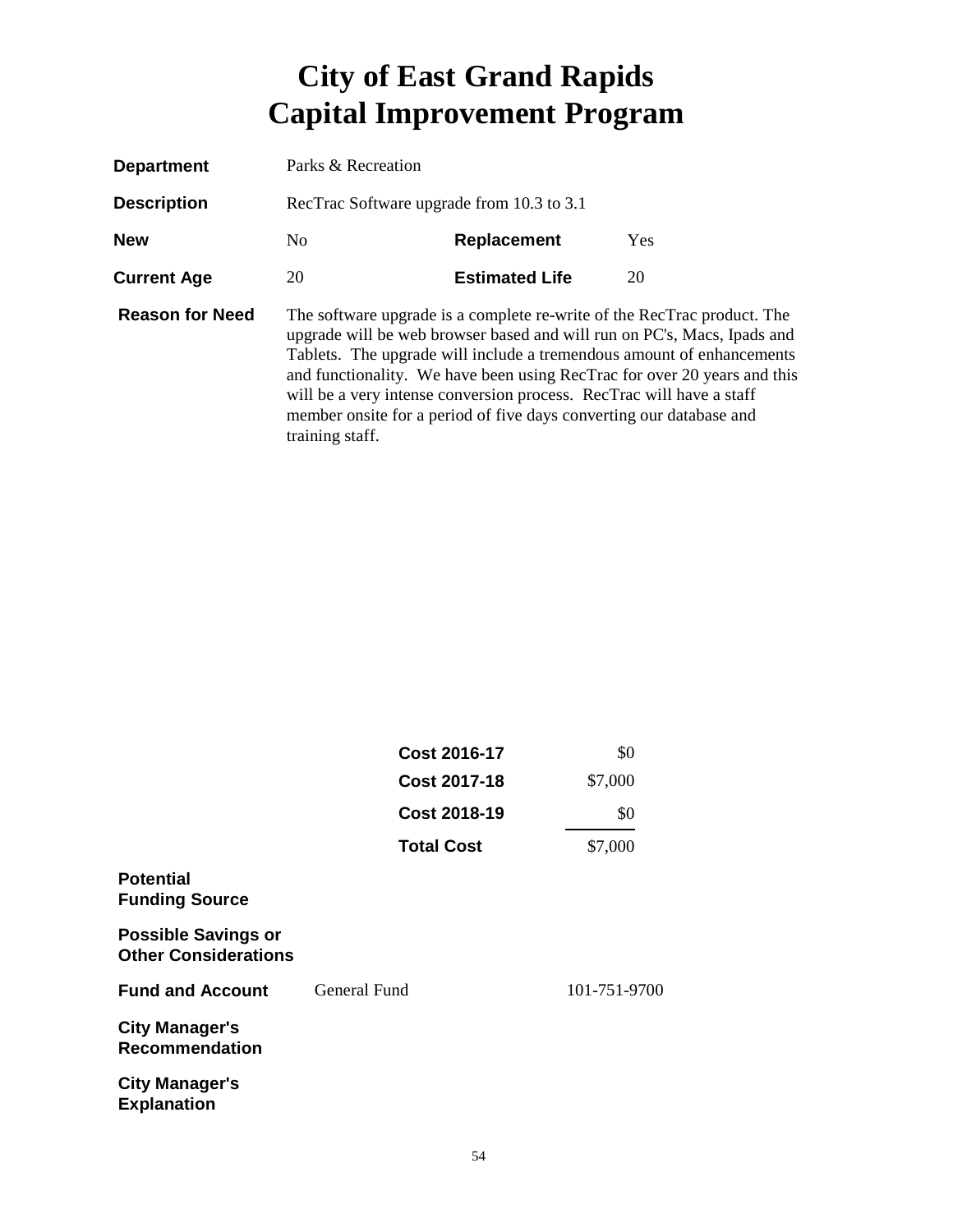# City of East Grand Rapids
# Capital Improvement Program

| | | | |
|---|---|---|---|
| **Department** | Parks & Recreation | | |
| **Description** | RecTrac Software upgrade from 10.3 to 3.1 | | |
| **New** | No | **Replacement** | Yes |
| **Current Age** | 20 | **Estimated Life** | 20 |

**Reason for Need**

The software upgrade is a complete re-write of the RecTrac product. The upgrade will be web browser based and will run on PC's, Macs, Ipads and Tablets. The upgrade will include a tremendous amount of enhancements and functionality. We have been using RecTrac for over 20 years and this will be a very intense conversion process. RecTrac will have a staff member onsite for a period of five days converting our database and training staff.

| | |
|---|---|
| **Cost 2016-17** | $0 |
| **Cost 2017-18** | $7,000 |
| **Cost 2018-19** | $0 |
| **Total Cost** | $7,000 |

**Potential Funding Source**

**Possible Savings or Other Considerations**

**Fund and Account** General Fund 101-751-9700

**City Manager's Recommendation**

**City Manager's Explanation**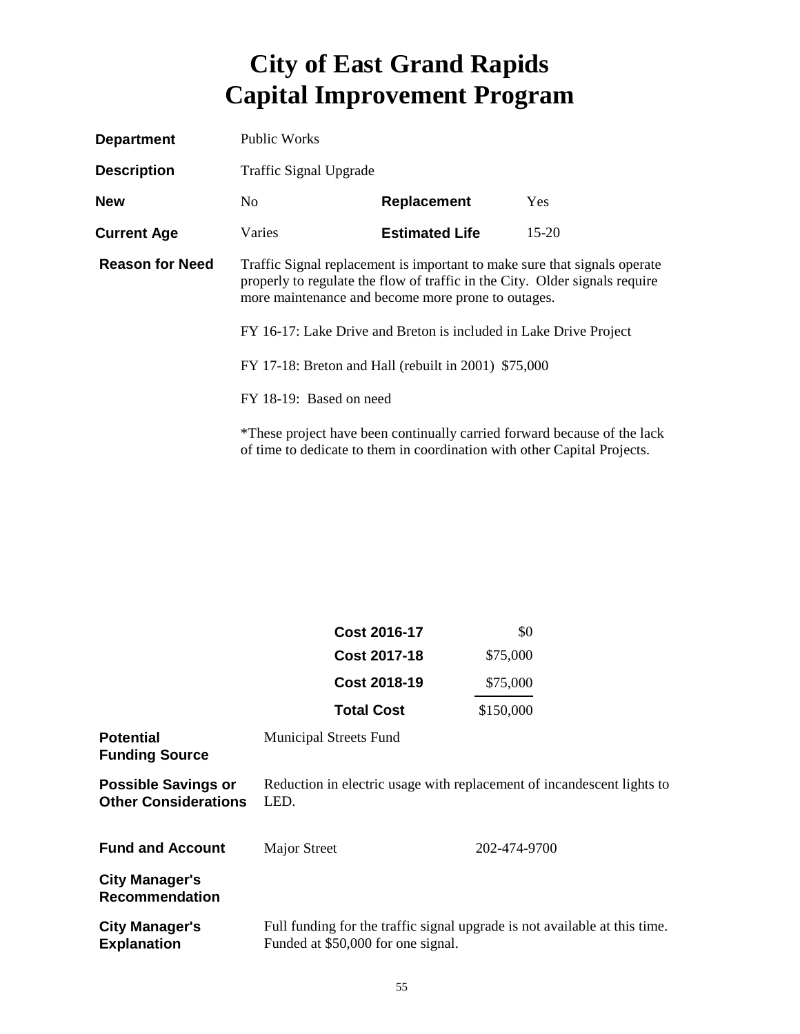# City of East Grand Rapids
# Capital Improvement Program

| | | | |
|---|---|---|---|
| **Department** | Public Works | | |
| **Description** | Traffic Signal Upgrade | | |
| **New** | No | **Replacement** | Yes |
| **Current Age** | Varies | **Estimated Life** | 15-20 |

**Reason for Need**

Traffic Signal replacement is important to make sure that signals operate properly to regulate the flow of traffic in the City. Older signals require more maintenance and become more prone to outages.

FY 16-17: Lake Drive and Breton is included in Lake Drive Project

FY 17-18: Breton and Hall (rebuilt in 2001) $75,000

FY 18-19: Based on need

*These project have been continually carried forward because of the lack of time to dedicate to them in coordination with other Capital Projects.

| | |
|---|---|
| **Cost 2016-17** | $0 |
| **Cost 2017-18** | $75,000 |
| **Cost 2018-19** | $75,000 |
| **Total Cost** | $150,000 |

**Potential Funding Source**
Municipal Streets Fund

**Possible Savings or Other Considerations**
Reduction in electric usage with replacement of incandescent lights to LED.

**Fund and Account**
Major Street 202-474-9700

**City Manager's Recommendation**

**City Manager's Explanation**
Full funding for the traffic signal upgrade is not available at this time. Funded at $50,000 for one signal.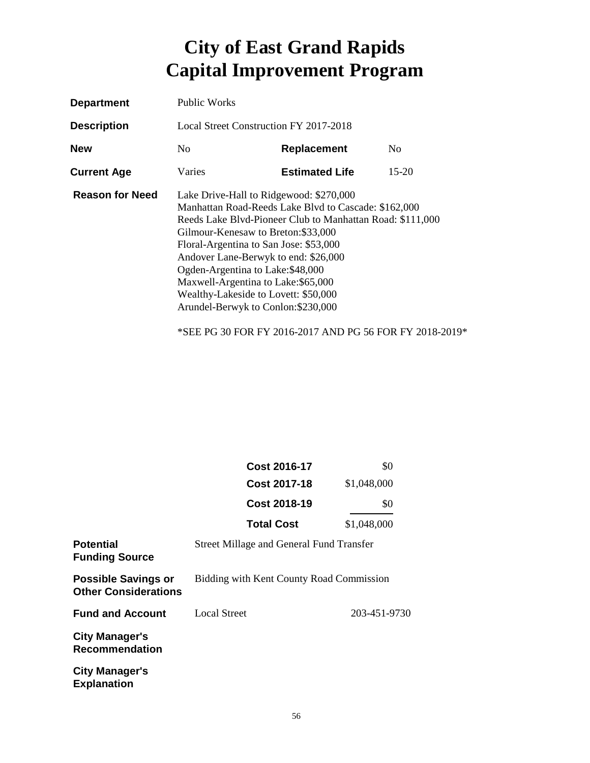# City of East Grand Rapids
# Capital Improvement Program

| | | | |
|---|---|---|---|
| **Department** | Public Works | | |
| **Description** | Local Street Construction FY 2017-2018 | | |
| **New** | No | **Replacement** | No |
| **Current Age** | Varies | **Estimated Life** | 15-20 |

**Reason for Need**

Lake Drive-Hall to Ridgewood: $270,000
Manhattan Road-Reeds Lake Blvd to Cascade: $162,000
Reeds Lake Blvd-Pioneer Club to Manhattan Road: $111,000
Gilmour-Kenesaw to Breton:$33,000
Floral-Argentina to San Jose: $53,000
Andover Lane-Berwyk to end: $26,000
Ogden-Argentina to Lake:$48,000
Maxwell-Argentina to Lake:$65,000
Wealthy-Lakeside to Lovett: $50,000
Arundel-Berwyk to Conlon:$230,000

*SEE PG 30 FOR FY 2016-2017 AND PG 56 FOR FY 2018-2019*

| | |
|---|---|
| **Cost 2016-17** | $0 |
| **Cost 2017-18** | $1,048,000 |
| **Cost 2018-19** | $0 |
| **Total Cost** | $1,048,000 |

| | | |
|---|---|---|
| **Potential Funding Source** | Street Millage and General Fund Transfer | |
| **Possible Savings or Other Considerations** | Bidding with Kent County Road Commission | |
| **Fund and Account** | Local Street | 203-451-9730 |
| **City Manager's Recommendation** | | |
| **City Manager's Explanation** | | |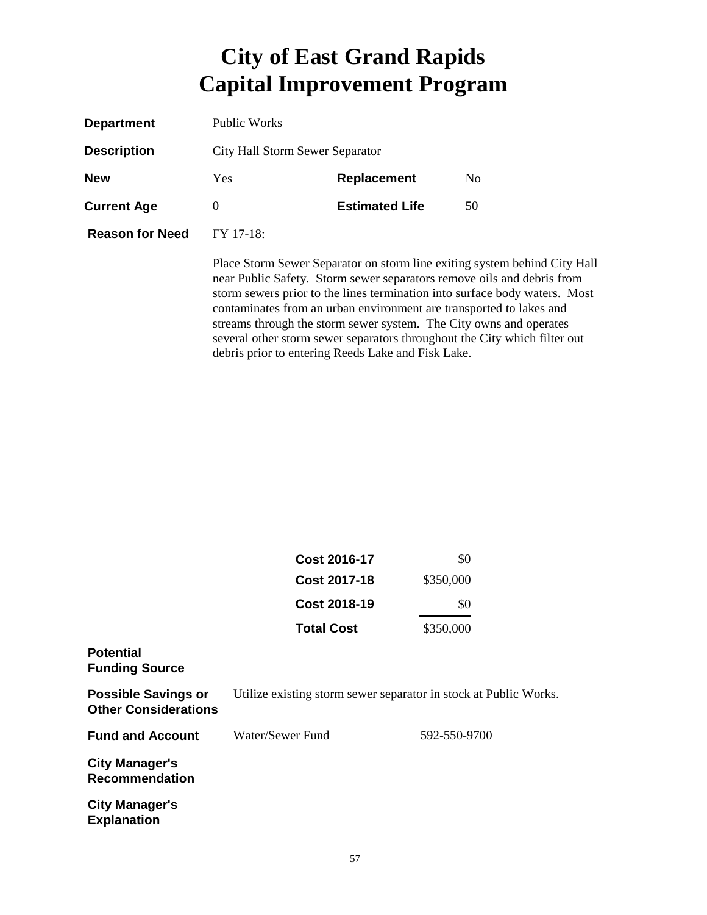# City of East Grand Rapids
# Capital Improvement Program

| | | | |
|---|---|---|---|
| **Department** | Public Works | | |
| **Description** | City Hall Storm Sewer Separator | | |
| **New** | Yes | **Replacement** | No |
| **Current Age** | 0 | **Estimated Life** | 50 |

**Reason for Need** FY 17-18:

Place Storm Sewer Separator on storm line exiting system behind City Hall near Public Safety. Storm sewer separators remove oils and debris from storm sewers prior to the lines termination into surface body waters. Most contaminates from an urban environment are transported to lakes and streams through the storm sewer system. The City owns and operates several other storm sewer separators throughout the City which filter out debris prior to entering Reeds Lake and Fisk Lake.

| | |
|---|---|
| **Cost 2016-17** | $0 |
| **Cost 2017-18** | $350,000 |
| **Cost 2018-19** | $0 |
| **Total Cost** | $350,000 |

**Potential Funding Source**

**Possible Savings or Other Considerations** Utilize existing storm sewer separator in stock at Public Works.

**Fund and Account** Water/Sewer Fund 592-550-9700

**City Manager's Recommendation**

**City Manager's Explanation**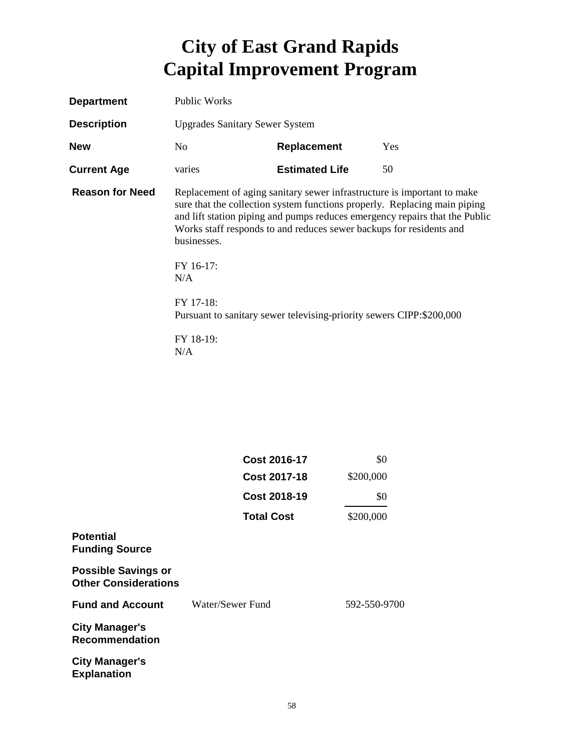# City of East Grand Rapids
# Capital Improvement Program

| | | | |
|---|---|---|---|
| **Department** | Public Works | | |
| **Description** | Upgrades Sanitary Sewer System | | |
| **New** | No | **Replacement** | Yes |
| **Current Age** | varies | **Estimated Life** | 50 |

**Reason for Need**

Replacement of aging sanitary sewer infrastructure is important to make sure that the collection system functions properly. Replacing main piping and lift station piping and pumps reduces emergency repairs that the Public Works staff responds to and reduces sewer backups for residents and businesses.

FY 16-17:
N/A

FY 17-18:
Pursuant to sanitary sewer televising-priority sewers CIPP:$200,000

FY 18-19:
N/A

| | |
|---|---|
| **Cost 2016-17** | $0 |
| **Cost 2017-18** | $200,000 |
| **Cost 2018-19** | $0 |
| **Total Cost** | $200,000 |

**Potential Funding Source**

**Possible Savings or Other Considerations**

**Fund and Account** Water/Sewer Fund 592-550-9700

**City Manager's Recommendation**

**City Manager's Explanation**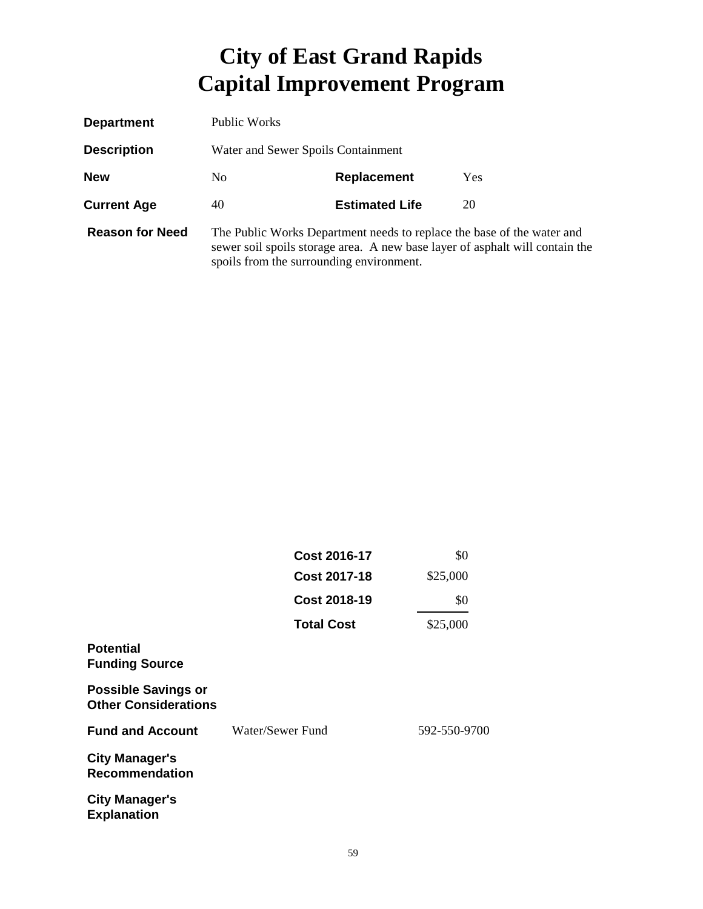# City of East Grand Rapids
# Capital Improvement Program

| | | | |
|---|---|---|---|
| **Department** | Public Works | | |
| **Description** | Water and Sewer Spoils Containment | | |
| **New** | No | **Replacement** | Yes |
| **Current Age** | 40 | **Estimated Life** | 20 |

**Reason for Need**

The Public Works Department needs to replace the base of the water and sewer soil spoils storage area. A new base layer of asphalt will contain the spoils from the surrounding environment.

| | |
|---|---|
| **Cost 2016-17** | $0 |
| **Cost 2017-18** | $25,000 |
| **Cost 2018-19** | $0 |
| **Total Cost** | $25,000 |

**Potential Funding Source**

**Possible Savings or Other Considerations**

**Fund and Account** Water/Sewer Fund 592-550-9700

**City Manager's Recommendation**

**City Manager's Explanation**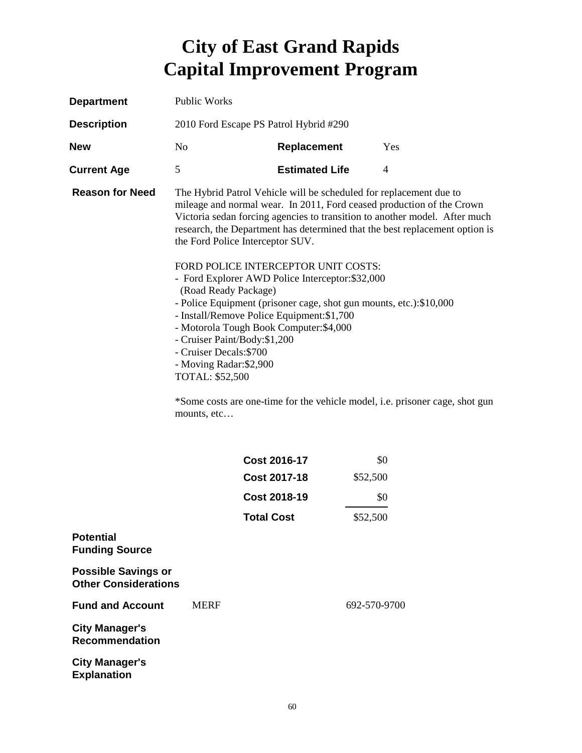# City of East Grand Rapids
# Capital Improvement Program

**Department** Public Works

**Description** 2010 Ford Escape PS Patrol Hybrid #290

**New** No **Replacement** Yes

**Current Age** 5 **Estimated Life** 4

**Reason for Need** The Hybrid Patrol Vehicle will be scheduled for replacement due to mileage and normal wear. In 2011, Ford ceased production of the Crown Victoria sedan forcing agencies to transition to another model. After much research, the Department has determined that the best replacement option is the Ford Police Interceptor SUV.

FORD POLICE INTERCEPTOR UNIT COSTS:
- Ford Explorer AWD Police Interceptor:$32,000
  (Road Ready Package)
- Police Equipment (prisoner cage, shot gun mounts, etc.):$10,000
- Install/Remove Police Equipment:$1,700
- Motorola Tough Book Computer:$4,000
- Cruiser Paint/Body:$1,200
- Cruiser Decals:$700
- Moving Radar:$2,900

TOTAL: $52,500

*Some costs are one-time for the vehicle model, i.e. prisoner cage, shot gun mounts, etc…

| | |
|---|---|
| **Cost 2016-17** | $0 |
| **Cost 2017-18** | $52,500 |
| **Cost 2018-19** | $0 |
| **Total Cost** | $52,500 |

**Potential Funding Source**

**Possible Savings or Other Considerations**

**Fund and Account** MERF 692-570-9700

**City Manager's Recommendation**

**City Manager's Explanation**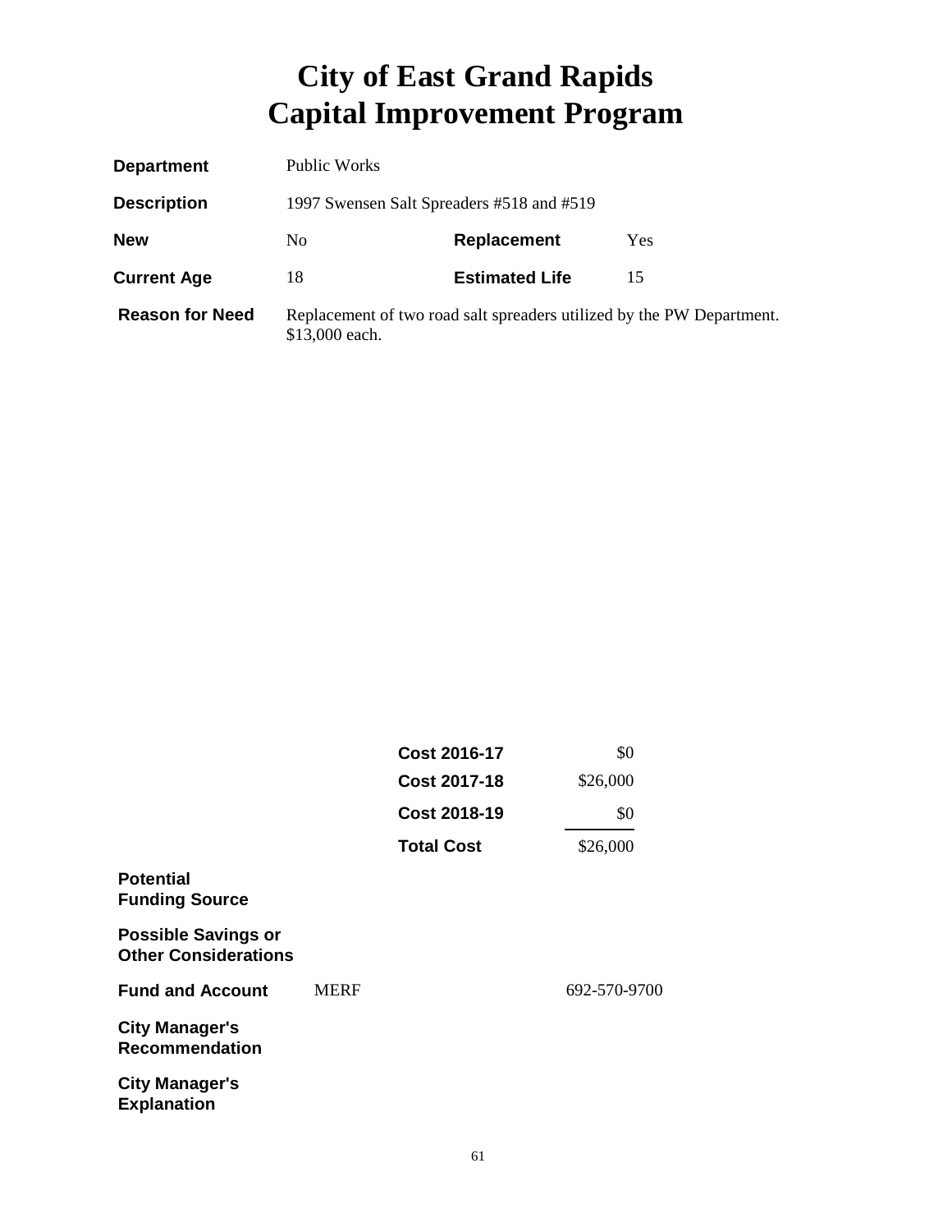# City of East Grand Rapids
# Capital Improvement Program

| | | | |
|---|---|---|---|
| **Department** | Public Works | | |
| **Description** | 1997 Swensen Salt Spreaders #518 and #519 | | |
| **New** | No | **Replacement** | Yes |
| **Current Age** | 18 | **Estimated Life** | 15 |
| **Reason for Need** | Replacement of two road salt spreaders utilized by the PW Department. $13,000 each. | | |

| | |
|---|---|
| **Cost 2016-17** | $0 |
| **Cost 2017-18** | $26,000 |
| **Cost 2018-19** | $0 |
| **Total Cost** | $26,000 |

**Potential Funding Source**

**Possible Savings or Other Considerations**

**Fund and Account** MERF 692-570-9700

**City Manager's Recommendation**

**City Manager's Explanation**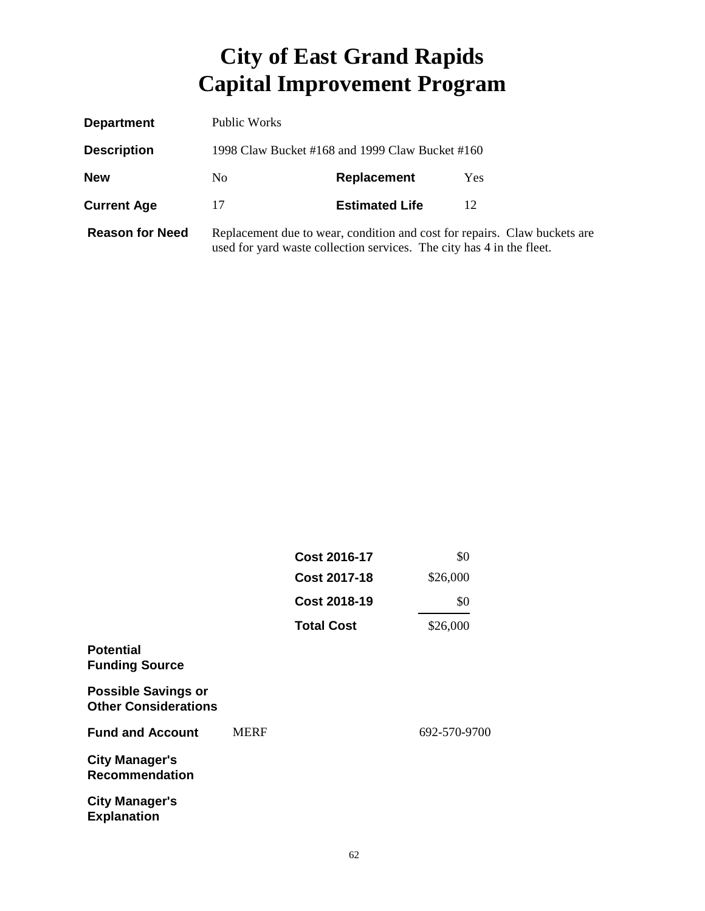# City of East Grand Rapids
# Capital Improvement Program

| | | | |
|---|---|---|---|
| **Department** | Public Works | | |
| **Description** | 1998 Claw Bucket #168 and 1999 Claw Bucket #160 | | |
| **New** | No | **Replacement** | Yes |
| **Current Age** | 17 | **Estimated Life** | 12 |
| **Reason for Need** | Replacement due to wear, condition and cost for repairs. Claw buckets are used for yard waste collection services. The city has 4 in the fleet. | | |

| | |
|---|---|
| **Cost 2016-17** | $0 |
| **Cost 2017-18** | $26,000 |
| **Cost 2018-19** | $0 |
| **Total Cost** | $26,000 |

**Potential Funding Source**

**Possible Savings or Other Considerations**

**Fund and Account** MERF 692-570-9700

**City Manager's Recommendation**

**City Manager's Explanation**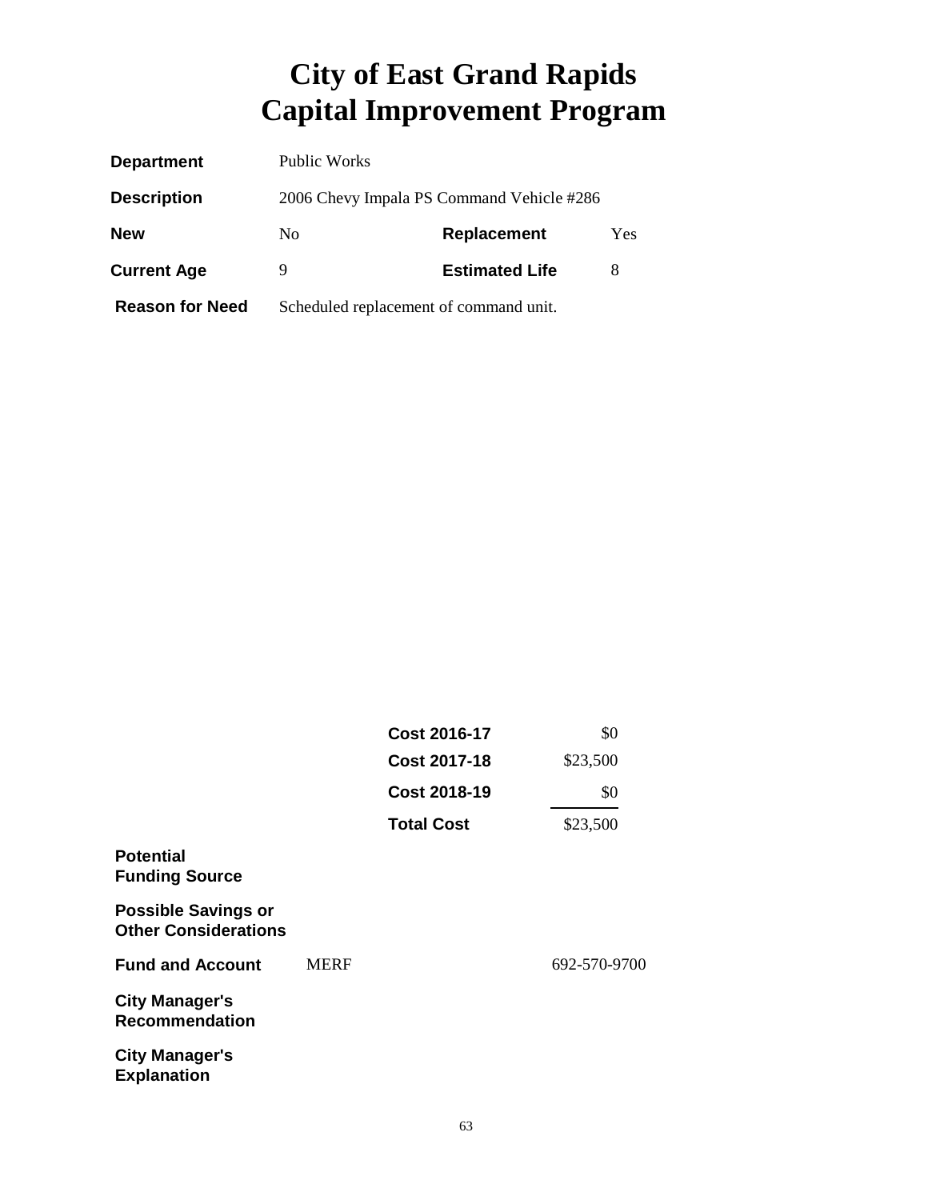# City of East Grand Rapids
# Capital Improvement Program

| | | | |
|---|---|---|---|
| **Department** | Public Works | | |
| **Description** | 2006 Chevy Impala PS Command Vehicle #286 | | |
| **New** | No | **Replacement** | Yes |
| **Current Age** | 9 | **Estimated Life** | 8 |
| **Reason for Need** | Scheduled replacement of command unit. | | |

| | |
|---|---|
| **Cost 2016-17** | $0 |
| **Cost 2017-18** | $23,500 |
| **Cost 2018-19** | $0 |
| **Total Cost** | $23,500 |

**Potential Funding Source**

**Possible Savings or Other Considerations**

**Fund and Account** MERF 692-570-9700

**City Manager's Recommendation**

**City Manager's Explanation**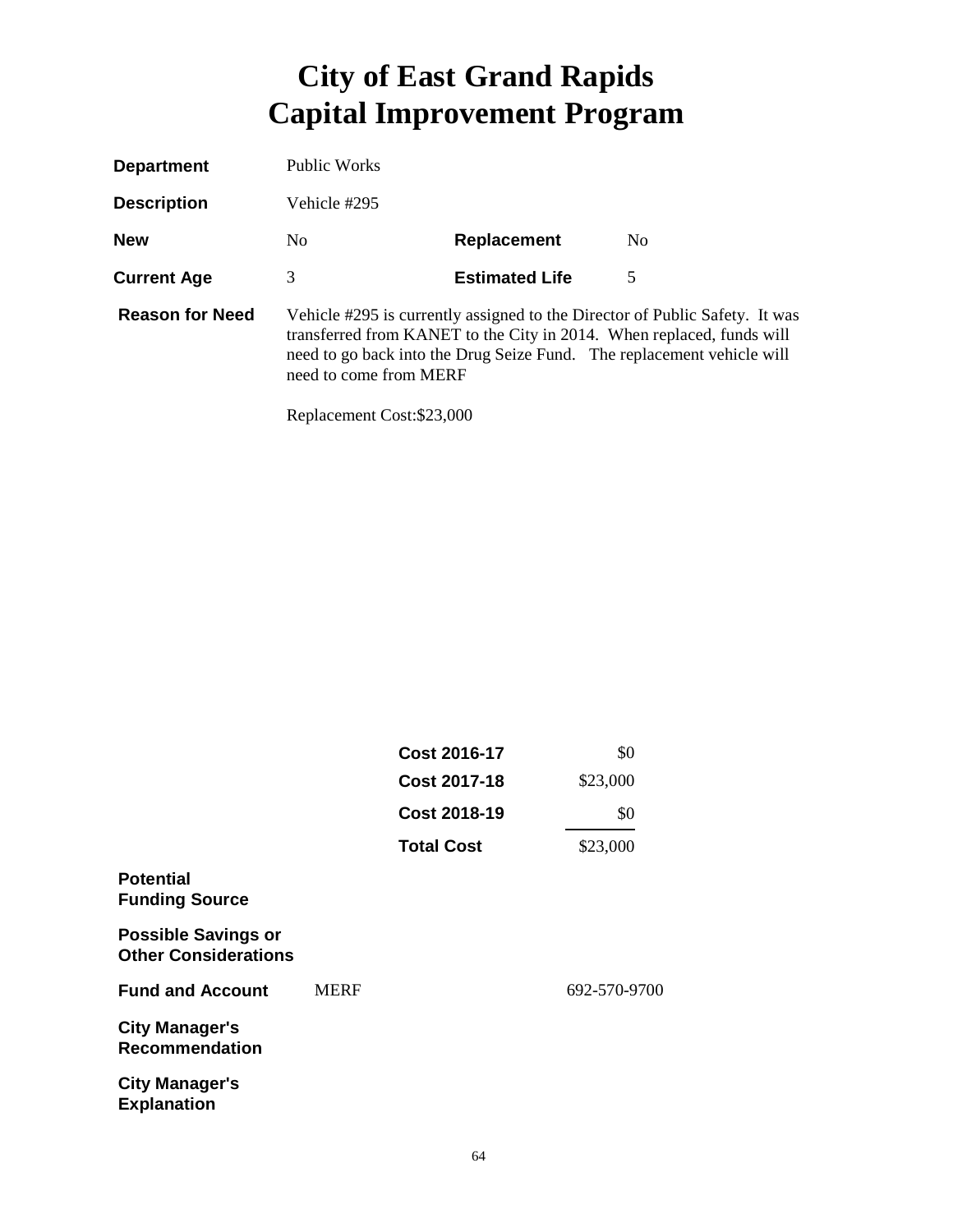# City of East Grand Rapids
# Capital Improvement Program

**Department** Public Works

**Description** Vehicle #295

**New** No **Replacement** No

**Current Age** 3 **Estimated Life** 5

**Reason for Need** Vehicle #295 is currently assigned to the Director of Public Safety. It was transferred from KANET to the City in 2014. When replaced, funds will need to go back into the Drug Seize Fund. The replacement vehicle will need to come from MERF

Replacement Cost:$23,000

| | |
|---|---|
| **Cost 2016-17** | $0 |
| **Cost 2017-18** | $23,000 |
| **Cost 2018-19** | $0 |
| **Total Cost** | $23,000 |

**Potential Funding Source**

**Possible Savings or Other Considerations**

**Fund and Account** MERF 692-570-9700

**City Manager's Recommendation**

**City Manager's Explanation**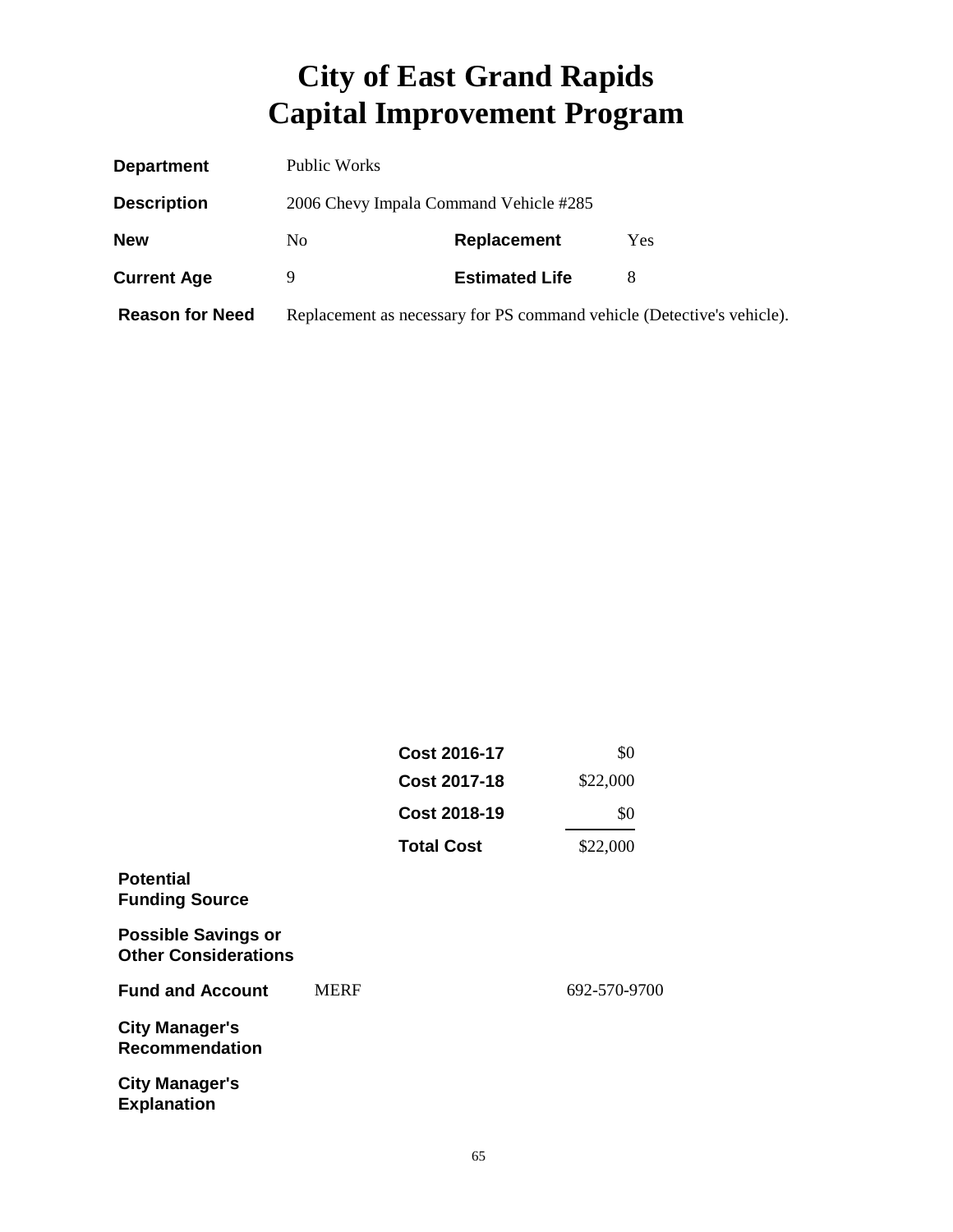# City of East Grand Rapids
# Capital Improvement Program

| | | | |
|---|---|---|---|
| **Department** | Public Works | | |
| **Description** | 2006 Chevy Impala Command Vehicle #285 | | |
| **New** | No | **Replacement** | Yes |
| **Current Age** | 9 | **Estimated Life** | 8 |
| **Reason for Need** | Replacement as necessary for PS command vehicle (Detective's vehicle). | | |

| | |
|---|---|
| **Cost 2016-17** | $0 |
| **Cost 2017-18** | $22,000 |
| **Cost 2018-19** | $0 |
| **Total Cost** | $22,000 |

**Potential Funding Source**

**Possible Savings or Other Considerations**

**Fund and Account** MERF 692-570-9700

**City Manager's Recommendation**

**City Manager's Explanation**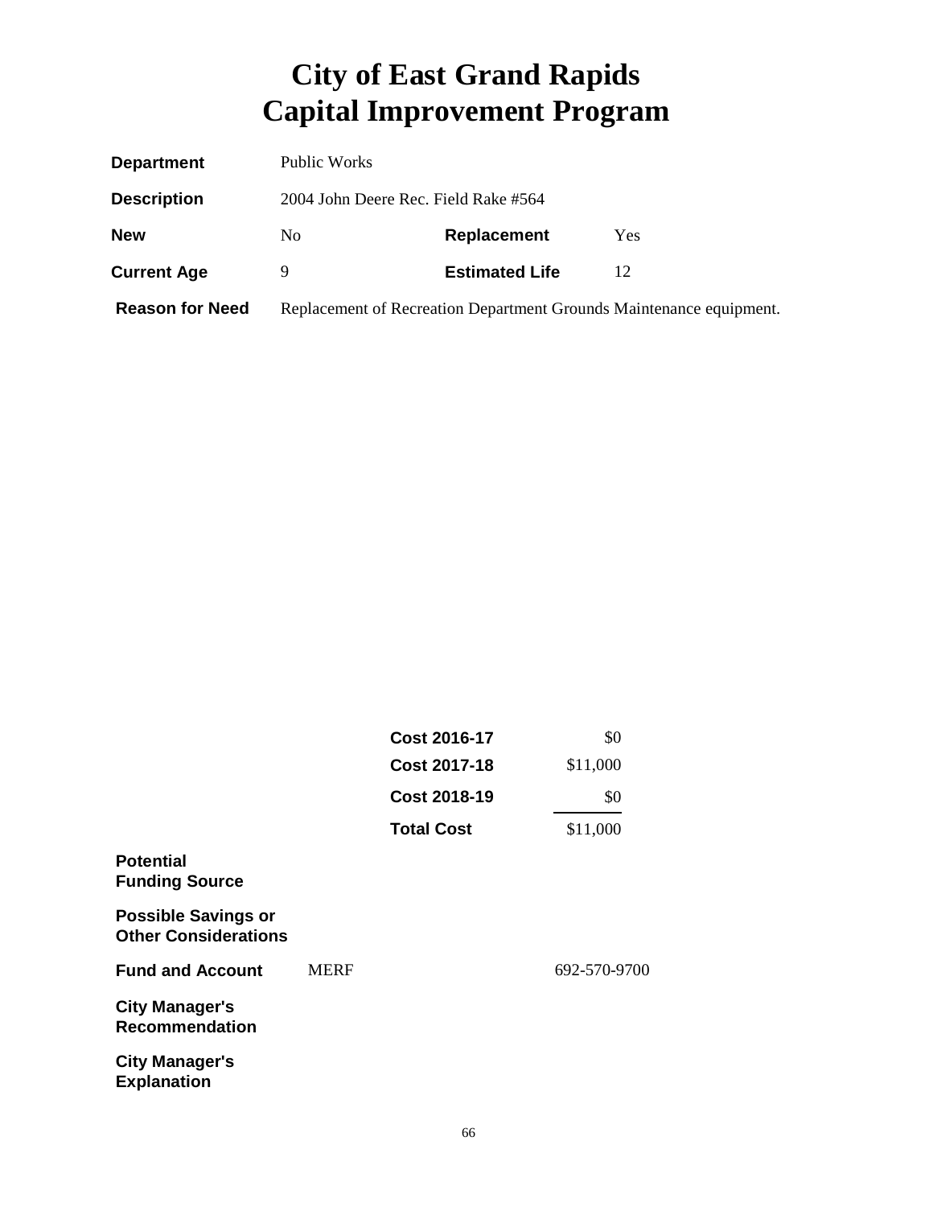# City of East Grand Rapids
# Capital Improvement Program

| | | | |
|---|---|---|---|
| **Department** | Public Works | | |
| **Description** | 2004 John Deere Rec. Field Rake #564 | | |
| **New** | No | **Replacement** | Yes |
| **Current Age** | 9 | **Estimated Life** | 12 |
| **Reason for Need** | Replacement of Recreation Department Grounds Maintenance equipment. | | |

| | |
|---|---|
| **Cost 2016-17** | $0 |
| **Cost 2017-18** | $11,000 |
| **Cost 2018-19** | $0 |
| **Total Cost** | $11,000 |

**Potential Funding Source**

**Possible Savings or Other Considerations**

**Fund and Account** MERF 692-570-9700

**City Manager's Recommendation**

**City Manager's Explanation**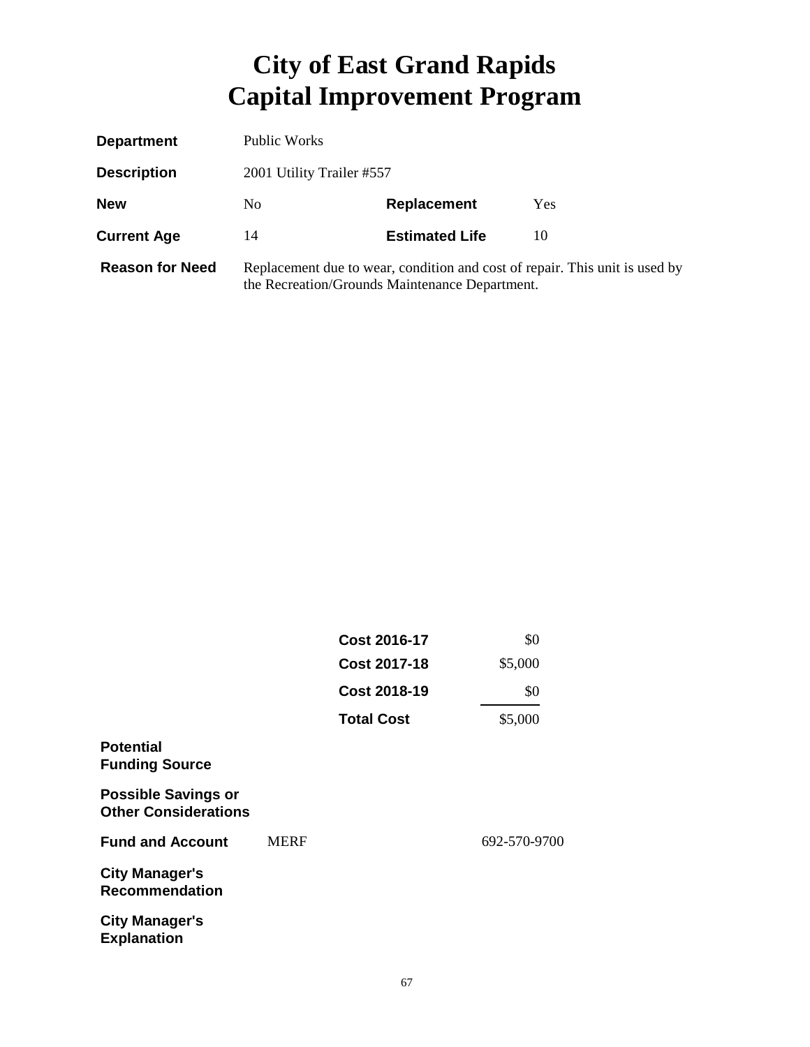# City of East Grand Rapids
# Capital Improvement Program

| | | | |
|---|---|---|---|
| **Department** | Public Works | | |
| **Description** | 2001 Utility Trailer #557 | | |
| **New** | No | **Replacement** | Yes |
| **Current Age** | 14 | **Estimated Life** | 10 |
| **Reason for Need** | Replacement due to wear, condition and cost of repair. This unit is used by the Recreation/Grounds Maintenance Department. | | |

| | |
|---|---|
| **Cost 2016-17** | $0 |
| **Cost 2017-18** | $5,000 |
| **Cost 2018-19** | $0 |
| **Total Cost** | $5,000 |

**Potential Funding Source**

**Possible Savings or Other Considerations**

**Fund and Account** MERF 692-570-9700

**City Manager's Recommendation**

**City Manager's Explanation**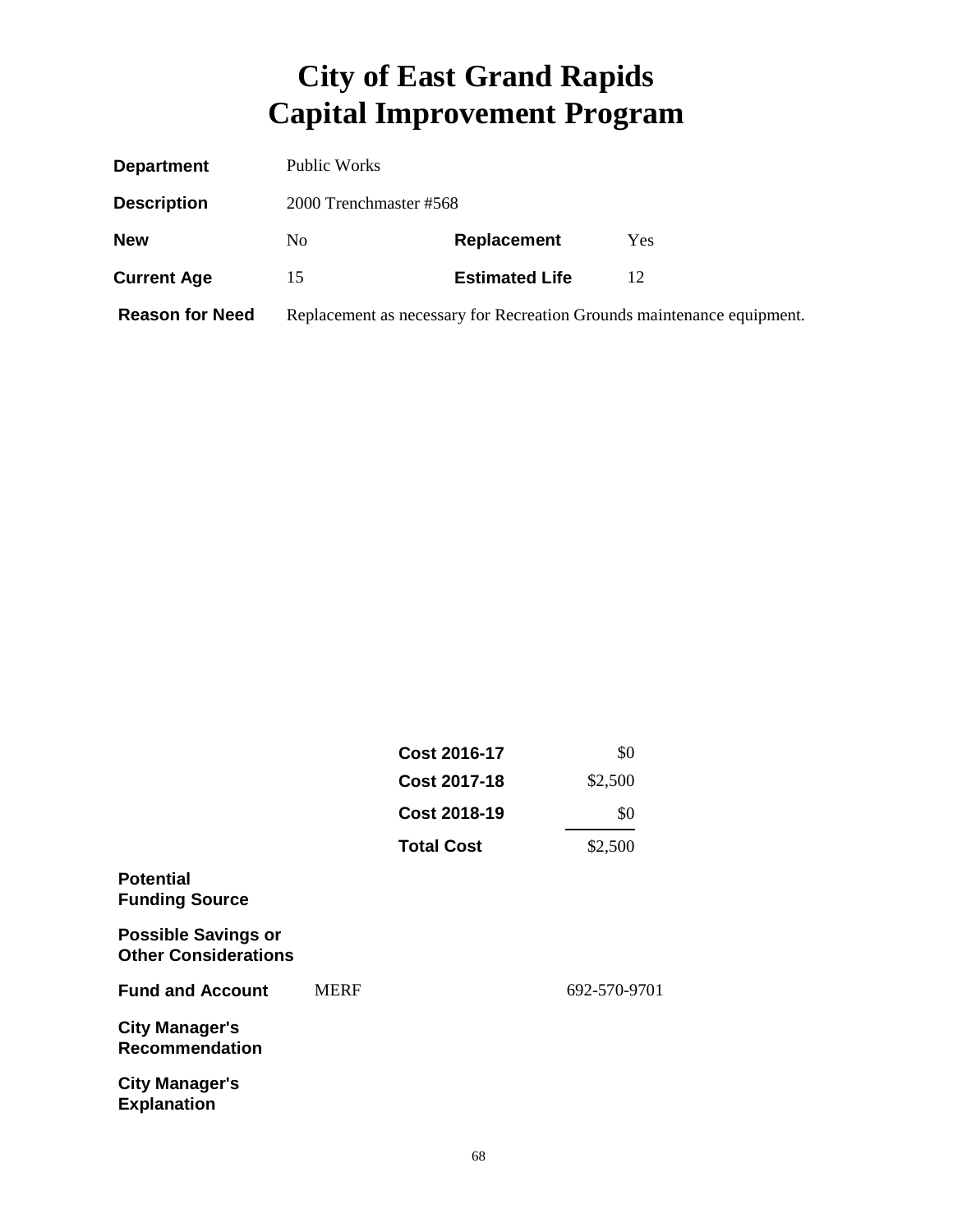# City of East Grand Rapids
# Capital Improvement Program

| | | | |
|---|---|---|---|
| **Department** | Public Works | | |
| **Description** | 2000 Trenchmaster #568 | | |
| **New** | No | **Replacement** | Yes |
| **Current Age** | 15 | **Estimated Life** | 12 |
| **Reason for Need** | Replacement as necessary for Recreation Grounds maintenance equipment. | | |

| | |
|---|---|
| **Cost 2016-17** | $0 |
| **Cost 2017-18** | $2,500 |
| **Cost 2018-19** | $0 |
| **Total Cost** | $2,500 |

**Potential Funding Source**

**Possible Savings or Other Considerations**

**Fund and Account** MERF 692-570-9701

**City Manager's Recommendation**

**City Manager's Explanation**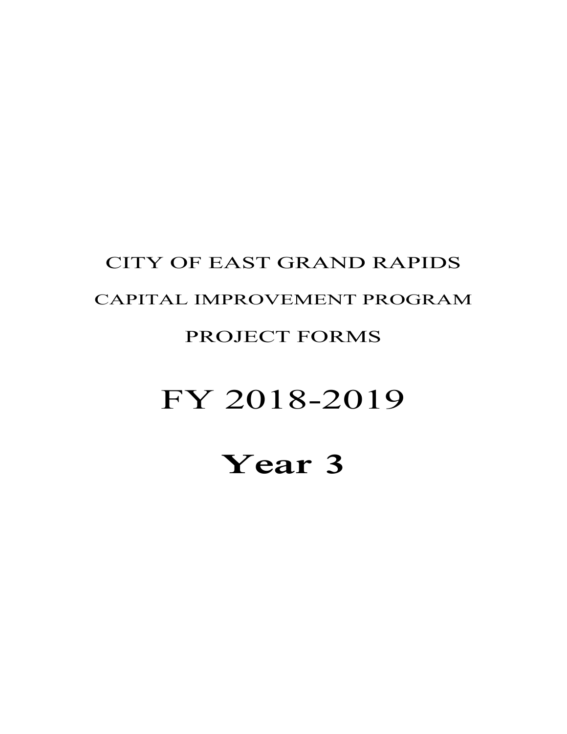CITY OF EAST GRAND RAPIDS

CAPITAL IMPROVEMENT PROGRAM

PROJECT FORMS

# FY 2018-2019

# **Year 3**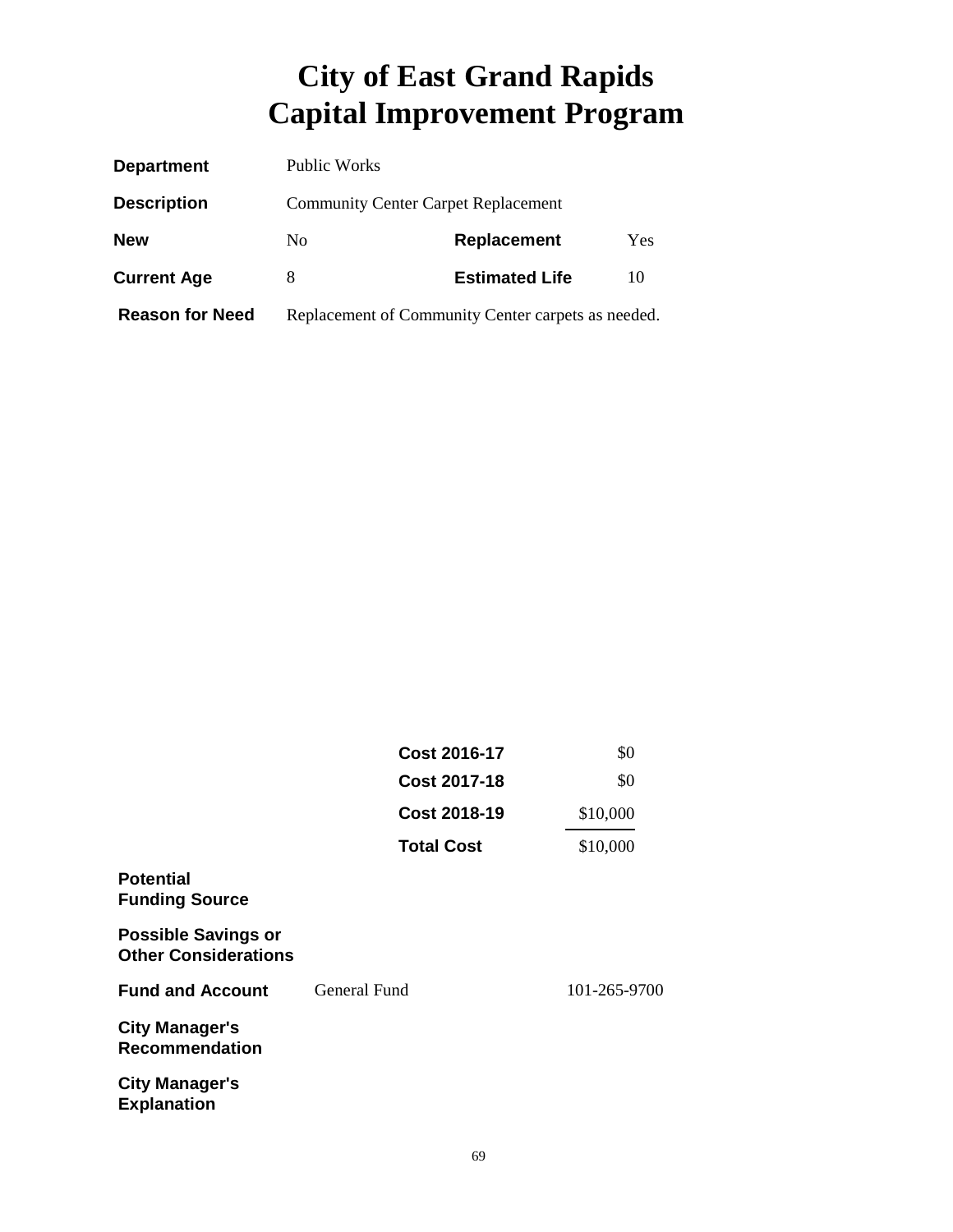# City of East Grand Rapids
# Capital Improvement Program

| | | | |
|---|---|---|---|
| **Department** | Public Works | | |
| **Description** | Community Center Carpet Replacement | | |
| **New** | No | **Replacement** | Yes |
| **Current Age** | 8 | **Estimated Life** | 10 |
| **Reason for Need** | Replacement of Community Center carpets as needed. | | |

| | |
|---|---|
| **Cost 2016-17** | $0 |
| **Cost 2017-18** | $0 |
| **Cost 2018-19** | $10,000 |
| **Total Cost** | $10,000 |

**Potential Funding Source**

**Possible Savings or Other Considerations**

**Fund and Account** General Fund 101-265-9700

**City Manager's Recommendation**

**City Manager's Explanation**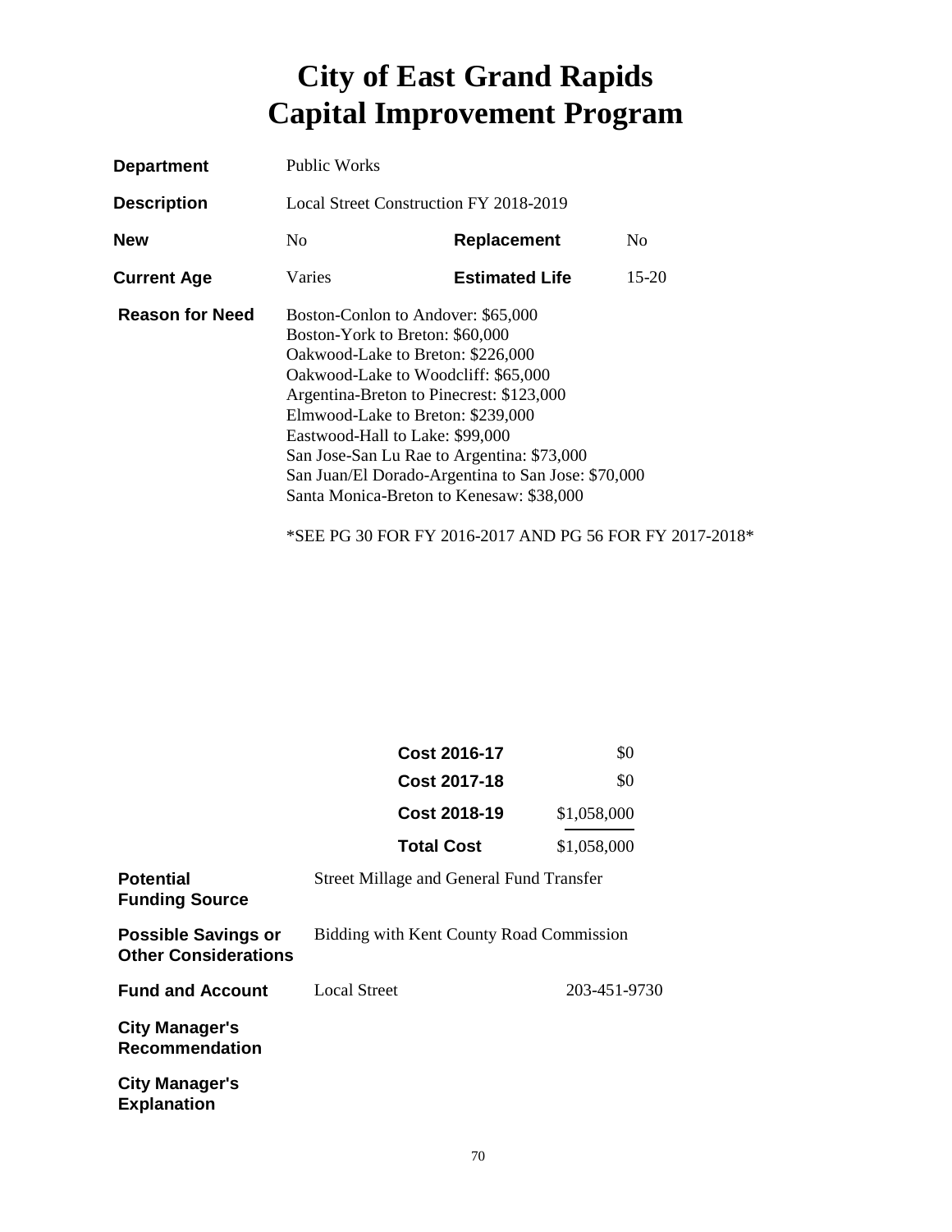# City of East Grand Rapids
# Capital Improvement Program

| | | | |
|---|---|---|---|
| **Department** | Public Works | | |
| **Description** | Local Street Construction FY 2018-2019 | | |
| **New** | No | **Replacement** | No |
| **Current Age** | Varies | **Estimated Life** | 15-20 |

**Reason for Need**

Boston-Conlon to Andover: $65,000
Boston-York to Breton: $60,000
Oakwood-Lake to Breton: $226,000
Oakwood-Lake to Woodcliff: $65,000
Argentina-Breton to Pinecrest: $123,000
Elmwood-Lake to Breton: $239,000
Eastwood-Hall to Lake: $99,000
San Jose-San Lu Rae to Argentina: $73,000
San Juan/El Dorado-Argentina to San Jose: $70,000
Santa Monica-Breton to Kenesaw: $38,000

*SEE PG 30 FOR FY 2016-2017 AND PG 56 FOR FY 2017-2018*

| | |
|---|---|
| **Cost 2016-17** | $0 |
| **Cost 2017-18** | $0 |
| **Cost 2018-19** | $1,058,000 |
| **Total Cost** | $1,058,000 |

**Potential Funding Source** — Street Millage and General Fund Transfer

**Possible Savings or Other Considerations** — Bidding with Kent County Road Commission

**Fund and Account** — Local Street 203-451-9730

**City Manager's Recommendation**

**City Manager's Explanation**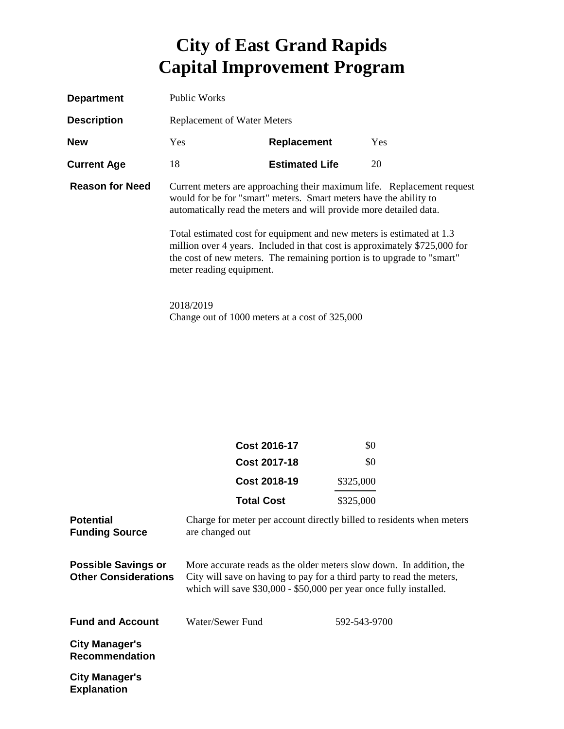# City of East Grand Rapids
# Capital Improvement Program

**Department** Public Works

**Description** Replacement of Water Meters

**New** Yes **Replacement** Yes

**Current Age** 18 **Estimated Life** 20

**Reason for Need**

Current meters are approaching their maximum life. Replacement request would for be for "smart" meters. Smart meters have the ability to automatically read the meters and will provide more detailed data.

Total estimated cost for equipment and new meters is estimated at 1.3 million over 4 years. Included in that cost is approximately $725,000 for the cost of new meters. The remaining portion is to upgrade to "smart" meter reading equipment.

2018/2019
Change out of 1000 meters at a cost of 325,000

| | |
|---|---|
| **Cost 2016-17** | $0 |
| **Cost 2017-18** | $0 |
| **Cost 2018-19** | $325,000 |
| **Total Cost** | $325,000 |

**Potential Funding Source**

Charge for meter per account directly billed to residents when meters are changed out

**Possible Savings or Other Considerations**

More accurate reads as the older meters slow down. In addition, the City will save on having to pay for a third party to read the meters, which will save $30,000 - $50,000 per year once fully installed.

**Fund and Account** Water/Sewer Fund 592-543-9700

**City Manager's Recommendation**

**City Manager's Explanation**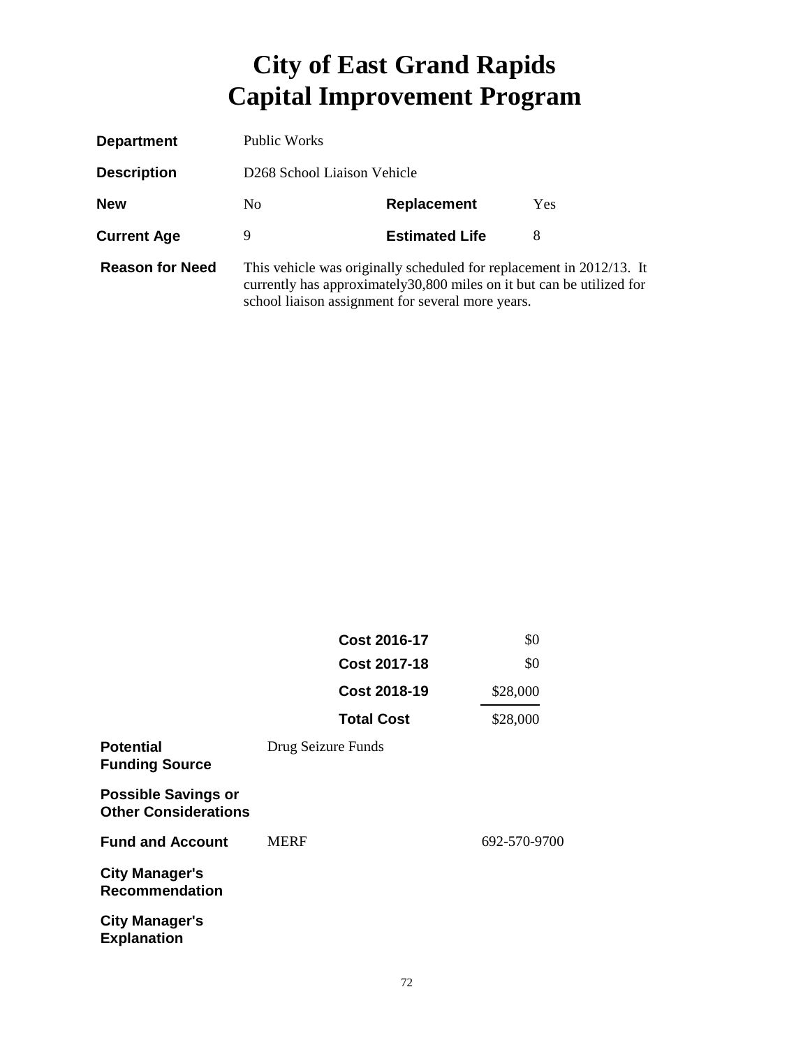# City of East Grand Rapids
# Capital Improvement Program

| | | | |
|---|---|---|---|
| **Department** | Public Works | | |
| **Description** | D268 School Liaison Vehicle | | |
| **New** | No | **Replacement** | Yes |
| **Current Age** | 9 | **Estimated Life** | 8 |
| **Reason for Need** | This vehicle was originally scheduled for replacement in 2012/13. It currently has approximately30,800 miles on it but can be utilized for school liaison assignment for several more years. | | |

| | |
|---|---|
| **Cost 2016-17** | $0 |
| **Cost 2017-18** | $0 |
| **Cost 2018-19** | $28,000 |
| **Total Cost** | $28,000 |

| | | |
|---|---|---|
| **Potential Funding Source** | Drug Seizure Funds | |
| **Possible Savings or Other Considerations** | | |
| **Fund and Account** | MERF | 692-570-9700 |
| **City Manager's Recommendation** | | |
| **City Manager's Explanation** | | |